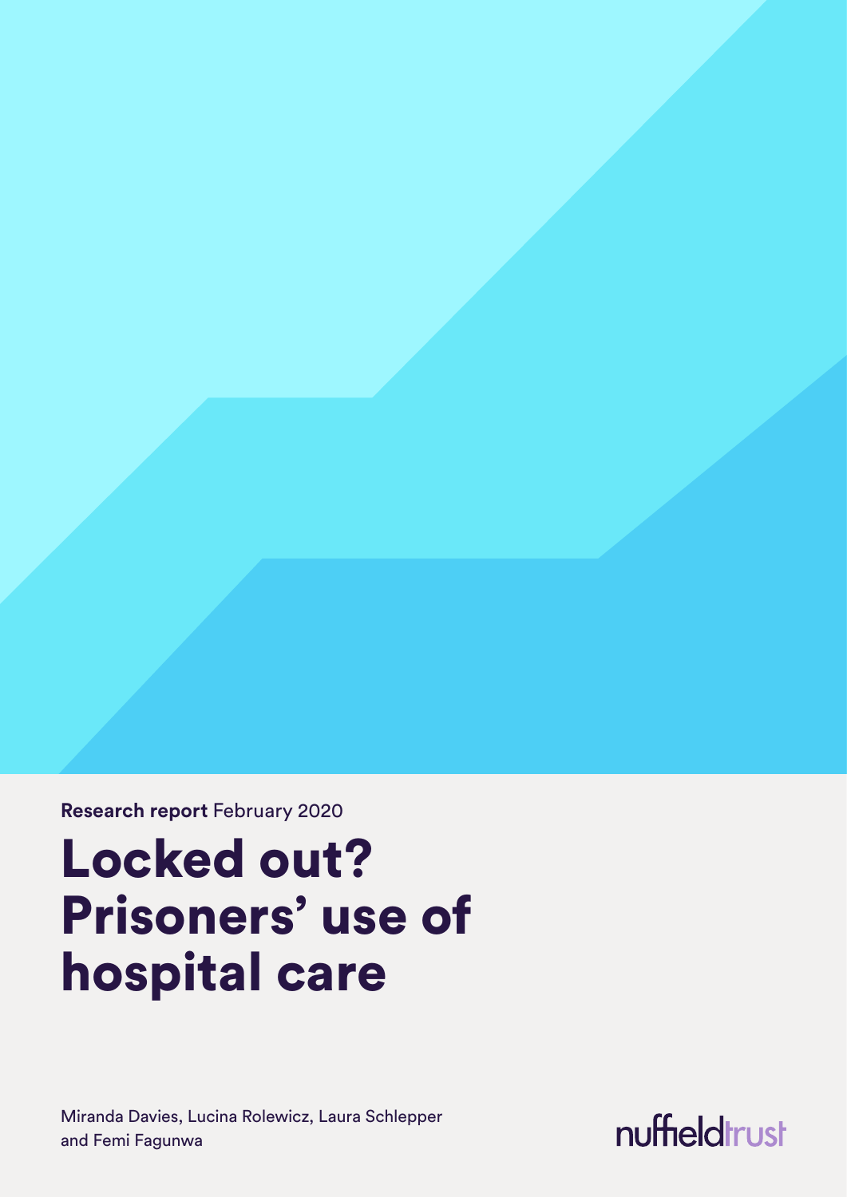**Research report** February 2020

# Locked out? Prisoners' use of hospital care

Miranda Davies, Lucina Rolewicz, Laura Schlepper and Femi Fagunwa

nuffieldtrust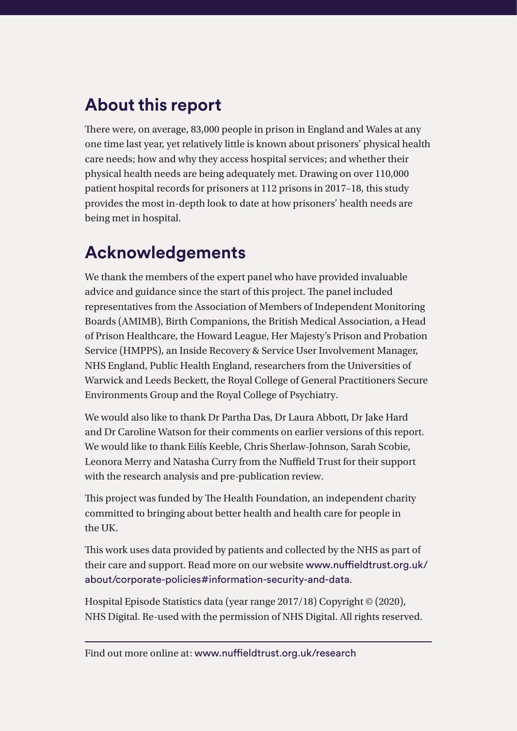## About this report

There were, on average, 83,000 people in prison in England and Wales at any one time last year, yet relatively little is known about prisoners' physical health care needs; how and why they access hospital services; and whether their physical health needs are being adequately met. Drawing on over 110,000 patient hospital records for prisoners at 112 prisons in 2017–18, this study provides the most in-depth look to date at how prisoners' health needs are being met in hospital.

## Acknowledgements

We thank the members of the expert panel who have provided invaluable advice and guidance since the start of this project. The panel included representatives from the Association of Members of Independent Monitoring Boards (AMIMB), Birth Companions, the British Medical Association, a Head of Prison Healthcare, the Howard League, Her Majesty's Prison and Probation Service (HMPPS), an Inside Recovery & Service User Involvement Manager, NHS England, Public Health England, researchers from the Universities of Warwick and Leeds Beckett, the Royal College of General Practitioners Secure Environments Group and the Royal College of Psychiatry.

We would also like to thank Dr Partha Das, Dr Laura Abbott, Dr Jake Hard and Dr Caroline Watson for their comments on earlier versions of this report. We would like to thank Eilís Keeble, Chris Sherlaw-Johnson, Sarah Scobie, Leonora Merry and Natasha Curry from the Nuffield Trust for their support with the research analysis and pre-publication review.

This project was funded by The Health Foundation, an independent charity committed to bringing about better health and health care for people in the UK.

This work uses data provided by patients and collected by the NHS as part of their care and support. Read more on our website www.nuffieldtrust.org.uk/about/corporate-policies#information-security-and-data.

Hospital Episode Statistics data (year range 2017/18) Copyright © (2020), NHS Digital. Re-used with the permission of NHS Digital. All rights reserved.

---

Find out more online at: www.nuffieldtrust.org.uk/research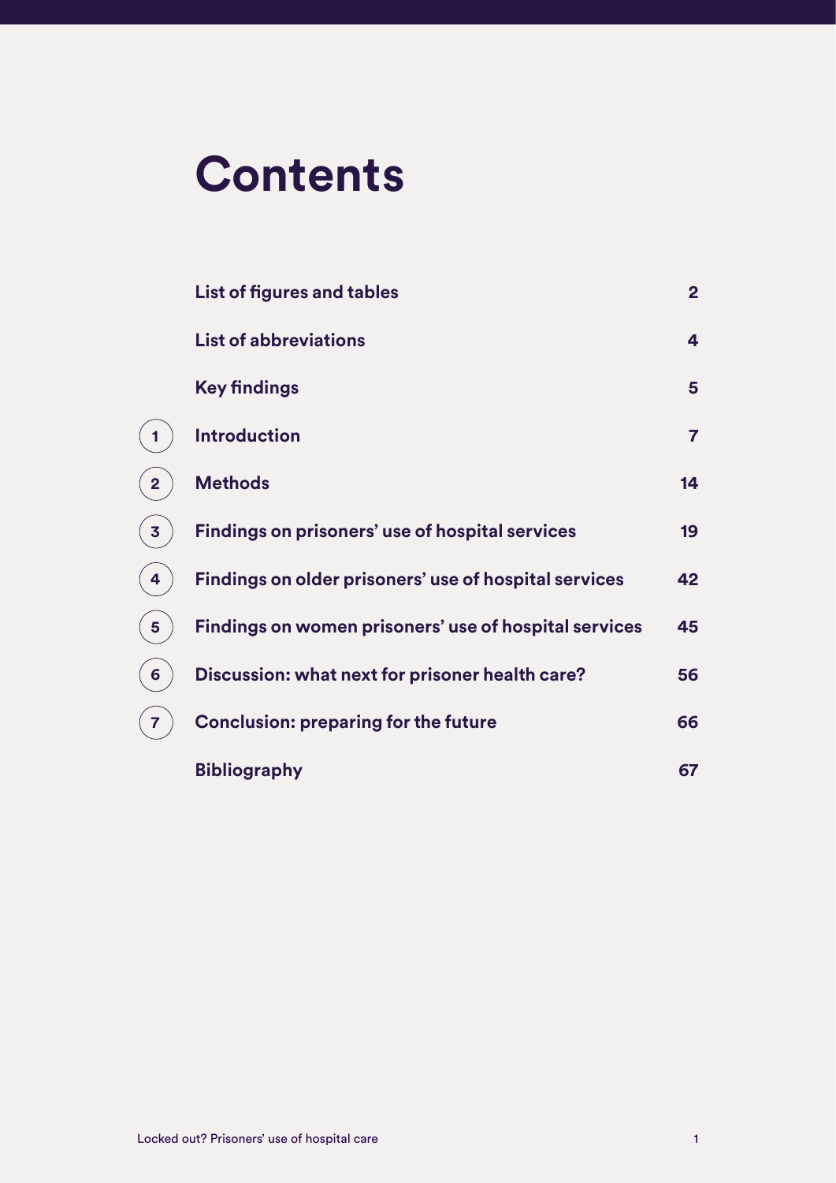# Contents

| | | |
|---|---|---|
| | List of figures and tables | 2 |
| | List of abbreviations | 4 |
| | Key findings | 5 |
| 1 | Introduction | 7 |
| 2 | Methods | 14 |
| 3 | Findings on prisoners' use of hospital services | 19 |
| 4 | Findings on older prisoners' use of hospital services | 42 |
| 5 | Findings on women prisoners' use of hospital services | 45 |
| 6 | Discussion: what next for prisoner health care? | 56 |
| 7 | Conclusion: preparing for the future | 66 |
| | Bibliography | 67 |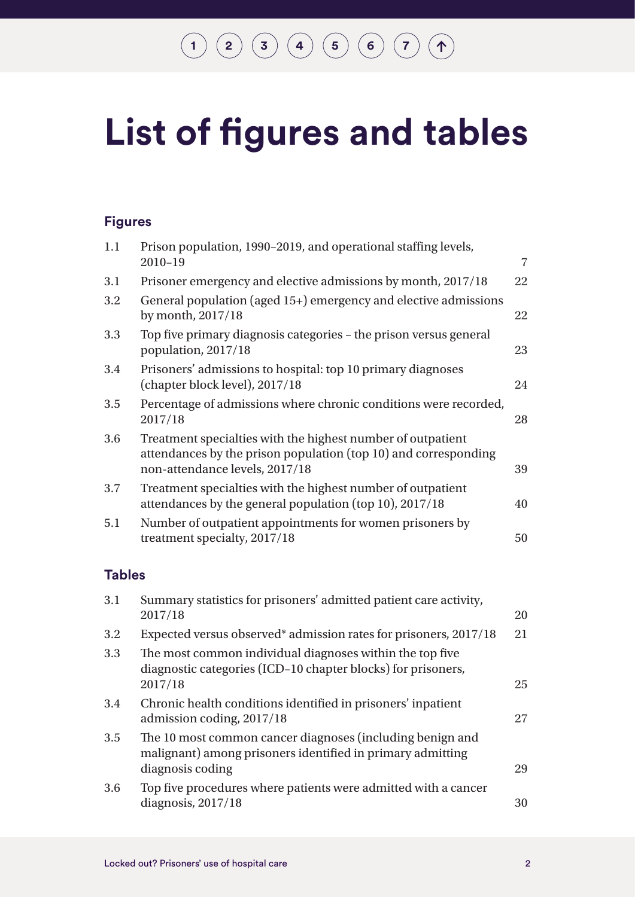# List of figures and tables

## Figures

| | | |
|---|---|---|
| 1.1 | Prison population, 1990–2019, and operational staffing levels, 2010–19 | 7 |
| 3.1 | Prisoner emergency and elective admissions by month, 2017/18 | 22 |
| 3.2 | General population (aged 15+) emergency and elective admissions by month, 2017/18 | 22 |
| 3.3 | Top five primary diagnosis categories – the prison versus general population, 2017/18 | 23 |
| 3.4 | Prisoners' admissions to hospital: top 10 primary diagnoses (chapter block level), 2017/18 | 24 |
| 3.5 | Percentage of admissions where chronic conditions were recorded, 2017/18 | 28 |
| 3.6 | Treatment specialties with the highest number of outpatient attendances by the prison population (top 10) and corresponding non-attendance levels, 2017/18 | 39 |
| 3.7 | Treatment specialties with the highest number of outpatient attendances by the general population (top 10), 2017/18 | 40 |
| 5.1 | Number of outpatient appointments for women prisoners by treatment specialty, 2017/18 | 50 |

## Tables

| | | |
|---|---|---|
| 3.1 | Summary statistics for prisoners' admitted patient care activity, 2017/18 | 20 |
| 3.2 | Expected versus observed* admission rates for prisoners, 2017/18 | 21 |
| 3.3 | The most common individual diagnoses within the top five diagnostic categories (ICD-10 chapter blocks) for prisoners, 2017/18 | 25 |
| 3.4 | Chronic health conditions identified in prisoners' inpatient admission coding, 2017/18 | 27 |
| 3.5 | The 10 most common cancer diagnoses (including benign and malignant) among prisoners identified in primary admitting diagnosis coding | 29 |
| 3.6 | Top five procedures where patients were admitted with a cancer diagnosis, 2017/18 | 30 |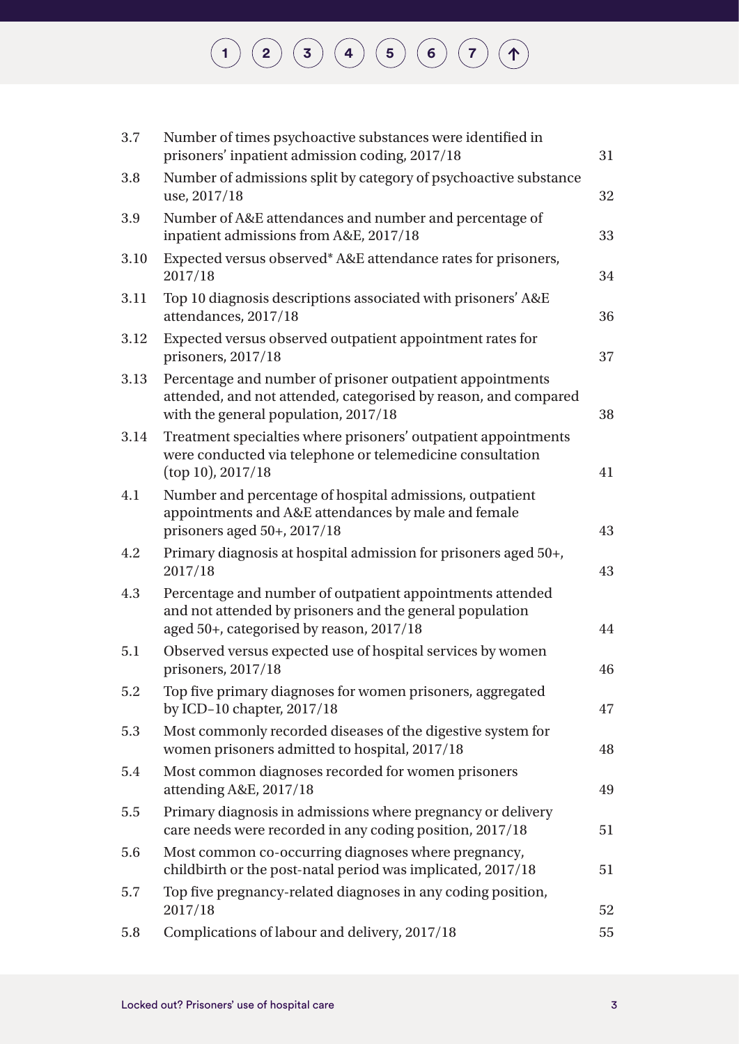| | | |
|---|---|---|
| 3.7 | Number of times psychoactive substances were identified in prisoners' inpatient admission coding, 2017/18 | 31 |
| 3.8 | Number of admissions split by category of psychoactive substance use, 2017/18 | 32 |
| 3.9 | Number of A&E attendances and number and percentage of inpatient admissions from A&E, 2017/18 | 33 |
| 3.10 | Expected versus observed* A&E attendance rates for prisoners, 2017/18 | 34 |
| 3.11 | Top 10 diagnosis descriptions associated with prisoners' A&E attendances, 2017/18 | 36 |
| 3.12 | Expected versus observed outpatient appointment rates for prisoners, 2017/18 | 37 |
| 3.13 | Percentage and number of prisoner outpatient appointments attended, and not attended, categorised by reason, and compared with the general population, 2017/18 | 38 |
| 3.14 | Treatment specialties where prisoners' outpatient appointments were conducted via telephone or telemedicine consultation (top 10), 2017/18 | 41 |
| 4.1 | Number and percentage of hospital admissions, outpatient appointments and A&E attendances by male and female prisoners aged 50+, 2017/18 | 43 |
| 4.2 | Primary diagnosis at hospital admission for prisoners aged 50+, 2017/18 | 43 |
| 4.3 | Percentage and number of outpatient appointments attended and not attended by prisoners and the general population aged 50+, categorised by reason, 2017/18 | 44 |
| 5.1 | Observed versus expected use of hospital services by women prisoners, 2017/18 | 46 |
| 5.2 | Top five primary diagnoses for women prisoners, aggregated by ICD–10 chapter, 2017/18 | 47 |
| 5.3 | Most commonly recorded diseases of the digestive system for women prisoners admitted to hospital, 2017/18 | 48 |
| 5.4 | Most common diagnoses recorded for women prisoners attending A&E, 2017/18 | 49 |
| 5.5 | Primary diagnosis in admissions where pregnancy or delivery care needs were recorded in any coding position, 2017/18 | 51 |
| 5.6 | Most common co-occurring diagnoses where pregnancy, childbirth or the post-natal period was implicated, 2017/18 | 51 |
| 5.7 | Top five pregnancy-related diagnoses in any coding position, 2017/18 | 52 |
| 5.8 | Complications of labour and delivery, 2017/18 | 55 |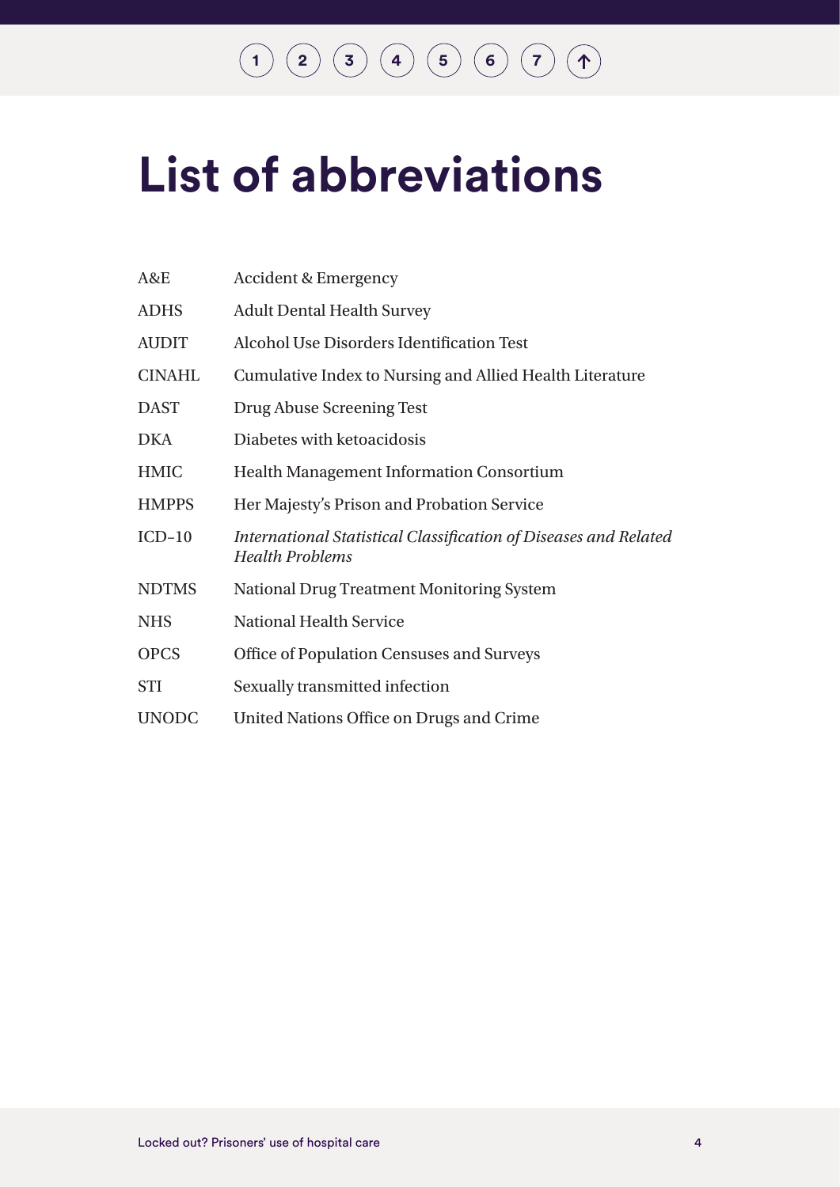# List of abbreviations

| | |
|---|---|
| A&E | Accident & Emergency |
| ADHS | Adult Dental Health Survey |
| AUDIT | Alcohol Use Disorders Identification Test |
| CINAHL | Cumulative Index to Nursing and Allied Health Literature |
| DAST | Drug Abuse Screening Test |
| DKA | Diabetes with ketoacidosis |
| HMIC | Health Management Information Consortium |
| HMPPS | Her Majesty's Prison and Probation Service |
| ICD–10 | *International Statistical Classification of Diseases and Related Health Problems* |
| NDTMS | National Drug Treatment Monitoring System |
| NHS | National Health Service |
| OPCS | Office of Population Censuses and Surveys |
| STI | Sexually transmitted infection |
| UNODC | United Nations Office on Drugs and Crime |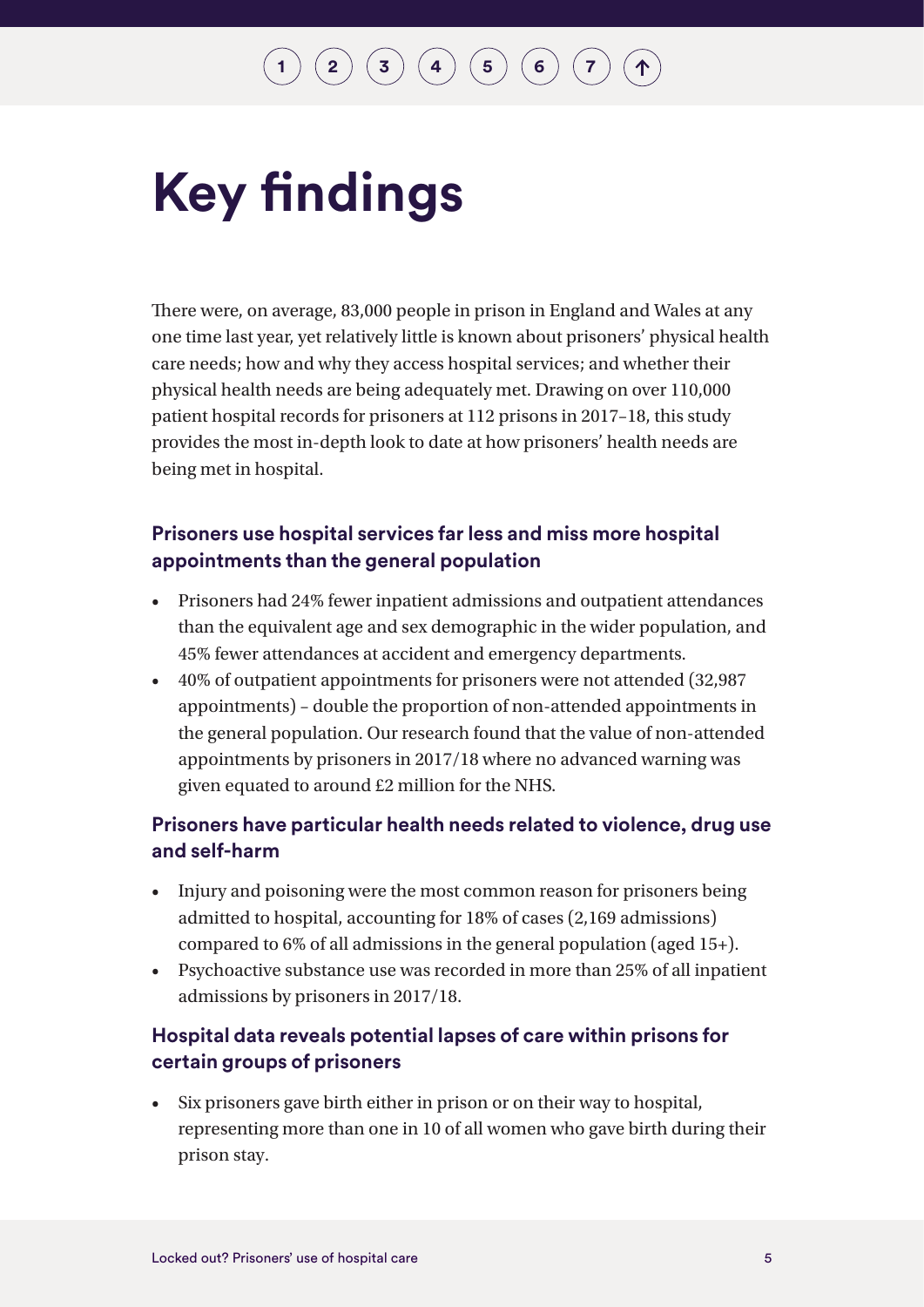# Key findings

There were, on average, 83,000 people in prison in England and Wales at any one time last year, yet relatively little is known about prisoners' physical health care needs; how and why they access hospital services; and whether their physical health needs are being adequately met. Drawing on over 110,000 patient hospital records for prisoners at 112 prisons in 2017–18, this study provides the most in-depth look to date at how prisoners' health needs are being met in hospital.

### Prisoners use hospital services far less and miss more hospital appointments than the general population

- Prisoners had 24% fewer inpatient admissions and outpatient attendances than the equivalent age and sex demographic in the wider population, and 45% fewer attendances at accident and emergency departments.
- 40% of outpatient appointments for prisoners were not attended (32,987 appointments) – double the proportion of non-attended appointments in the general population. Our research found that the value of non-attended appointments by prisoners in 2017/18 where no advanced warning was given equated to around £2 million for the NHS.

### Prisoners have particular health needs related to violence, drug use and self-harm

- Injury and poisoning were the most common reason for prisoners being admitted to hospital, accounting for 18% of cases (2,169 admissions) compared to 6% of all admissions in the general population (aged 15+).
- Psychoactive substance use was recorded in more than 25% of all inpatient admissions by prisoners in 2017/18.

### Hospital data reveals potential lapses of care within prisons for certain groups of prisoners

- Six prisoners gave birth either in prison or on their way to hospital, representing more than one in 10 of all women who gave birth during their prison stay.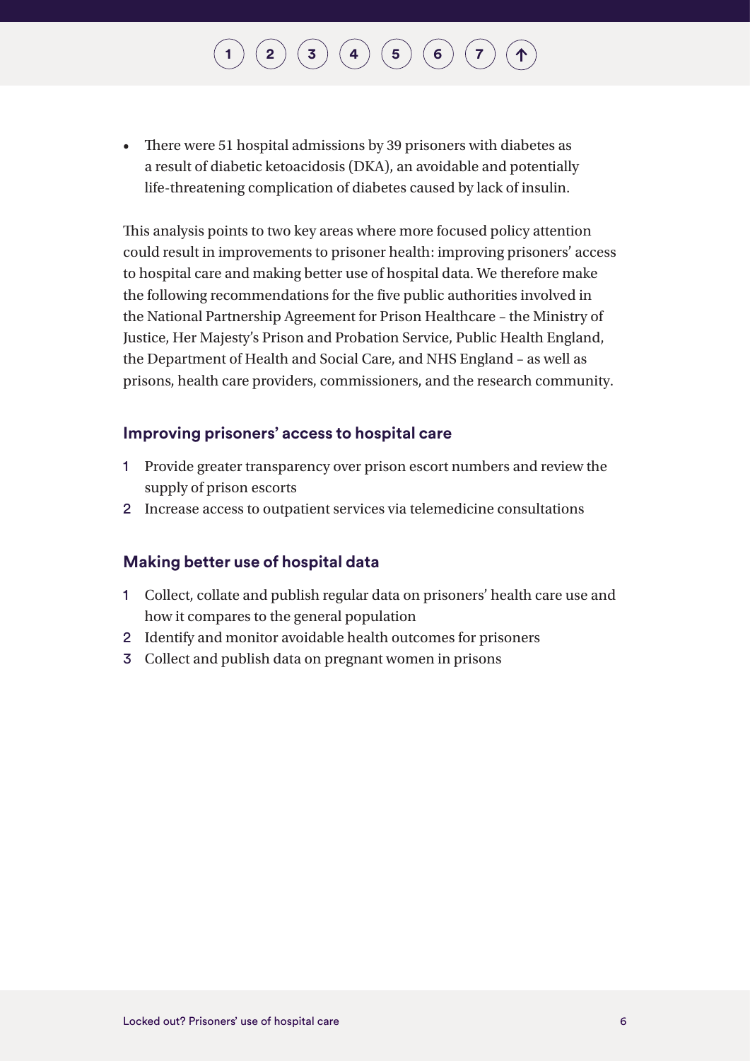- There were 51 hospital admissions by 39 prisoners with diabetes as a result of diabetic ketoacidosis (DKA), an avoidable and potentially life-threatening complication of diabetes caused by lack of insulin.

This analysis points to two key areas where more focused policy attention could result in improvements to prisoner health: improving prisoners' access to hospital care and making better use of hospital data. We therefore make the following recommendations for the five public authorities involved in the National Partnership Agreement for Prison Healthcare – the Ministry of Justice, Her Majesty's Prison and Probation Service, Public Health England, the Department of Health and Social Care, and NHS England – as well as prisons, health care providers, commissioners, and the research community.

### Improving prisoners' access to hospital care

1. Provide greater transparency over prison escort numbers and review the supply of prison escorts
2. Increase access to outpatient services via telemedicine consultations

### Making better use of hospital data

1. Collect, collate and publish regular data on prisoners' health care use and how it compares to the general population
2. Identify and monitor avoidable health outcomes for prisoners
3. Collect and publish data on pregnant women in prisons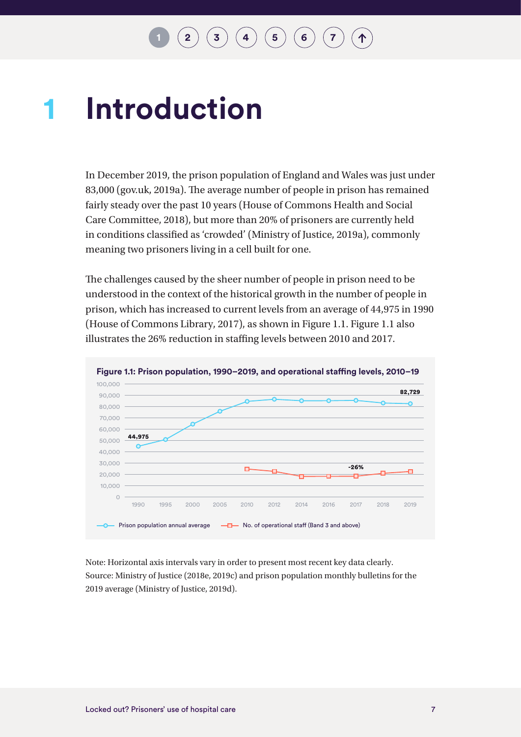# 1 Introduction

In December 2019, the prison population of England and Wales was just under 83,000 (gov.uk, 2019a). The average number of people in prison has remained fairly steady over the past 10 years (House of Commons Health and Social Care Committee, 2018), but more than 20% of prisoners are currently held in conditions classified as 'crowded' (Ministry of Justice, 2019a), commonly meaning two prisoners living in a cell built for one.

The challenges caused by the sheer number of people in prison need to be understood in the context of the historical growth in the number of people in prison, which has increased to current levels from an average of 44,975 in 1990 (House of Commons Library, 2017), as shown in Figure 1.1. Figure 1.1 also illustrates the 26% reduction in staffing levels between 2010 and 2017.

**Figure 1.1: Prison population, 1990–2019, and operational staffing levels, 2010–19**

Note: Horizontal axis intervals vary in order to present most recent key data clearly.
Source: Ministry of Justice (2018e, 2019c) and prison population monthly bulletins for the 2019 average (Ministry of Justice, 2019d).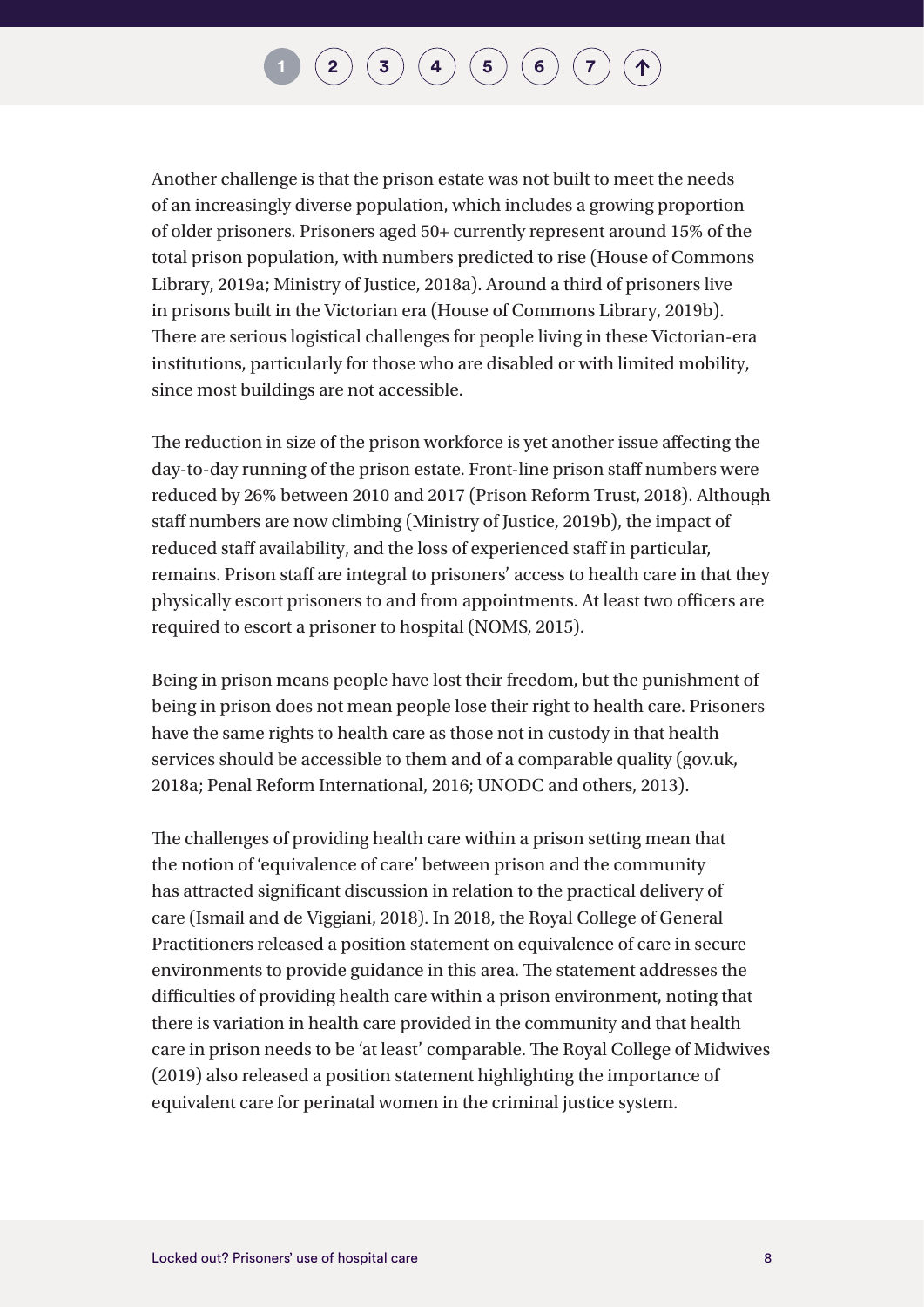Another challenge is that the prison estate was not built to meet the needs of an increasingly diverse population, which includes a growing proportion of older prisoners. Prisoners aged 50+ currently represent around 15% of the total prison population, with numbers predicted to rise (House of Commons Library, 2019a; Ministry of Justice, 2018a). Around a third of prisoners live in prisons built in the Victorian era (House of Commons Library, 2019b). There are serious logistical challenges for people living in these Victorian-era institutions, particularly for those who are disabled or with limited mobility, since most buildings are not accessible.

The reduction in size of the prison workforce is yet another issue affecting the day-to-day running of the prison estate. Front-line prison staff numbers were reduced by 26% between 2010 and 2017 (Prison Reform Trust, 2018). Although staff numbers are now climbing (Ministry of Justice, 2019b), the impact of reduced staff availability, and the loss of experienced staff in particular, remains. Prison staff are integral to prisoners' access to health care in that they physically escort prisoners to and from appointments. At least two officers are required to escort a prisoner to hospital (NOMS, 2015).

Being in prison means people have lost their freedom, but the punishment of being in prison does not mean people lose their right to health care. Prisoners have the same rights to health care as those not in custody in that health services should be accessible to them and of a comparable quality (gov.uk, 2018a; Penal Reform International, 2016; UNODC and others, 2013).

The challenges of providing health care within a prison setting mean that the notion of 'equivalence of care' between prison and the community has attracted significant discussion in relation to the practical delivery of care (Ismail and de Viggiani, 2018). In 2018, the Royal College of General Practitioners released a position statement on equivalence of care in secure environments to provide guidance in this area. The statement addresses the difficulties of providing health care within a prison environment, noting that there is variation in health care provided in the community and that health care in prison needs to be 'at least' comparable. The Royal College of Midwives (2019) also released a position statement highlighting the importance of equivalent care for perinatal women in the criminal justice system.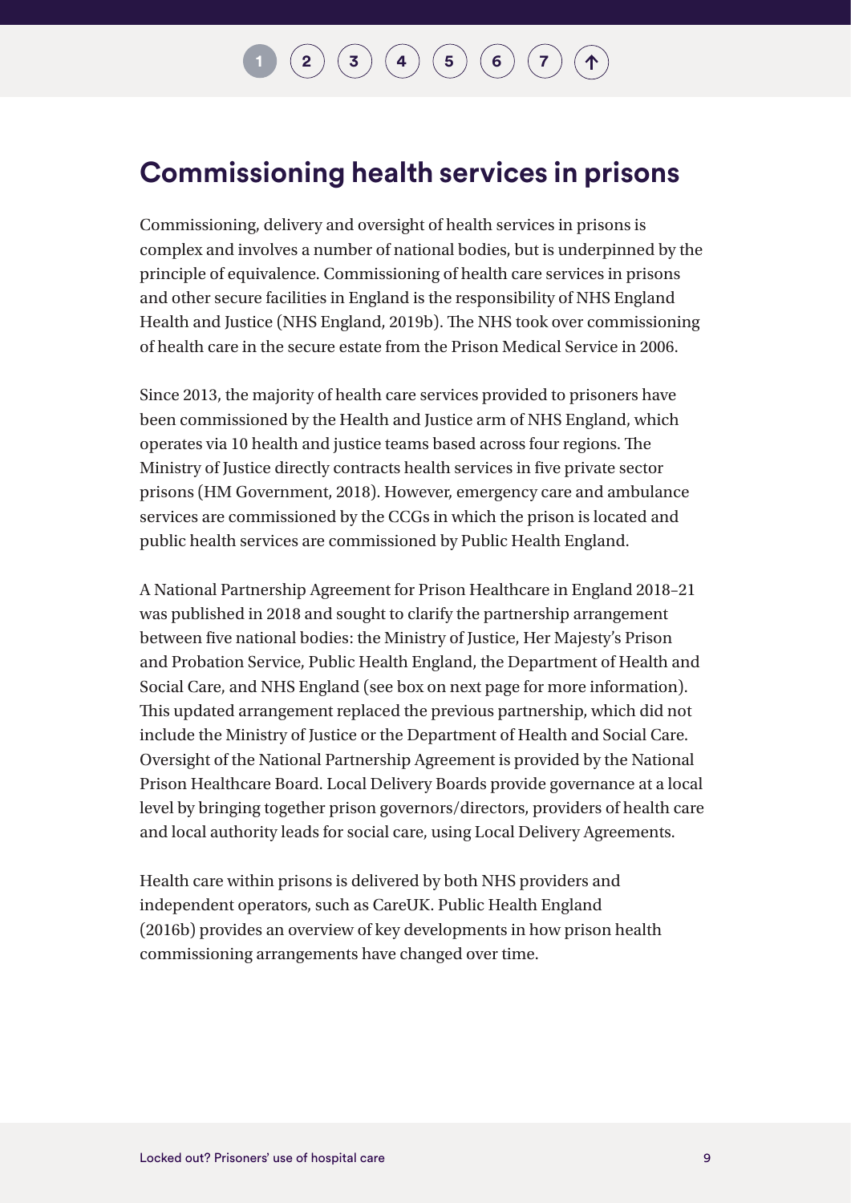## Commissioning health services in prisons

Commissioning, delivery and oversight of health services in prisons is complex and involves a number of national bodies, but is underpinned by the principle of equivalence. Commissioning of health care services in prisons and other secure facilities in England is the responsibility of NHS England Health and Justice (NHS England, 2019b). The NHS took over commissioning of health care in the secure estate from the Prison Medical Service in 2006.

Since 2013, the majority of health care services provided to prisoners have been commissioned by the Health and Justice arm of NHS England, which operates via 10 health and justice teams based across four regions. The Ministry of Justice directly contracts health services in five private sector prisons (HM Government, 2018). However, emergency care and ambulance services are commissioned by the CCGs in which the prison is located and public health services are commissioned by Public Health England.

A National Partnership Agreement for Prison Healthcare in England 2018–21 was published in 2018 and sought to clarify the partnership arrangement between five national bodies: the Ministry of Justice, Her Majesty's Prison and Probation Service, Public Health England, the Department of Health and Social Care, and NHS England (see box on next page for more information). This updated arrangement replaced the previous partnership, which did not include the Ministry of Justice or the Department of Health and Social Care. Oversight of the National Partnership Agreement is provided by the National Prison Healthcare Board. Local Delivery Boards provide governance at a local level by bringing together prison governors/directors, providers of health care and local authority leads for social care, using Local Delivery Agreements.

Health care within prisons is delivered by both NHS providers and independent operators, such as CareUK. Public Health England (2016b) provides an overview of key developments in how prison health commissioning arrangements have changed over time.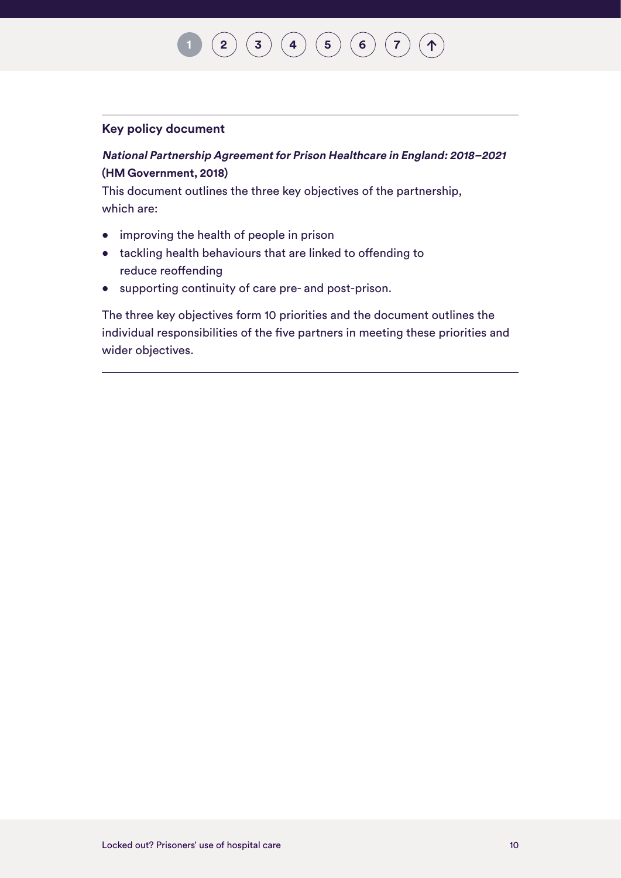**Key policy document**

***National Partnership Agreement for Prison Healthcare in England: 2018–2021*** **(HM Government, 2018)**

This document outlines the three key objectives of the partnership, which are:

- improving the health of people in prison
- tackling health behaviours that are linked to offending to reduce reoffending
- supporting continuity of care pre- and post-prison.

The three key objectives form 10 priorities and the document outlines the individual responsibilities of the five partners in meeting these priorities and wider objectives.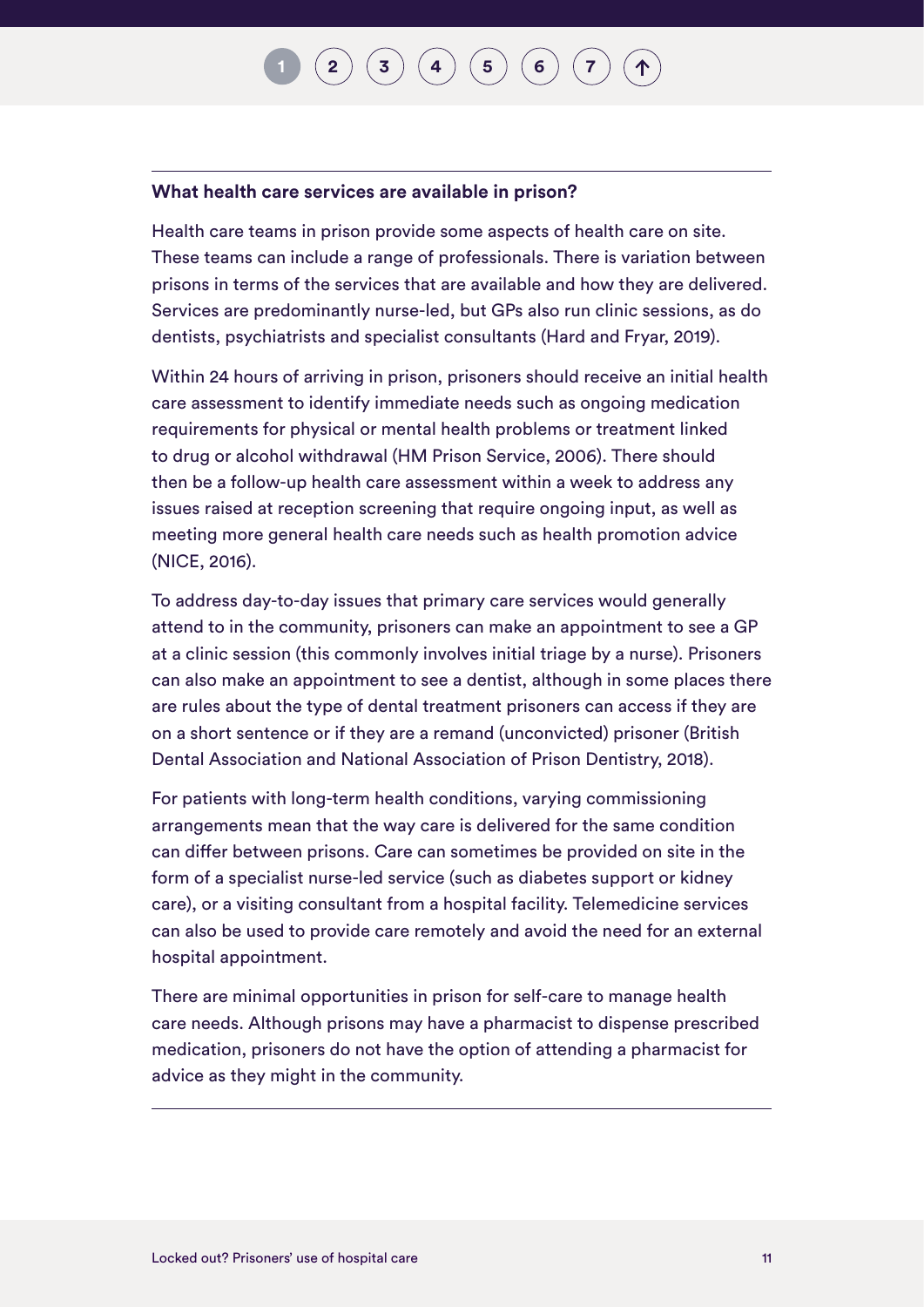**What health care services are available in prison?**

Health care teams in prison provide some aspects of health care on site. These teams can include a range of professionals. There is variation between prisons in terms of the services that are available and how they are delivered. Services are predominantly nurse-led, but GPs also run clinic sessions, as do dentists, psychiatrists and specialist consultants (Hard and Fryar, 2019).

Within 24 hours of arriving in prison, prisoners should receive an initial health care assessment to identify immediate needs such as ongoing medication requirements for physical or mental health problems or treatment linked to drug or alcohol withdrawal (HM Prison Service, 2006). There should then be a follow-up health care assessment within a week to address any issues raised at reception screening that require ongoing input, as well as meeting more general health care needs such as health promotion advice (NICE, 2016).

To address day-to-day issues that primary care services would generally attend to in the community, prisoners can make an appointment to see a GP at a clinic session (this commonly involves initial triage by a nurse). Prisoners can also make an appointment to see a dentist, although in some places there are rules about the type of dental treatment prisoners can access if they are on a short sentence or if they are a remand (unconvicted) prisoner (British Dental Association and National Association of Prison Dentistry, 2018).

For patients with long-term health conditions, varying commissioning arrangements mean that the way care is delivered for the same condition can differ between prisons. Care can sometimes be provided on site in the form of a specialist nurse-led service (such as diabetes support or kidney care), or a visiting consultant from a hospital facility. Telemedicine services can also be used to provide care remotely and avoid the need for an external hospital appointment.

There are minimal opportunities in prison for self-care to manage health care needs. Although prisons may have a pharmacist to dispense prescribed medication, prisoners do not have the option of attending a pharmacist for advice as they might in the community.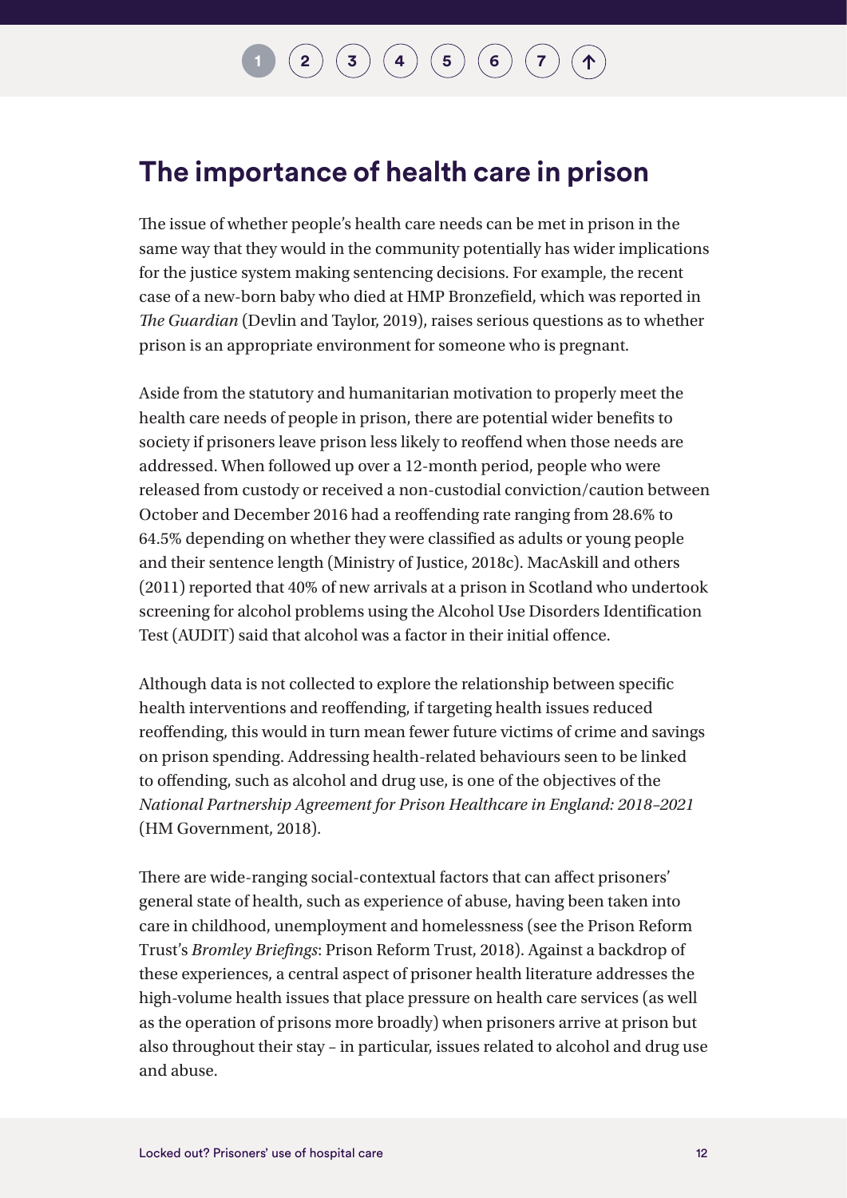## The importance of health care in prison

The issue of whether people's health care needs can be met in prison in the same way that they would in the community potentially has wider implications for the justice system making sentencing decisions. For example, the recent case of a new-born baby who died at HMP Bronzefield, which was reported in *The Guardian* (Devlin and Taylor, 2019), raises serious questions as to whether prison is an appropriate environment for someone who is pregnant.

Aside from the statutory and humanitarian motivation to properly meet the health care needs of people in prison, there are potential wider benefits to society if prisoners leave prison less likely to reoffend when those needs are addressed. When followed up over a 12-month period, people who were released from custody or received a non-custodial conviction/caution between October and December 2016 had a reoffending rate ranging from 28.6% to 64.5% depending on whether they were classified as adults or young people and their sentence length (Ministry of Justice, 2018c). MacAskill and others (2011) reported that 40% of new arrivals at a prison in Scotland who undertook screening for alcohol problems using the Alcohol Use Disorders Identification Test (AUDIT) said that alcohol was a factor in their initial offence.

Although data is not collected to explore the relationship between specific health interventions and reoffending, if targeting health issues reduced reoffending, this would in turn mean fewer future victims of crime and savings on prison spending. Addressing health-related behaviours seen to be linked to offending, such as alcohol and drug use, is one of the objectives of the *National Partnership Agreement for Prison Healthcare in England: 2018–2021* (HM Government, 2018).

There are wide-ranging social-contextual factors that can affect prisoners' general state of health, such as experience of abuse, having been taken into care in childhood, unemployment and homelessness (see the Prison Reform Trust's *Bromley Briefings*: Prison Reform Trust, 2018). Against a backdrop of these experiences, a central aspect of prisoner health literature addresses the high-volume health issues that place pressure on health care services (as well as the operation of prisons more broadly) when prisoners arrive at prison but also throughout their stay – in particular, issues related to alcohol and drug use and abuse.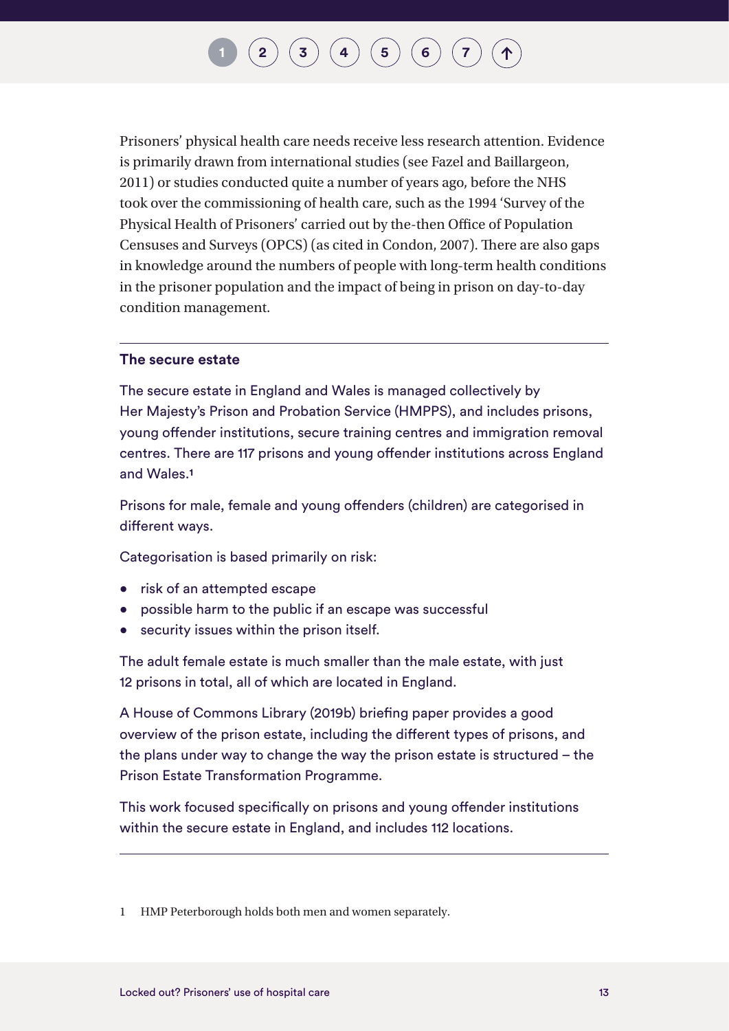Prisoners' physical health care needs receive less research attention. Evidence is primarily drawn from international studies (see Fazel and Baillargeon, 2011) or studies conducted quite a number of years ago, before the NHS took over the commissioning of health care, such as the 1994 'Survey of the Physical Health of Prisoners' carried out by the-then Office of Population Censuses and Surveys (OPCS) (as cited in Condon, 2007). There are also gaps in knowledge around the numbers of people with long-term health conditions in the prisoner population and the impact of being in prison on day-to-day condition management.

---

**The secure estate**

The secure estate in England and Wales is managed collectively by Her Majesty's Prison and Probation Service (HMPPS), and includes prisons, young offender institutions, secure training centres and immigration removal centres. There are 117 prisons and young offender institutions across England and Wales.[1]

Prisons for male, female and young offenders (children) are categorised in different ways.

Categorisation is based primarily on risk:

- risk of an attempted escape
- possible harm to the public if an escape was successful
- security issues within the prison itself.

The adult female estate is much smaller than the male estate, with just 12 prisons in total, all of which are located in England.

A House of Commons Library (2019b) briefing paper provides a good overview of the prison estate, including the different types of prisons, and the plans under way to change the way the prison estate is structured – the Prison Estate Transformation Programme.

This work focused specifically on prisons and young offender institutions within the secure estate in England, and includes 112 locations.

---

1 HMP Peterborough holds both men and women separately.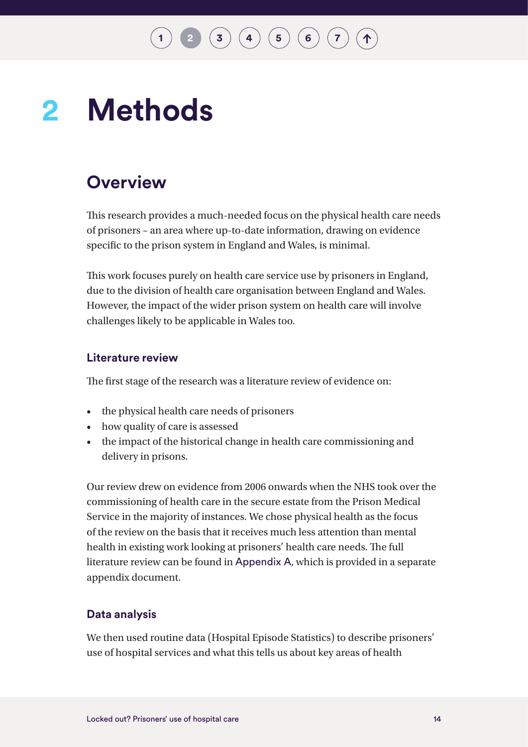# 2 Methods

## Overview

This research provides a much-needed focus on the physical health care needs of prisoners – an area where up-to-date information, drawing on evidence specific to the prison system in England and Wales, is minimal.

This work focuses purely on health care service use by prisoners in England, due to the division of health care organisation between England and Wales. However, the impact of the wider prison system on health care will involve challenges likely to be applicable in Wales too.

### Literature review

The first stage of the research was a literature review of evidence on:

- the physical health care needs of prisoners
- how quality of care is assessed
- the impact of the historical change in health care commissioning and delivery in prisons.

Our review drew on evidence from 2006 onwards when the NHS took over the commissioning of health care in the secure estate from the Prison Medical Service in the majority of instances. We chose physical health as the focus of the review on the basis that it receives much less attention than mental health in existing work looking at prisoners' health care needs. The full literature review can be found in Appendix A, which is provided in a separate appendix document.

### Data analysis

We then used routine data (Hospital Episode Statistics) to describe prisoners' use of hospital services and what this tells us about key areas of health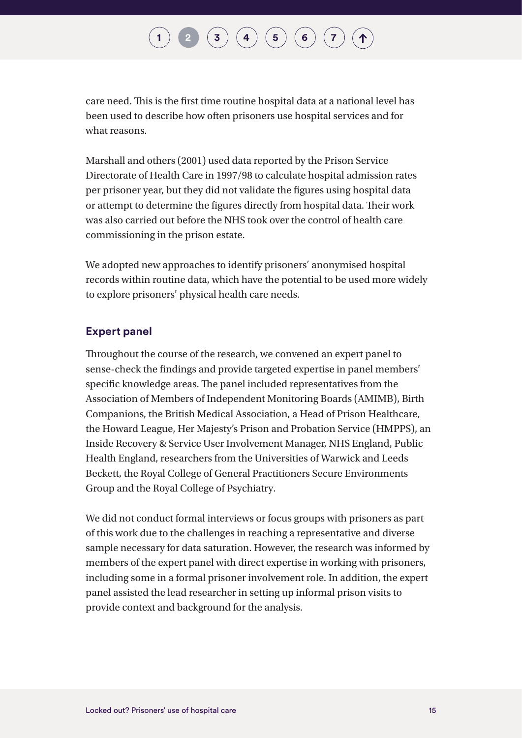care need. This is the first time routine hospital data at a national level has been used to describe how often prisoners use hospital services and for what reasons.

Marshall and others (2001) used data reported by the Prison Service Directorate of Health Care in 1997/98 to calculate hospital admission rates per prisoner year, but they did not validate the figures using hospital data or attempt to determine the figures directly from hospital data. Their work was also carried out before the NHS took over the control of health care commissioning in the prison estate.

We adopted new approaches to identify prisoners' anonymised hospital records within routine data, which have the potential to be used more widely to explore prisoners' physical health care needs.

### Expert panel

Throughout the course of the research, we convened an expert panel to sense-check the findings and provide targeted expertise in panel members' specific knowledge areas. The panel included representatives from the Association of Members of Independent Monitoring Boards (AMIMB), Birth Companions, the British Medical Association, a Head of Prison Healthcare, the Howard League, Her Majesty's Prison and Probation Service (HMPPS), an Inside Recovery & Service User Involvement Manager, NHS England, Public Health England, researchers from the Universities of Warwick and Leeds Beckett, the Royal College of General Practitioners Secure Environments Group and the Royal College of Psychiatry.

We did not conduct formal interviews or focus groups with prisoners as part of this work due to the challenges in reaching a representative and diverse sample necessary for data saturation. However, the research was informed by members of the expert panel with direct expertise in working with prisoners, including some in a formal prisoner involvement role. In addition, the expert panel assisted the lead researcher in setting up informal prison visits to provide context and background for the analysis.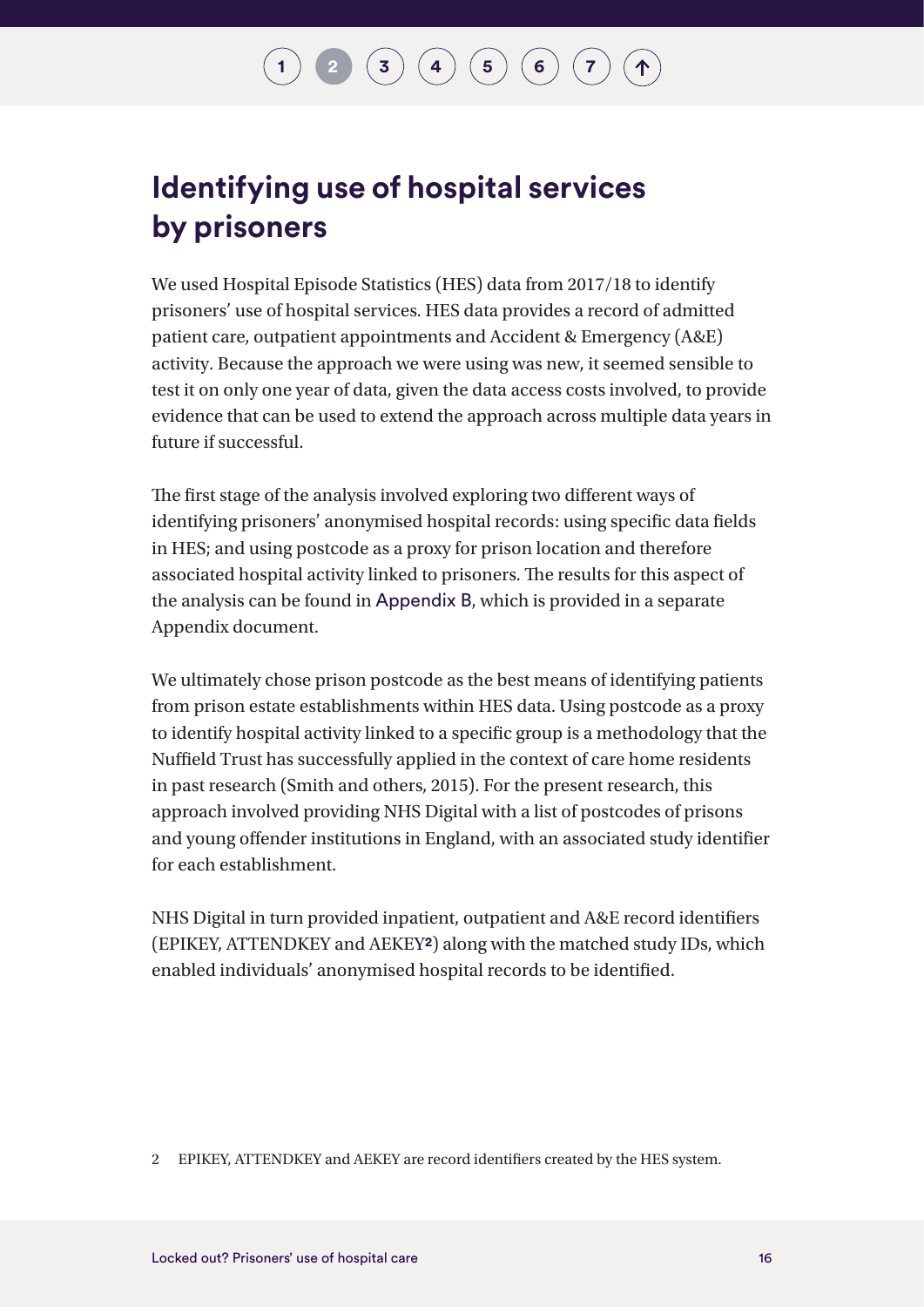## Identifying use of hospital services by prisoners

We used Hospital Episode Statistics (HES) data from 2017/18 to identify prisoners' use of hospital services. HES data provides a record of admitted patient care, outpatient appointments and Accident & Emergency (A&E) activity. Because the approach we were using was new, it seemed sensible to test it on only one year of data, given the data access costs involved, to provide evidence that can be used to extend the approach across multiple data years in future if successful.

The first stage of the analysis involved exploring two different ways of identifying prisoners' anonymised hospital records: using specific data fields in HES; and using postcode as a proxy for prison location and therefore associated hospital activity linked to prisoners. The results for this aspect of the analysis can be found in Appendix B, which is provided in a separate Appendix document.

We ultimately chose prison postcode as the best means of identifying patients from prison estate establishments within HES data. Using postcode as a proxy to identify hospital activity linked to a specific group is a methodology that the Nuffield Trust has successfully applied in the context of care home residents in past research (Smith and others, 2015). For the present research, this approach involved providing NHS Digital with a list of postcodes of prisons and young offender institutions in England, with an associated study identifier for each establishment.

NHS Digital in turn provided inpatient, outpatient and A&E record identifiers (EPIKEY, ATTENDKEY and AEKEY[2]) along with the matched study IDs, which enabled individuals' anonymised hospital records to be identified.

2 EPIKEY, ATTENDKEY and AEKEY are record identifiers created by the HES system.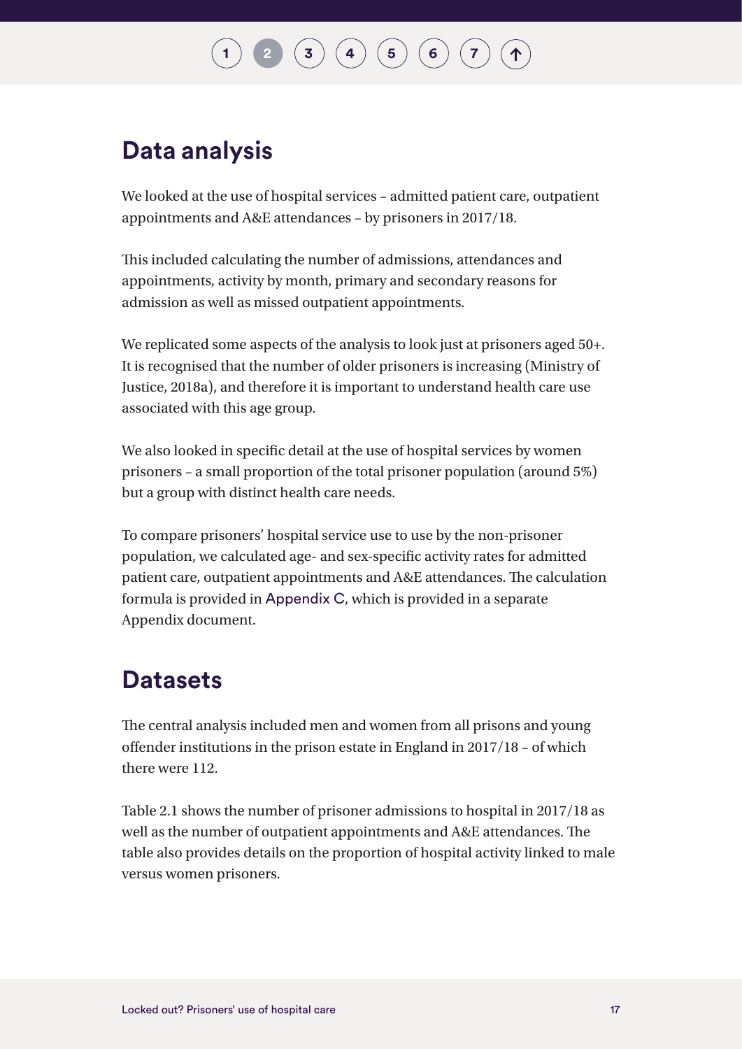## Data analysis

We looked at the use of hospital services – admitted patient care, outpatient appointments and A&E attendances – by prisoners in 2017/18.

This included calculating the number of admissions, attendances and appointments, activity by month, primary and secondary reasons for admission as well as missed outpatient appointments.

We replicated some aspects of the analysis to look just at prisoners aged 50+. It is recognised that the number of older prisoners is increasing (Ministry of Justice, 2018a), and therefore it is important to understand health care use associated with this age group.

We also looked in specific detail at the use of hospital services by women prisoners – a small proportion of the total prisoner population (around 5%) but a group with distinct health care needs.

To compare prisoners' hospital service use to use by the non-prisoner population, we calculated age- and sex-specific activity rates for admitted patient care, outpatient appointments and A&E attendances. The calculation formula is provided in Appendix C, which is provided in a separate Appendix document.

## Datasets

The central analysis included men and women from all prisons and young offender institutions in the prison estate in England in 2017/18 – of which there were 112.

Table 2.1 shows the number of prisoner admissions to hospital in 2017/18 as well as the number of outpatient appointments and A&E attendances. The table also provides details on the proportion of hospital activity linked to male versus women prisoners.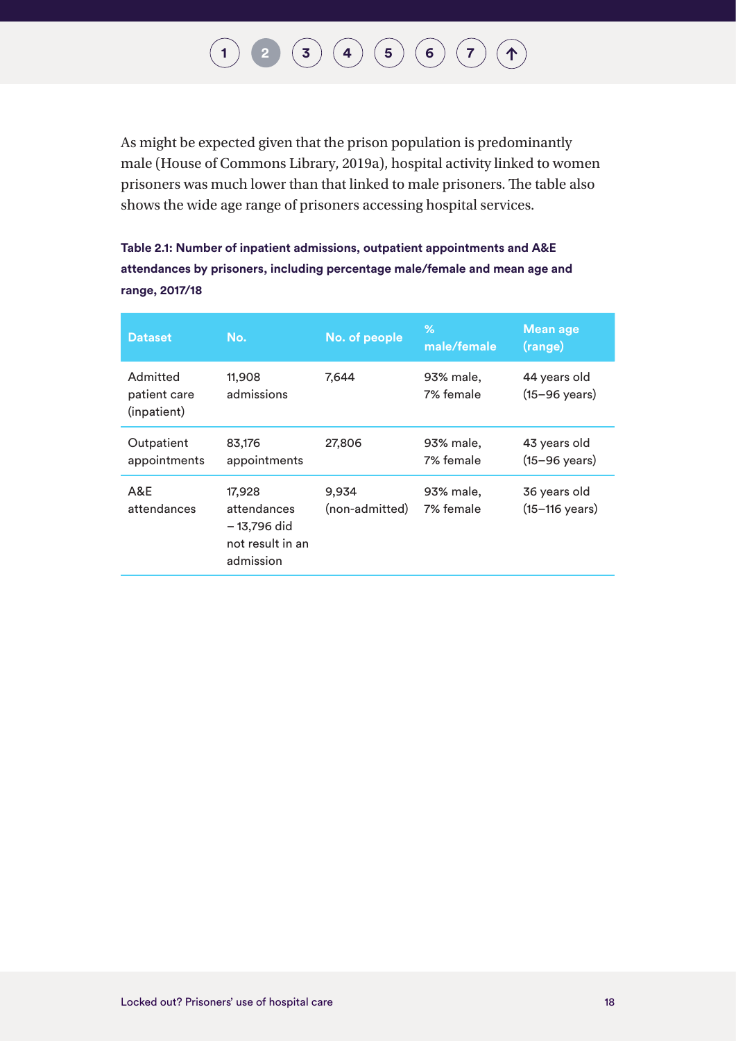As might be expected given that the prison population is predominantly male (House of Commons Library, 2019a), hospital activity linked to women prisoners was much lower than that linked to male prisoners. The table also shows the wide age range of prisoners accessing hospital services.

**Table 2.1: Number of inpatient admissions, outpatient appointments and A&E attendances by prisoners, including percentage male/female and mean age and range, 2017/18**

| Dataset | No. | No. of people | % male/female | Mean age (range) |
|---|---|---|---|---|
| Admitted patient care (inpatient) | 11,908 admissions | 7,644 | 93% male, 7% female | 44 years old (15–96 years) |
| Outpatient appointments | 83,176 appointments | 27,806 | 93% male, 7% female | 43 years old (15–96 years) |
| A&E attendances | 17,928 attendances – 13,796 did not result in an admission | 9,934 (non-admitted) | 93% male, 7% female | 36 years old (15–116 years) |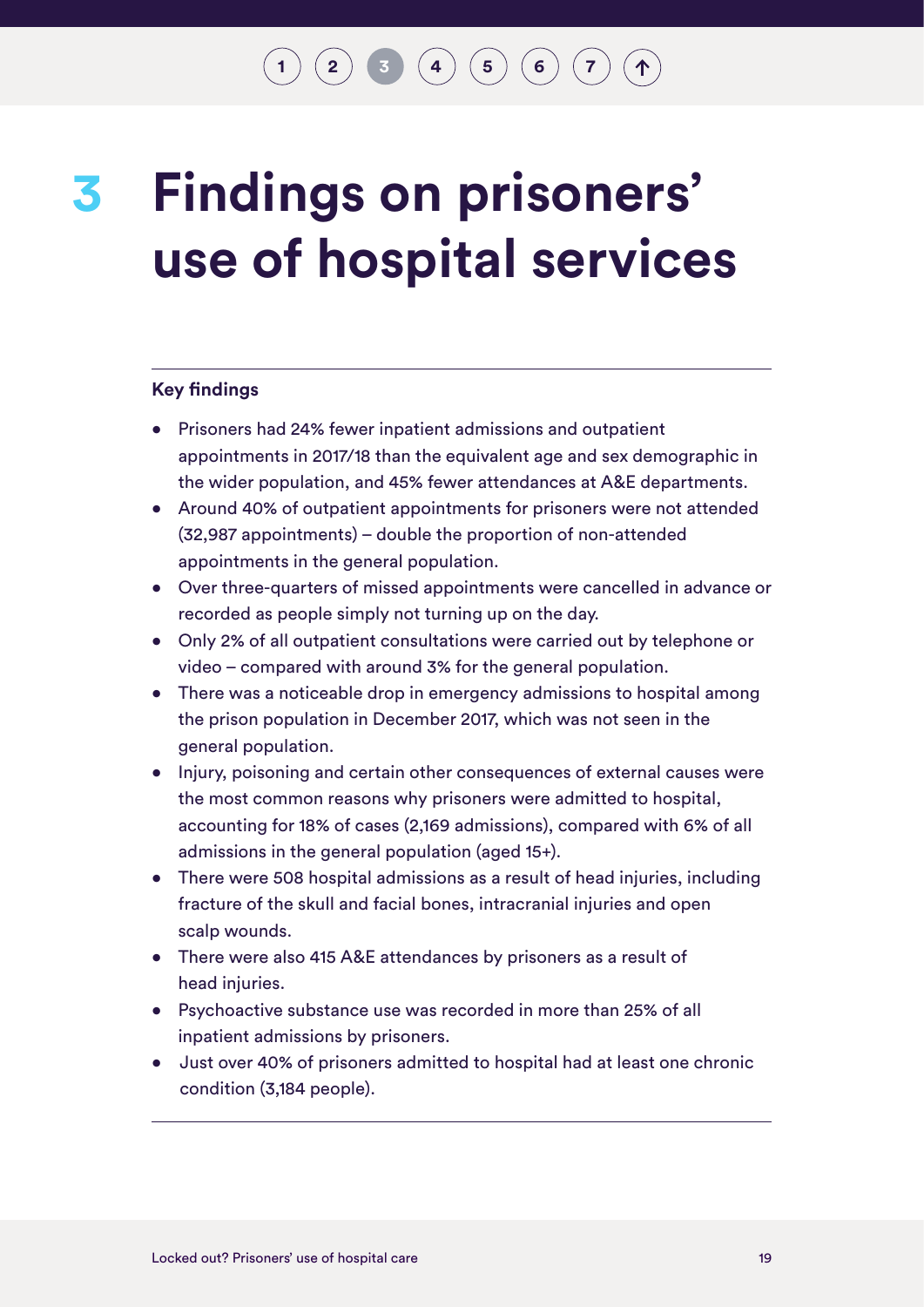# 3 Findings on prisoners' use of hospital services

**Key findings**

- Prisoners had 24% fewer inpatient admissions and outpatient appointments in 2017/18 than the equivalent age and sex demographic in the wider population, and 45% fewer attendances at A&E departments.
- Around 40% of outpatient appointments for prisoners were not attended (32,987 appointments) – double the proportion of non-attended appointments in the general population.
- Over three-quarters of missed appointments were cancelled in advance or recorded as people simply not turning up on the day.
- Only 2% of all outpatient consultations were carried out by telephone or video – compared with around 3% for the general population.
- There was a noticeable drop in emergency admissions to hospital among the prison population in December 2017, which was not seen in the general population.
- Injury, poisoning and certain other consequences of external causes were the most common reasons why prisoners were admitted to hospital, accounting for 18% of cases (2,169 admissions), compared with 6% of all admissions in the general population (aged 15+).
- There were 508 hospital admissions as a result of head injuries, including fracture of the skull and facial bones, intracranial injuries and open scalp wounds.
- There were also 415 A&E attendances by prisoners as a result of head injuries.
- Psychoactive substance use was recorded in more than 25% of all inpatient admissions by prisoners.
- Just over 40% of prisoners admitted to hospital had at least one chronic condition (3,184 people).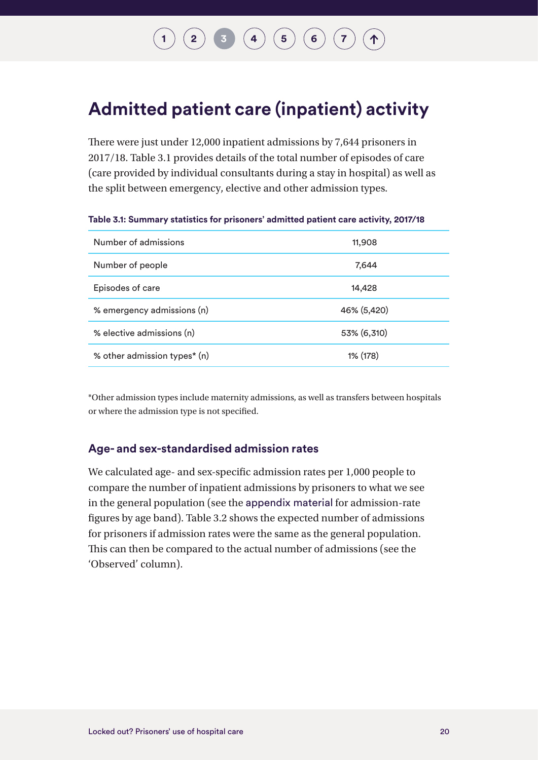# Admitted patient care (inpatient) activity

There were just under 12,000 inpatient admissions by 7,644 prisoners in 2017/18. Table 3.1 provides details of the total number of episodes of care (care provided by individual consultants during a stay in hospital) as well as the split between emergency, elective and other admission types.

**Table 3.1: Summary statistics for prisoners' admitted patient care activity, 2017/18**

| | |
|---|---|
| Number of admissions | 11,908 |
| Number of people | 7,644 |
| Episodes of care | 14,428 |
| % emergency admissions (n) | 46% (5,420) |
| % elective admissions (n) | 53% (6,310) |
| % other admission types* (n) | 1% (178) |

*Other admission types include maternity admissions, as well as transfers between hospitals or where the admission type is not specified.

### Age- and sex-standardised admission rates

We calculated age- and sex-specific admission rates per 1,000 people to compare the number of inpatient admissions by prisoners to what we see in the general population (see the appendix material for admission-rate figures by age band). Table 3.2 shows the expected number of admissions for prisoners if admission rates were the same as the general population. This can then be compared to the actual number of admissions (see the 'Observed' column).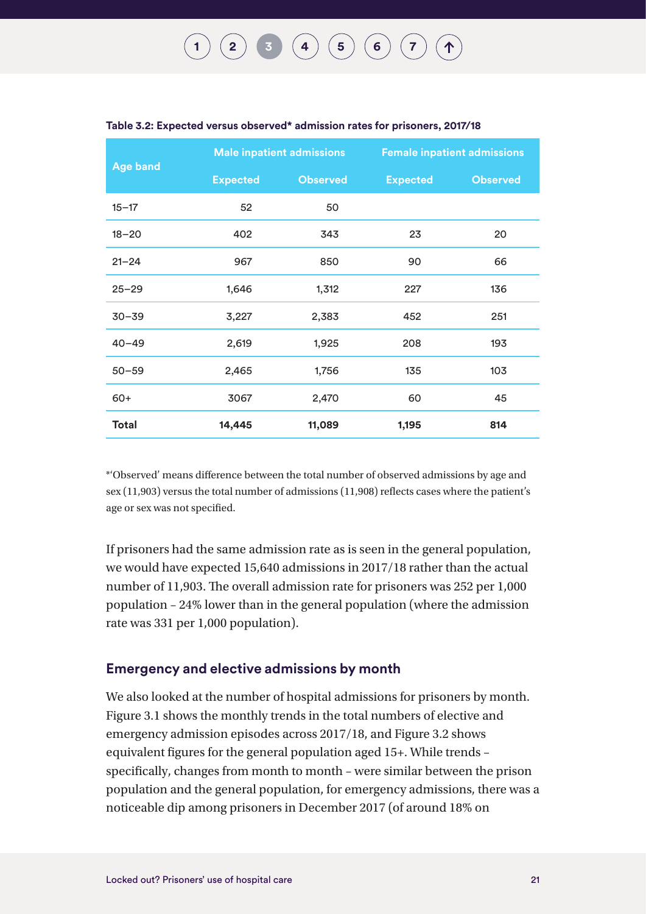**Table 3.2: Expected versus observed* admission rates for prisoners, 2017/18**

| Age band | Male inpatient admissions | | Female inpatient admissions | |
|---|---|---|---|---|
| | Expected | Observed | Expected | Observed |
| 15–17 | 52 | 50 | | |
| 18–20 | 402 | 343 | 23 | 20 |
| 21–24 | 967 | 850 | 90 | 66 |
| 25–29 | 1,646 | 1,312 | 227 | 136 |
| 30–39 | 3,227 | 2,383 | 452 | 251 |
| 40–49 | 2,619 | 1,925 | 208 | 193 |
| 50–59 | 2,465 | 1,756 | 135 | 103 |
| 60+ | 3067 | 2,470 | 60 | 45 |
| **Total** | **14,445** | **11,089** | **1,195** | **814** |

*'Observed' means difference between the total number of observed admissions by age and sex (11,903) versus the total number of admissions (11,908) reflects cases where the patient's age or sex was not specified.

If prisoners had the same admission rate as is seen in the general population, we would have expected 15,640 admissions in 2017/18 rather than the actual number of 11,903. The overall admission rate for prisoners was 252 per 1,000 population – 24% lower than in the general population (where the admission rate was 331 per 1,000 population).

## Emergency and elective admissions by month

We also looked at the number of hospital admissions for prisoners by month. Figure 3.1 shows the monthly trends in the total numbers of elective and emergency admission episodes across 2017/18, and Figure 3.2 shows equivalent figures for the general population aged 15+. While trends – specifically, changes from month to month – were similar between the prison population and the general population, for emergency admissions, there was a noticeable dip among prisoners in December 2017 (of around 18% on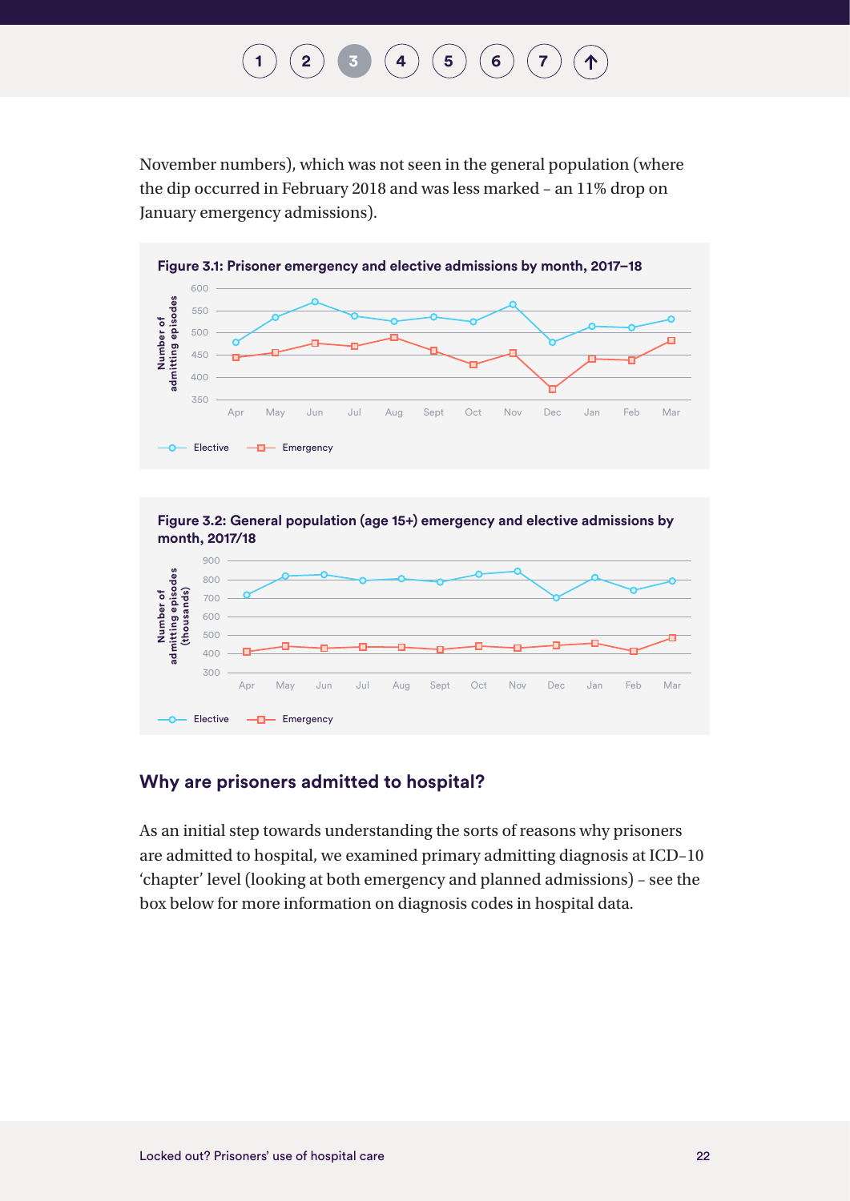November numbers), which was not seen in the general population (where the dip occurred in February 2018 and was less marked – an 11% drop on January emergency admissions).

**Figure 3.1: Prisoner emergency and elective admissions by month, 2017–18**

**Figure 3.2: General population (age 15+) emergency and elective admissions by month, 2017/18**

## Why are prisoners admitted to hospital?

As an initial step towards understanding the sorts of reasons why prisoners are admitted to hospital, we examined primary admitting diagnosis at ICD–10 'chapter' level (looking at both emergency and planned admissions) – see the box below for more information on diagnosis codes in hospital data.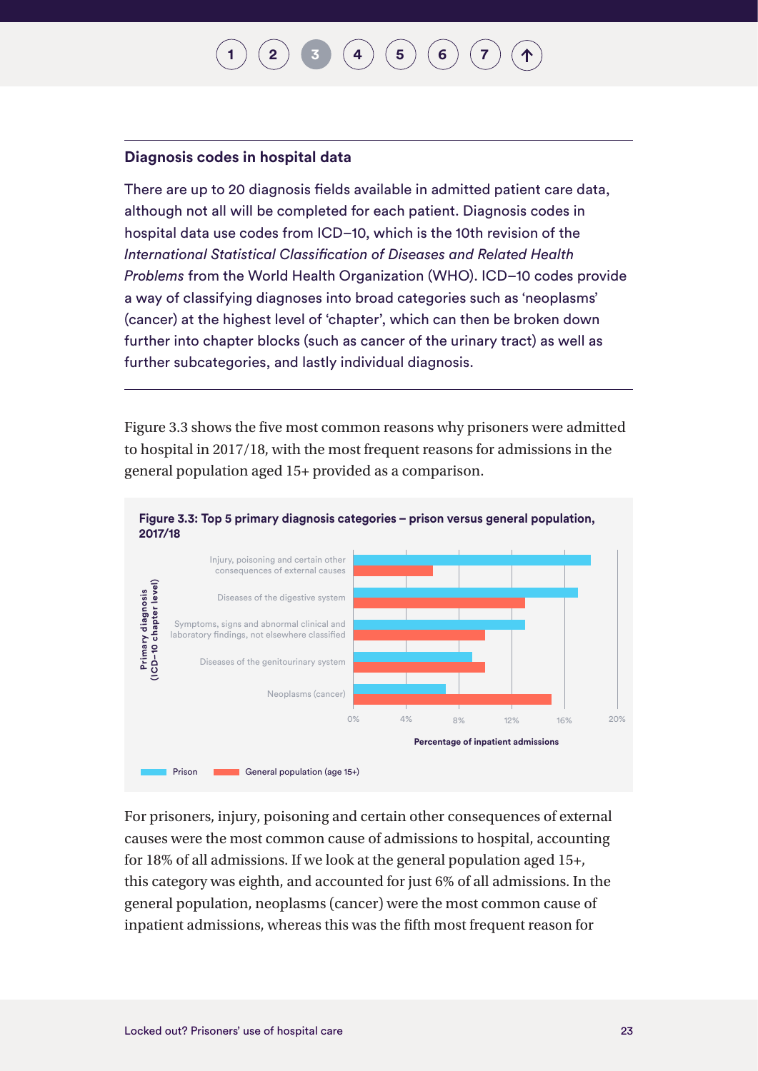### Diagnosis codes in hospital data

There are up to 20 diagnosis fields available in admitted patient care data, although not all will be completed for each patient. Diagnosis codes in hospital data use codes from ICD–10, which is the 10th revision of the *International Statistical Classification of Diseases and Related Health Problems* from the World Health Organization (WHO). ICD–10 codes provide a way of classifying diagnoses into broad categories such as 'neoplasms' (cancer) at the highest level of 'chapter', which can then be broken down further into chapter blocks (such as cancer of the urinary tract) as well as further subcategories, and lastly individual diagnosis.

---

Figure 3.3 shows the five most common reasons why prisoners were admitted to hospital in 2017/18, with the most frequent reasons for admissions in the general population aged 15+ provided as a comparison.

**Figure 3.3: Top 5 primary diagnosis categories – prison versus general population, 2017/18**

Primary diagnosis (ICD–10 chapter level)

- Injury, poisoning and certain other consequences of external causes
- Diseases of the digestive system
- Symptoms, signs and abnormal clinical and laboratory findings, not elsewhere classified
- Diseases of the genitourinary system
- Neoplasms (cancer)

0% 4% 8% 12% 16% 20%

Percentage of inpatient admissions

Prison | General population (age 15+)

For prisoners, injury, poisoning and certain other consequences of external causes were the most common cause of admissions to hospital, accounting for 18% of all admissions. If we look at the general population aged 15+, this category was eighth, and accounted for just 6% of all admissions. In the general population, neoplasms (cancer) were the most common cause of inpatient admissions, whereas this was the fifth most frequent reason for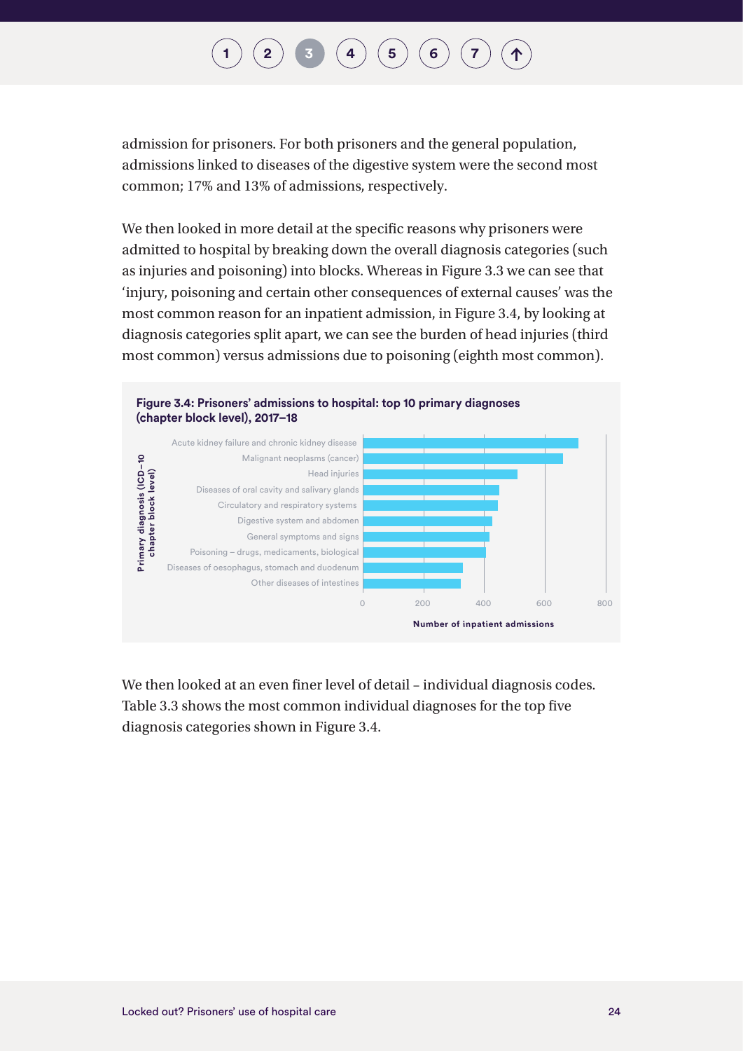admission for prisoners. For both prisoners and the general population, admissions linked to diseases of the digestive system were the second most common; 17% and 13% of admissions, respectively.

We then looked in more detail at the specific reasons why prisoners were admitted to hospital by breaking down the overall diagnosis categories (such as injuries and poisoning) into blocks. Whereas in Figure 3.3 we can see that 'injury, poisoning and certain other consequences of external causes' was the most common reason for an inpatient admission, in Figure 3.4, by looking at diagnosis categories split apart, we can see the burden of head injuries (third most common) versus admissions due to poisoning (eighth most common).

**Figure 3.4: Prisoners' admissions to hospital: top 10 primary diagnoses (chapter block level), 2017–18**

| Primary diagnosis (ICD-10 chapter block level) | Number of inpatient admissions |
|---|---|
| Acute kidney failure and chronic kidney disease | ~710 |
| Malignant neoplasms (cancer) | ~660 |
| Head injuries | ~510 |
| Diseases of oral cavity and salivary glands | ~450 |
| Circulatory and respiratory systems | ~445 |
| Digestive system and abdomen | ~425 |
| General symptoms and signs | ~415 |
| Poisoning – drugs, medicaments, biological | ~405 |
| Diseases of oesophagus, stomach and duodenum | ~330 |
| Other diseases of intestines | ~325 |

We then looked at an even finer level of detail – individual diagnosis codes. Table 3.3 shows the most common individual diagnoses for the top five diagnosis categories shown in Figure 3.4.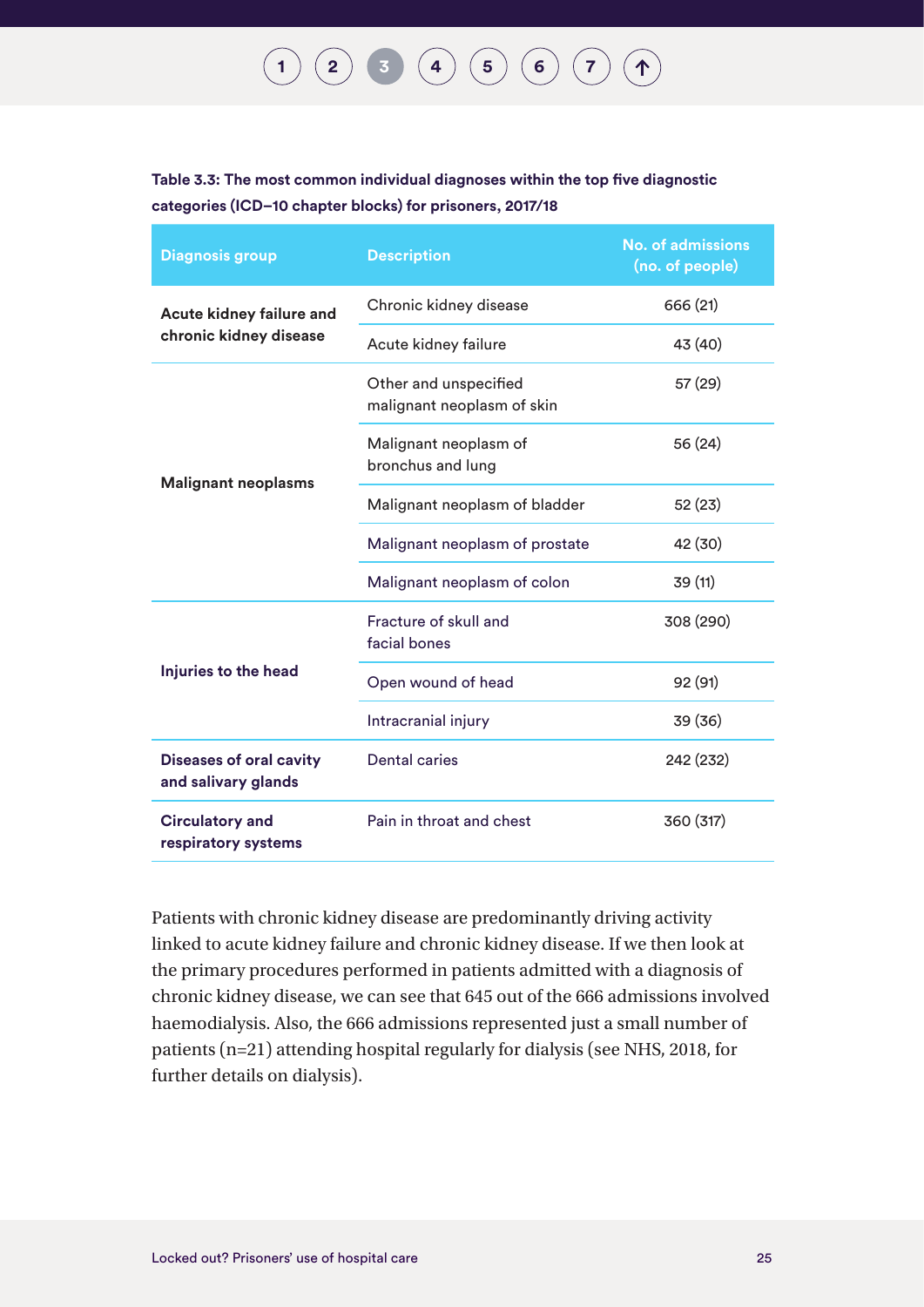**Table 3.3: The most common individual diagnoses within the top five diagnostic categories (ICD–10 chapter blocks) for prisoners, 2017/18**

| Diagnosis group | Description | No. of admissions (no. of people) |
|---|---|---|
| **Acute kidney failure and chronic kidney disease** | Chronic kidney disease | 666 (21) |
| | Acute kidney failure | 43 (40) |
| **Malignant neoplasms** | Other and unspecified malignant neoplasm of skin | 57 (29) |
| | Malignant neoplasm of bronchus and lung | 56 (24) |
| | Malignant neoplasm of bladder | 52 (23) |
| | Malignant neoplasm of prostate | 42 (30) |
| | Malignant neoplasm of colon | 39 (11) |
| **Injuries to the head** | Fracture of skull and facial bones | 308 (290) |
| | Open wound of head | 92 (91) |
| | Intracranial injury | 39 (36) |
| **Diseases of oral cavity and salivary glands** | Dental caries | 242 (232) |
| **Circulatory and respiratory systems** | Pain in throat and chest | 360 (317) |

Patients with chronic kidney disease are predominantly driving activity linked to acute kidney failure and chronic kidney disease. If we then look at the primary procedures performed in patients admitted with a diagnosis of chronic kidney disease, we can see that 645 out of the 666 admissions involved haemodialysis. Also, the 666 admissions represented just a small number of patients (n=21) attending hospital regularly for dialysis (see NHS, 2018, for further details on dialysis).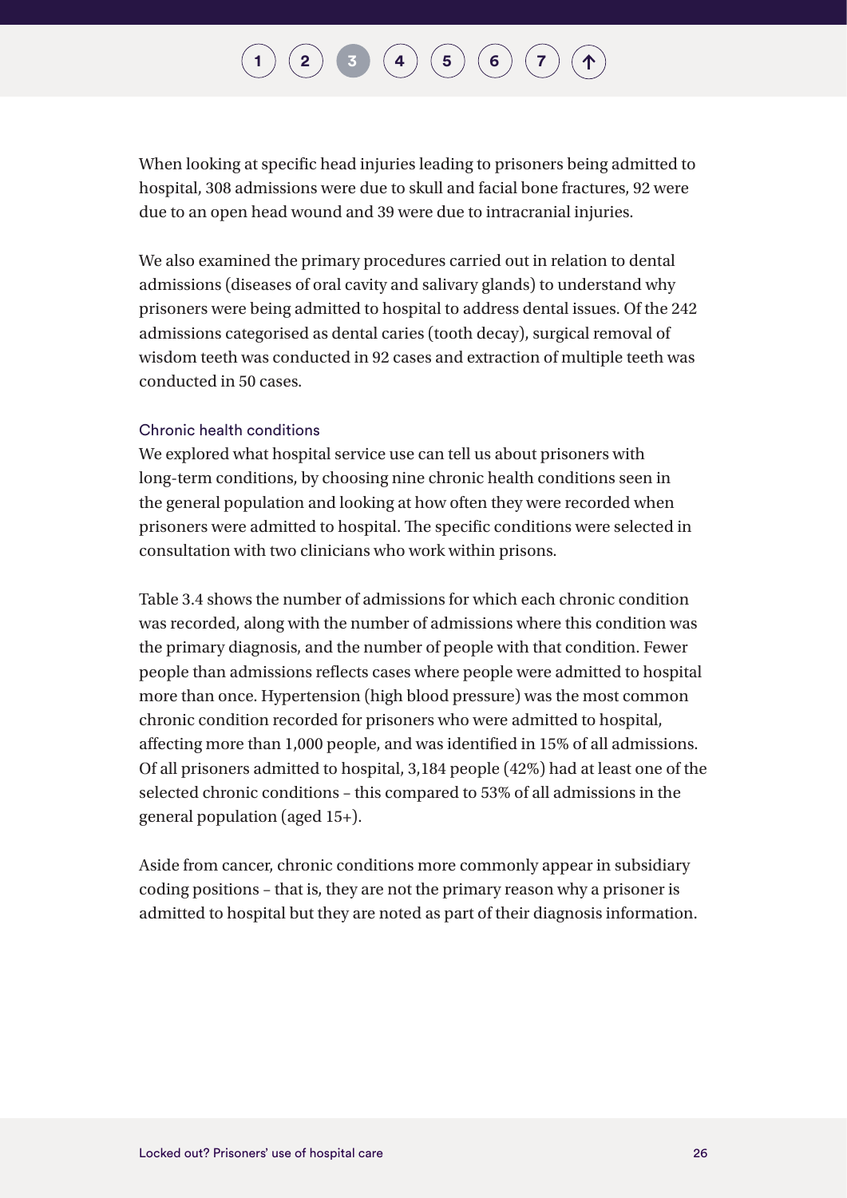When looking at specific head injuries leading to prisoners being admitted to hospital, 308 admissions were due to skull and facial bone fractures, 92 were due to an open head wound and 39 were due to intracranial injuries.

We also examined the primary procedures carried out in relation to dental admissions (diseases of oral cavity and salivary glands) to understand why prisoners were being admitted to hospital to address dental issues. Of the 242 admissions categorised as dental caries (tooth decay), surgical removal of wisdom teeth was conducted in 92 cases and extraction of multiple teeth was conducted in 50 cases.

### Chronic health conditions

We explored what hospital service use can tell us about prisoners with long-term conditions, by choosing nine chronic health conditions seen in the general population and looking at how often they were recorded when prisoners were admitted to hospital. The specific conditions were selected in consultation with two clinicians who work within prisons.

Table 3.4 shows the number of admissions for which each chronic condition was recorded, along with the number of admissions where this condition was the primary diagnosis, and the number of people with that condition. Fewer people than admissions reflects cases where people were admitted to hospital more than once. Hypertension (high blood pressure) was the most common chronic condition recorded for prisoners who were admitted to hospital, affecting more than 1,000 people, and was identified in 15% of all admissions. Of all prisoners admitted to hospital, 3,184 people (42%) had at least one of the selected chronic conditions – this compared to 53% of all admissions in the general population (aged 15+).

Aside from cancer, chronic conditions more commonly appear in subsidiary coding positions – that is, they are not the primary reason why a prisoner is admitted to hospital but they are noted as part of their diagnosis information.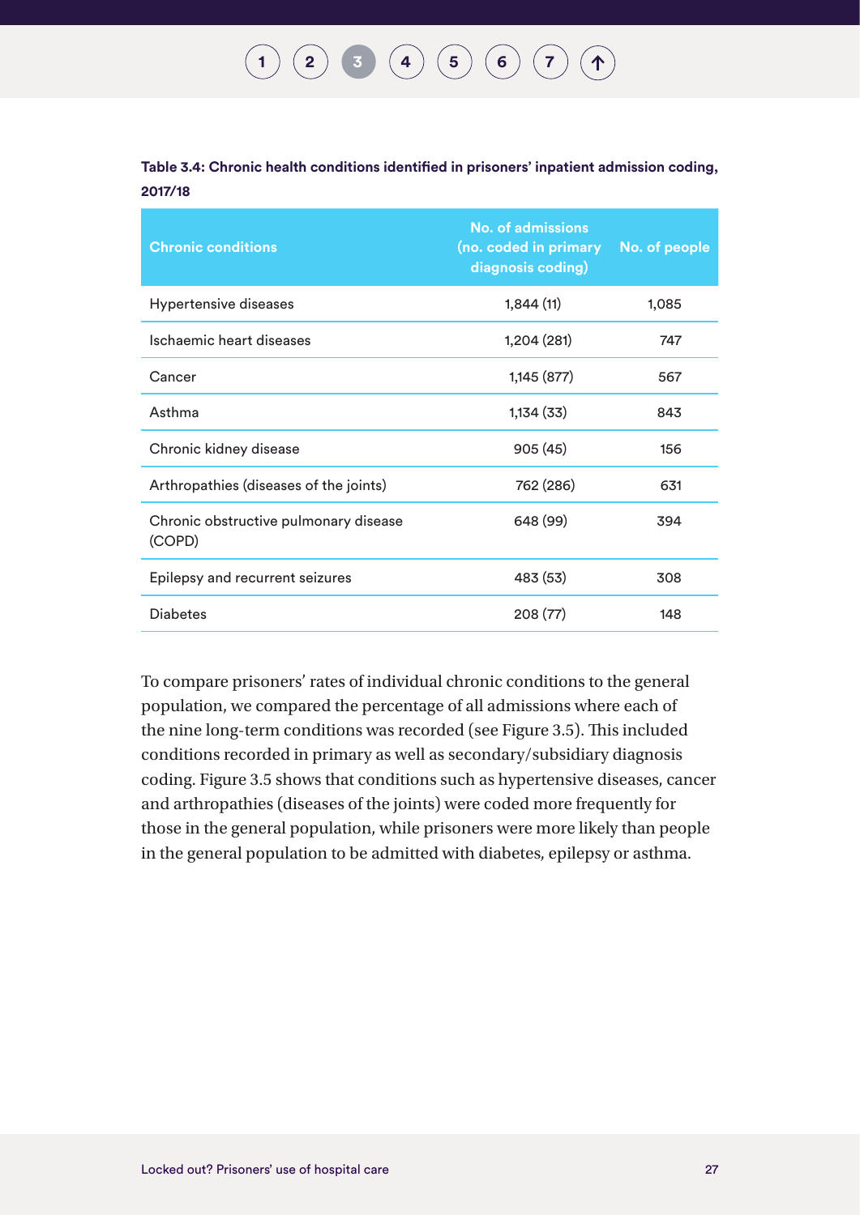**Table 3.4: Chronic health conditions identified in prisoners' inpatient admission coding, 2017/18**

| Chronic conditions | No. of admissions (no. coded in primary diagnosis coding) | No. of people |
|---|---|---|
| Hypertensive diseases | 1,844 (11) | 1,085 |
| Ischaemic heart diseases | 1,204 (281) | 747 |
| Cancer | 1,145 (877) | 567 |
| Asthma | 1,134 (33) | 843 |
| Chronic kidney disease | 905 (45) | 156 |
| Arthropathies (diseases of the joints) | 762 (286) | 631 |
| Chronic obstructive pulmonary disease (COPD) | 648 (99) | 394 |
| Epilepsy and recurrent seizures | 483 (53) | 308 |
| Diabetes | 208 (77) | 148 |

To compare prisoners' rates of individual chronic conditions to the general population, we compared the percentage of all admissions where each of the nine long-term conditions was recorded (see Figure 3.5). This included conditions recorded in primary as well as secondary/subsidiary diagnosis coding. Figure 3.5 shows that conditions such as hypertensive diseases, cancer and arthropathies (diseases of the joints) were coded more frequently for those in the general population, while prisoners were more likely than people in the general population to be admitted with diabetes, epilepsy or asthma.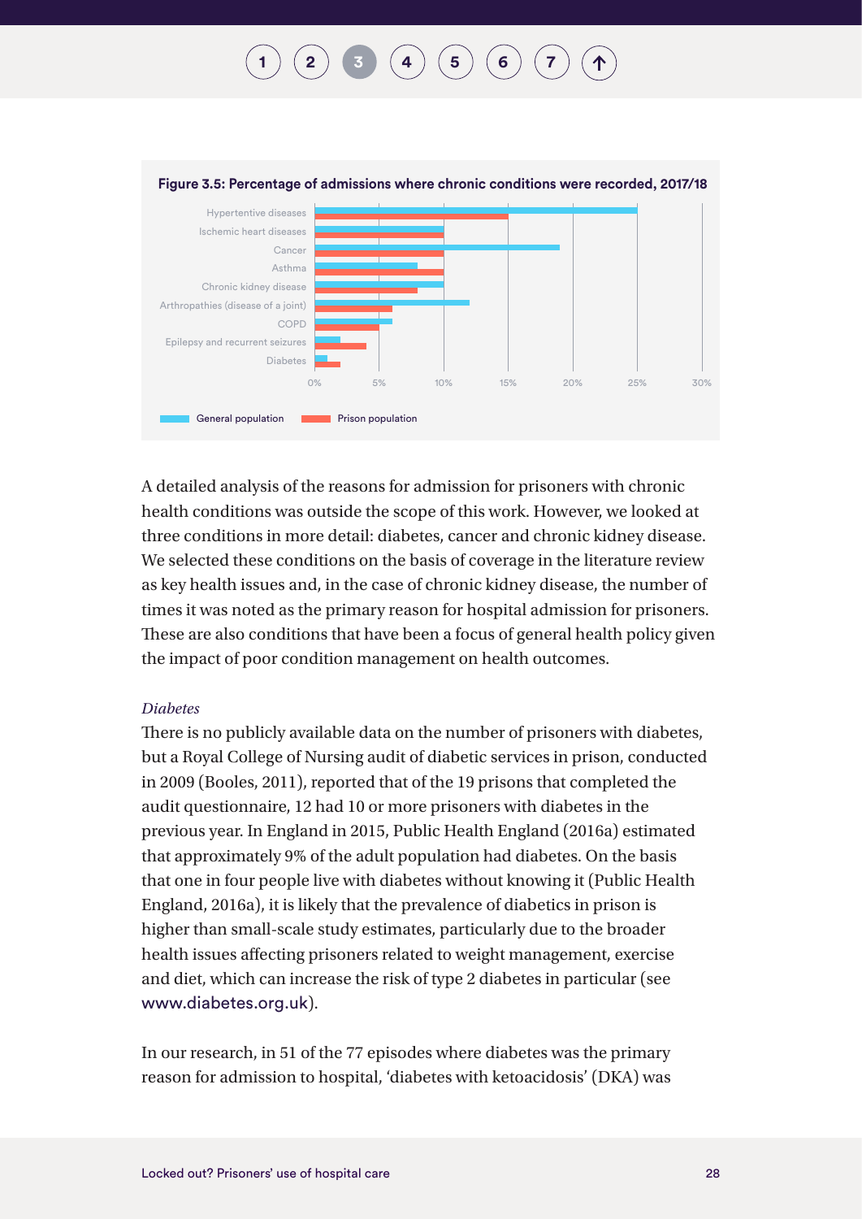**Figure 3.5: Percentage of admissions where chronic conditions were recorded, 2017/18**

A detailed analysis of the reasons for admission for prisoners with chronic health conditions was outside the scope of this work. However, we looked at three conditions in more detail: diabetes, cancer and chronic kidney disease. We selected these conditions on the basis of coverage in the literature review as key health issues and, in the case of chronic kidney disease, the number of times it was noted as the primary reason for hospital admission for prisoners. These are also conditions that have been a focus of general health policy given the impact of poor condition management on health outcomes.

*Diabetes*

There is no publicly available data on the number of prisoners with diabetes, but a Royal College of Nursing audit of diabetic services in prison, conducted in 2009 (Booles, 2011), reported that of the 19 prisons that completed the audit questionnaire, 12 had 10 or more prisoners with diabetes in the previous year. In England in 2015, Public Health England (2016a) estimated that approximately 9% of the adult population had diabetes. On the basis that one in four people live with diabetes without knowing it (Public Health England, 2016a), it is likely that the prevalence of diabetics in prison is higher than small-scale study estimates, particularly due to the broader health issues affecting prisoners related to weight management, exercise and diet, which can increase the risk of type 2 diabetes in particular (see www.diabetes.org.uk).

In our research, in 51 of the 77 episodes where diabetes was the primary reason for admission to hospital, 'diabetes with ketoacidosis' (DKA) was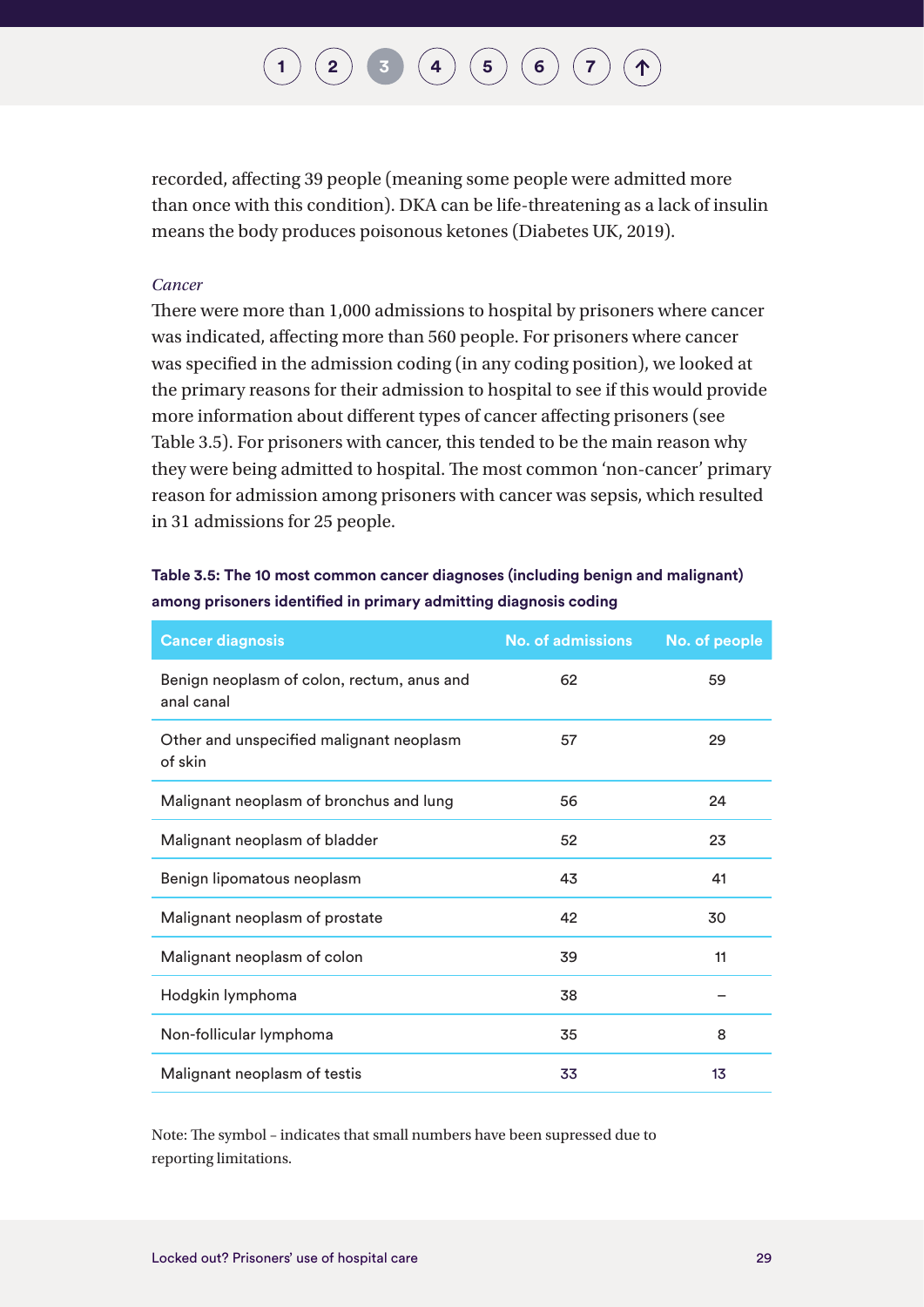recorded, affecting 39 people (meaning some people were admitted more than once with this condition). DKA can be life-threatening as a lack of insulin means the body produces poisonous ketones (Diabetes UK, 2019).

*Cancer*

There were more than 1,000 admissions to hospital by prisoners where cancer was indicated, affecting more than 560 people. For prisoners where cancer was specified in the admission coding (in any coding position), we looked at the primary reasons for their admission to hospital to see if this would provide more information about different types of cancer affecting prisoners (see Table 3.5). For prisoners with cancer, this tended to be the main reason why they were being admitted to hospital. The most common 'non-cancer' primary reason for admission among prisoners with cancer was sepsis, which resulted in 31 admissions for 25 people.

**Table 3.5: The 10 most common cancer diagnoses (including benign and malignant) among prisoners identified in primary admitting diagnosis coding**

| Cancer diagnosis | No. of admissions | No. of people |
|---|---|---|
| Benign neoplasm of colon, rectum, anus and anal canal | 62 | 59 |
| Other and unspecified malignant neoplasm of skin | 57 | 29 |
| Malignant neoplasm of bronchus and lung | 56 | 24 |
| Malignant neoplasm of bladder | 52 | 23 |
| Benign lipomatous neoplasm | 43 | 41 |
| Malignant neoplasm of prostate | 42 | 30 |
| Malignant neoplasm of colon | 39 | 11 |
| Hodgkin lymphoma | 38 | – |
| Non-follicular lymphoma | 35 | 8 |
| Malignant neoplasm of testis | 33 | 13 |

Note: The symbol – indicates that small numbers have been supressed due to reporting limitations.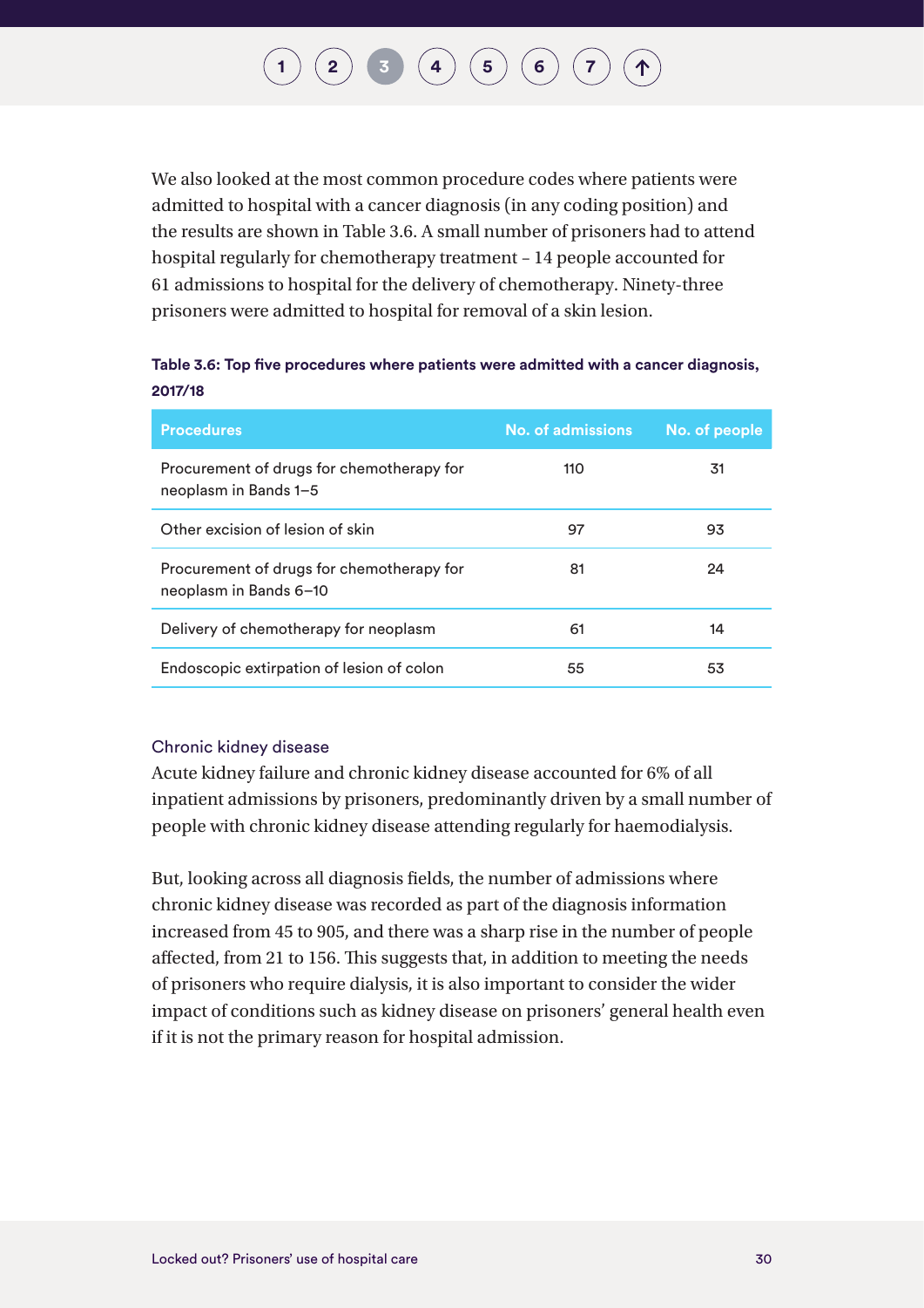We also looked at the most common procedure codes where patients were admitted to hospital with a cancer diagnosis (in any coding position) and the results are shown in Table 3.6. A small number of prisoners had to attend hospital regularly for chemotherapy treatment – 14 people accounted for 61 admissions to hospital for the delivery of chemotherapy. Ninety-three prisoners were admitted to hospital for removal of a skin lesion.

**Table 3.6: Top five procedures where patients were admitted with a cancer diagnosis, 2017/18**

| Procedures | No. of admissions | No. of people |
|---|---|---|
| Procurement of drugs for chemotherapy for neoplasm in Bands 1–5 | 110 | 31 |
| Other excision of lesion of skin | 97 | 93 |
| Procurement of drugs for chemotherapy for neoplasm in Bands 6–10 | 81 | 24 |
| Delivery of chemotherapy for neoplasm | 61 | 14 |
| Endoscopic extirpation of lesion of colon | 55 | 53 |

### Chronic kidney disease

Acute kidney failure and chronic kidney disease accounted for 6% of all inpatient admissions by prisoners, predominantly driven by a small number of people with chronic kidney disease attending regularly for haemodialysis.

But, looking across all diagnosis fields, the number of admissions where chronic kidney disease was recorded as part of the diagnosis information increased from 45 to 905, and there was a sharp rise in the number of people affected, from 21 to 156. This suggests that, in addition to meeting the needs of prisoners who require dialysis, it is also important to consider the wider impact of conditions such as kidney disease on prisoners' general health even if it is not the primary reason for hospital admission.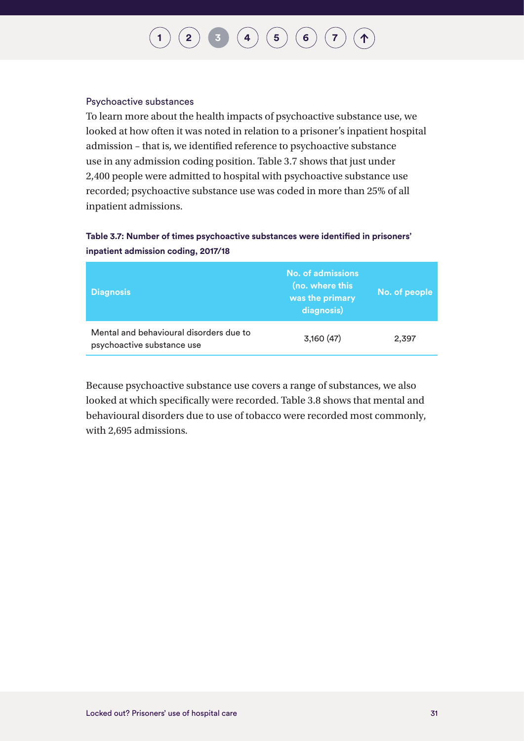### Psychoactive substances

To learn more about the health impacts of psychoactive substance use, we looked at how often it was noted in relation to a prisoner's inpatient hospital admission – that is, we identified reference to psychoactive substance use in any admission coding position. Table 3.7 shows that just under 2,400 people were admitted to hospital with psychoactive substance use recorded; psychoactive substance use was coded in more than 25% of all inpatient admissions.

**Table 3.7: Number of times psychoactive substances were identified in prisoners' inpatient admission coding, 2017/18**

| Diagnosis | No. of admissions (no. where this was the primary diagnosis) | No. of people |
|---|---|---|
| Mental and behavioural disorders due to psychoactive substance use | 3,160 (47) | 2,397 |

Because psychoactive substance use covers a range of substances, we also looked at which specifically were recorded. Table 3.8 shows that mental and behavioural disorders due to use of tobacco were recorded most commonly, with 2,695 admissions.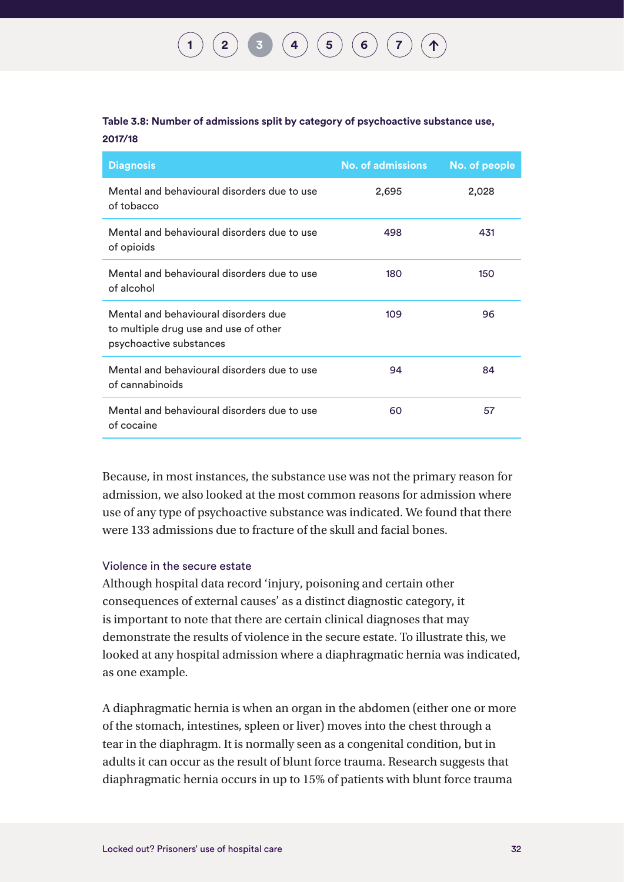**Table 3.8: Number of admissions split by category of psychoactive substance use, 2017/18**

| Diagnosis | No. of admissions | No. of people |
|---|---|---|
| Mental and behavioural disorders due to use of tobacco | 2,695 | 2,028 |
| Mental and behavioural disorders due to use of opioids | 498 | 431 |
| Mental and behavioural disorders due to use of alcohol | 180 | 150 |
| Mental and behavioural disorders due to multiple drug use and use of other psychoactive substances | 109 | 96 |
| Mental and behavioural disorders due to use of cannabinoids | 94 | 84 |
| Mental and behavioural disorders due to use of cocaine | 60 | 57 |

Because, in most instances, the substance use was not the primary reason for admission, we also looked at the most common reasons for admission where use of any type of psychoactive substance was indicated. We found that there were 133 admissions due to fracture of the skull and facial bones.

### Violence in the secure estate

Although hospital data record 'injury, poisoning and certain other consequences of external causes' as a distinct diagnostic category, it is important to note that there are certain clinical diagnoses that may demonstrate the results of violence in the secure estate. To illustrate this, we looked at any hospital admission where a diaphragmatic hernia was indicated, as one example.

A diaphragmatic hernia is when an organ in the abdomen (either one or more of the stomach, intestines, spleen or liver) moves into the chest through a tear in the diaphragm. It is normally seen as a congenital condition, but in adults it can occur as the result of blunt force trauma. Research suggests that diaphragmatic hernia occurs in up to 15% of patients with blunt force trauma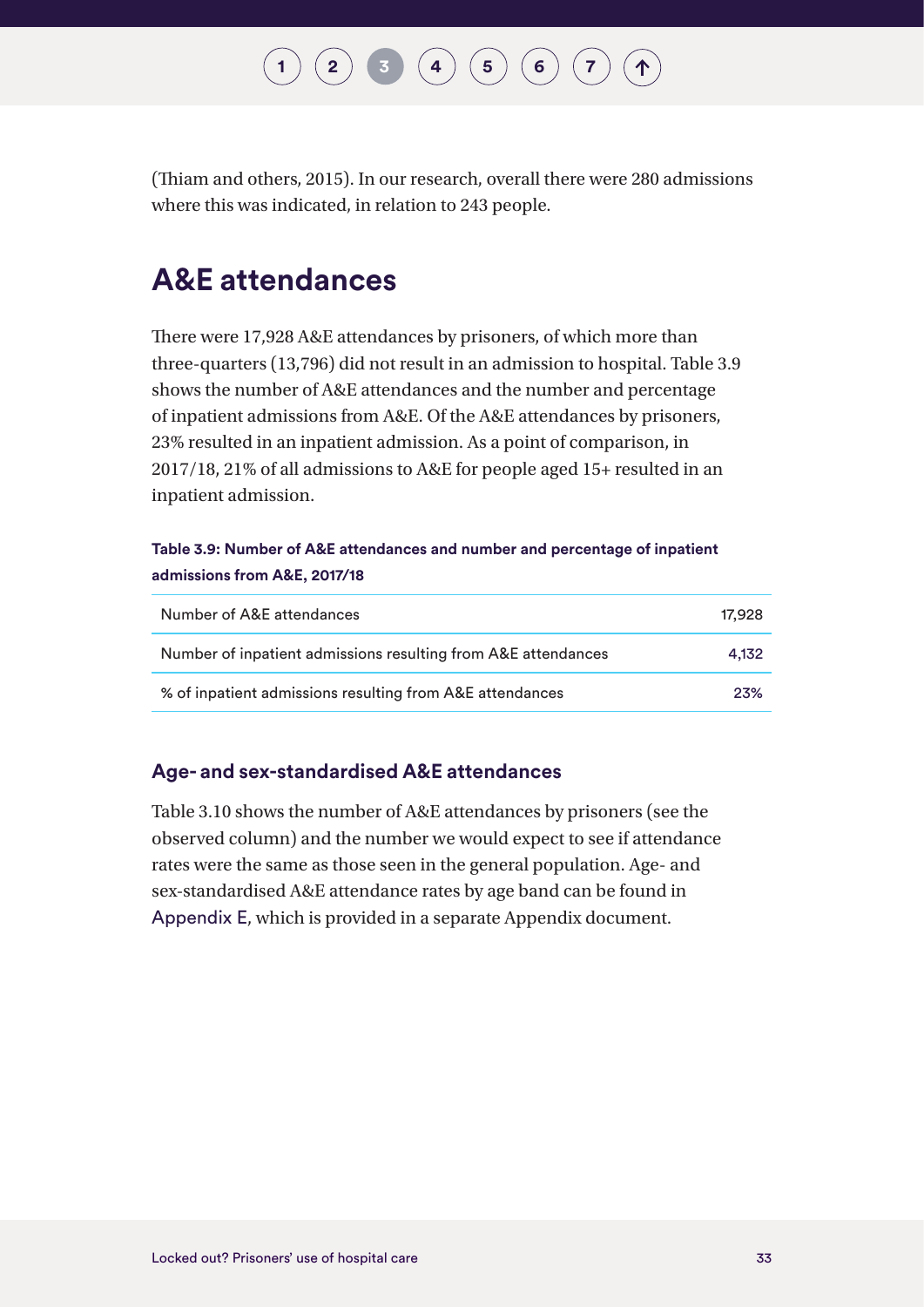(Thiam and others, 2015). In our research, overall there were 280 admissions where this was indicated, in relation to 243 people.

## A&E attendances

There were 17,928 A&E attendances by prisoners, of which more than three-quarters (13,796) did not result in an admission to hospital. Table 3.9 shows the number of A&E attendances and the number and percentage of inpatient admissions from A&E. Of the A&E attendances by prisoners, 23% resulted in an inpatient admission. As a point of comparison, in 2017/18, 21% of all admissions to A&E for people aged 15+ resulted in an inpatient admission.

**Table 3.9: Number of A&E attendances and number and percentage of inpatient admissions from A&E, 2017/18**

| | |
|---|---|
| Number of A&E attendances | 17,928 |
| Number of inpatient admissions resulting from A&E attendances | 4,132 |
| % of inpatient admissions resulting from A&E attendances | 23% |

### Age- and sex-standardised A&E attendances

Table 3.10 shows the number of A&E attendances by prisoners (see the observed column) and the number we would expect to see if attendance rates were the same as those seen in the general population. Age- and sex-standardised A&E attendance rates by age band can be found in Appendix E, which is provided in a separate Appendix document.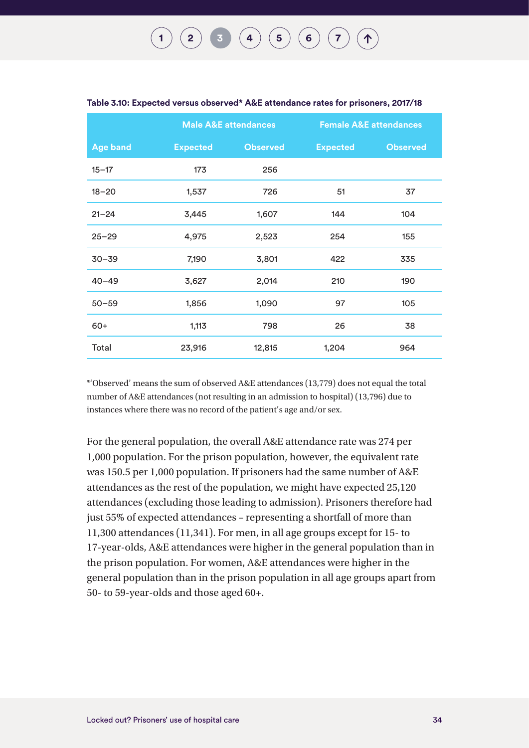**Table 3.10: Expected versus observed* A&E attendance rates for prisoners, 2017/18**

| | Male A&E attendances | | Female A&E attendances | |
|---|---|---|---|---|
| Age band | Expected | Observed | Expected | Observed |
| 15–17 | 173 | 256 | | |
| 18–20 | 1,537 | 726 | 51 | 37 |
| 21–24 | 3,445 | 1,607 | 144 | 104 |
| 25–29 | 4,975 | 2,523 | 254 | 155 |
| 30–39 | 7,190 | 3,801 | 422 | 335 |
| 40–49 | 3,627 | 2,014 | 210 | 190 |
| 50–59 | 1,856 | 1,090 | 97 | 105 |
| 60+ | 1,113 | 798 | 26 | 38 |
| Total | 23,916 | 12,815 | 1,204 | 964 |

*'Observed' means the sum of observed A&E attendances (13,779) does not equal the total number of A&E attendances (not resulting in an admission to hospital) (13,796) due to instances where there was no record of the patient's age and/or sex.

For the general population, the overall A&E attendance rate was 274 per 1,000 population. For the prison population, however, the equivalent rate was 150.5 per 1,000 population. If prisoners had the same number of A&E attendances as the rest of the population, we might have expected 25,120 attendances (excluding those leading to admission). Prisoners therefore had just 55% of expected attendances – representing a shortfall of more than 11,300 attendances (11,341). For men, in all age groups except for 15- to 17-year-olds, A&E attendances were higher in the general population than in the prison population. For women, A&E attendances were higher in the general population than in the prison population in all age groups apart from 50- to 59-year-olds and those aged 60+.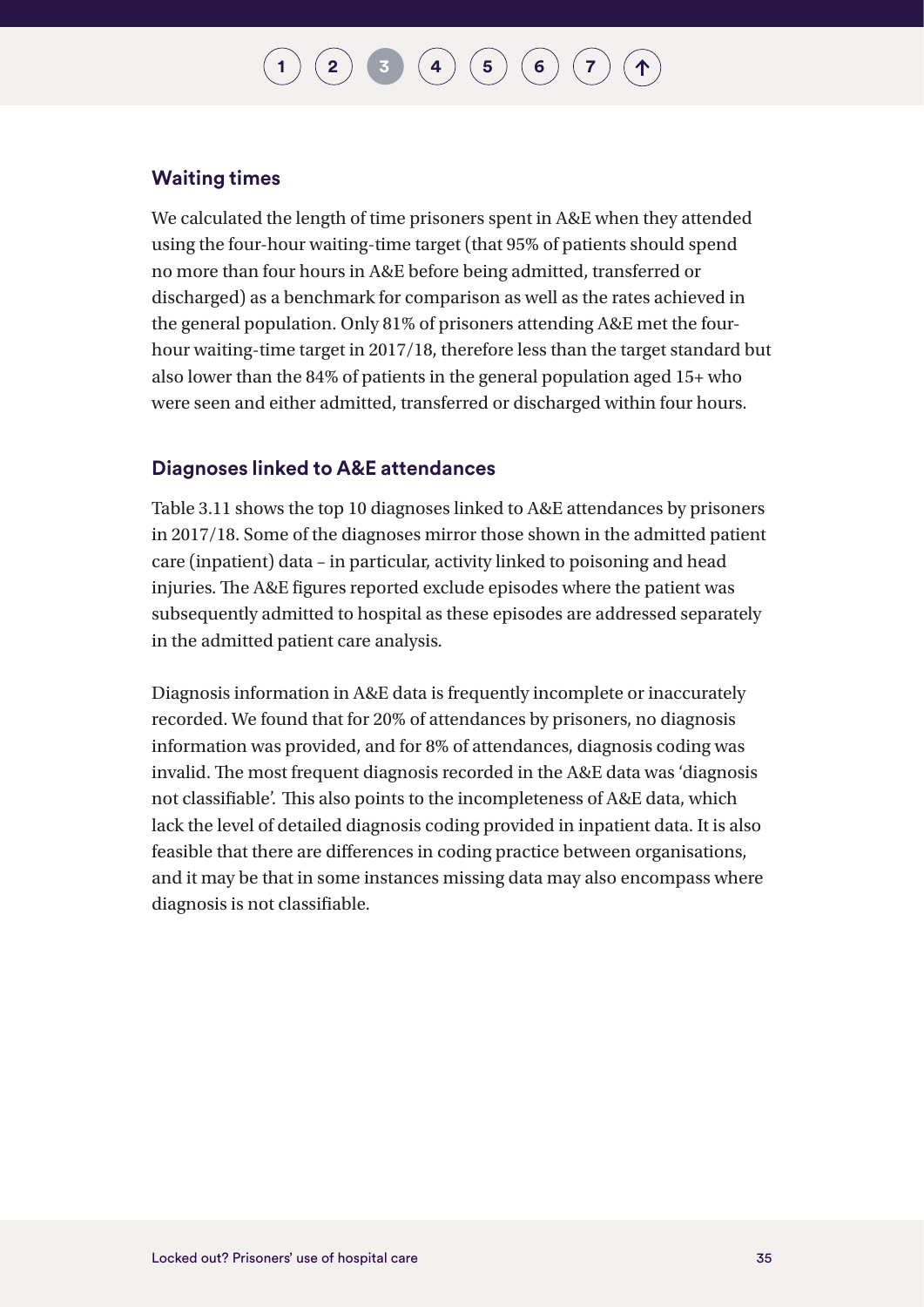## Waiting times

We calculated the length of time prisoners spent in A&E when they attended using the four-hour waiting-time target (that 95% of patients should spend no more than four hours in A&E before being admitted, transferred or discharged) as a benchmark for comparison as well as the rates achieved in the general population. Only 81% of prisoners attending A&E met the four-hour waiting-time target in 2017/18, therefore less than the target standard but also lower than the 84% of patients in the general population aged 15+ who were seen and either admitted, transferred or discharged within four hours.

## Diagnoses linked to A&E attendances

Table 3.11 shows the top 10 diagnoses linked to A&E attendances by prisoners in 2017/18. Some of the diagnoses mirror those shown in the admitted patient care (inpatient) data – in particular, activity linked to poisoning and head injuries. The A&E figures reported exclude episodes where the patient was subsequently admitted to hospital as these episodes are addressed separately in the admitted patient care analysis.

Diagnosis information in A&E data is frequently incomplete or inaccurately recorded. We found that for 20% of attendances by prisoners, no diagnosis information was provided, and for 8% of attendances, diagnosis coding was invalid. The most frequent diagnosis recorded in the A&E data was 'diagnosis not classifiable'. This also points to the incompleteness of A&E data, which lack the level of detailed diagnosis coding provided in inpatient data. It is also feasible that there are differences in coding practice between organisations, and it may be that in some instances missing data may also encompass where diagnosis is not classifiable.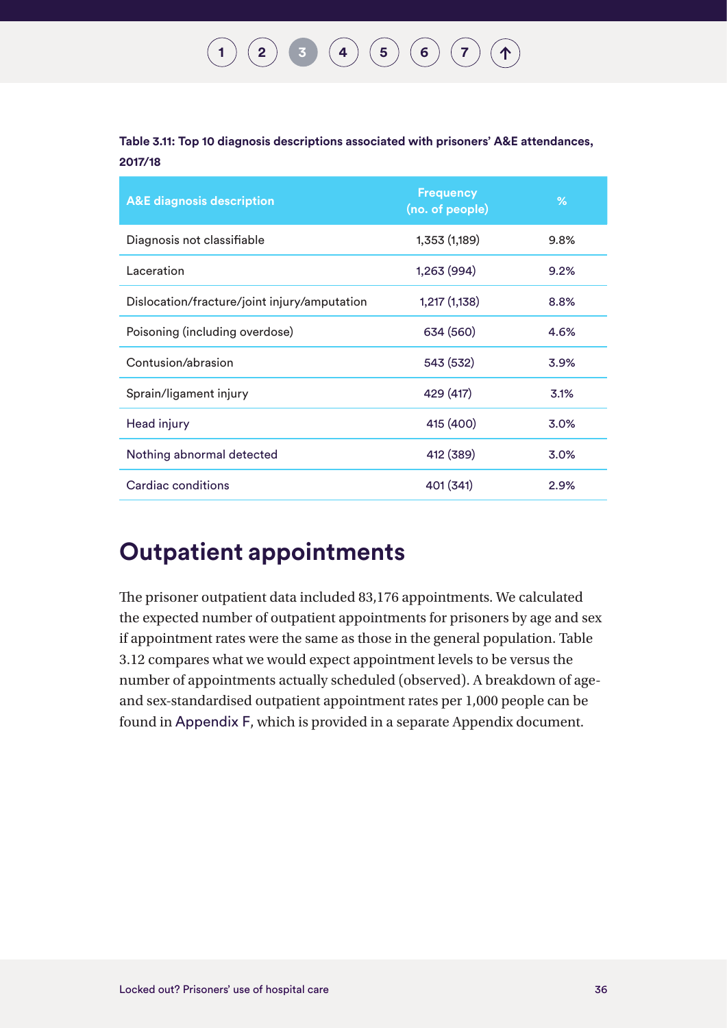**Table 3.11: Top 10 diagnosis descriptions associated with prisoners' A&E attendances, 2017/18**

| A&E diagnosis description | Frequency (no. of people) | % |
|---|---|---|
| Diagnosis not classifiable | 1,353 (1,189) | 9.8% |
| Laceration | 1,263 (994) | 9.2% |
| Dislocation/fracture/joint injury/amputation | 1,217 (1,138) | 8.8% |
| Poisoning (including overdose) | 634 (560) | 4.6% |
| Contusion/abrasion | 543 (532) | 3.9% |
| Sprain/ligament injury | 429 (417) | 3.1% |
| Head injury | 415 (400) | 3.0% |
| Nothing abnormal detected | 412 (389) | 3.0% |
| Cardiac conditions | 401 (341) | 2.9% |

## Outpatient appointments

The prisoner outpatient data included 83,176 appointments. We calculated the expected number of outpatient appointments for prisoners by age and sex if appointment rates were the same as those in the general population. Table 3.12 compares what we would expect appointment levels to be versus the number of appointments actually scheduled (observed). A breakdown of age- and sex-standardised outpatient appointment rates per 1,000 people can be found in Appendix F, which is provided in a separate Appendix document.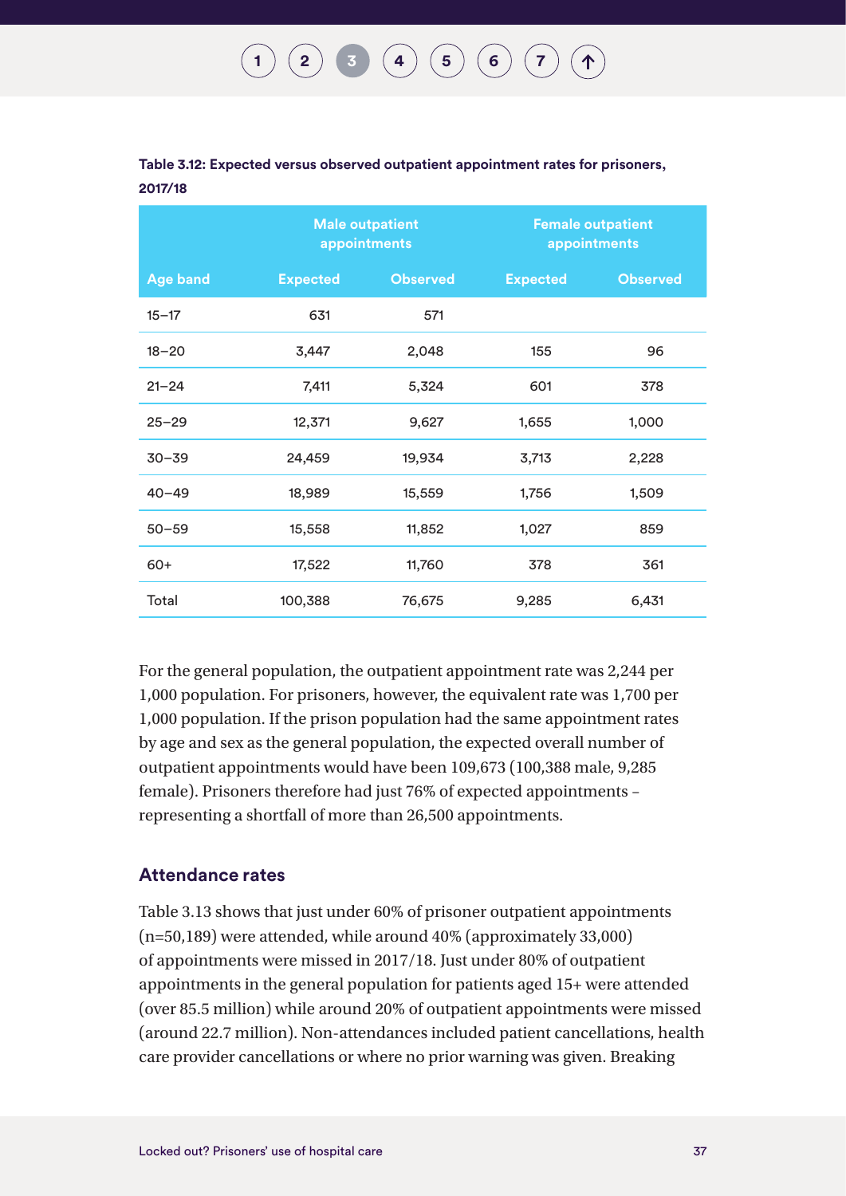**Table 3.12: Expected versus observed outpatient appointment rates for prisoners, 2017/18**

| | Male outpatient appointments | | Female outpatient appointments | |
|---|---|---|---|---|
| Age band | Expected | Observed | Expected | Observed |
| 15–17 | 631 | 571 | | |
| 18–20 | 3,447 | 2,048 | 155 | 96 |
| 21–24 | 7,411 | 5,324 | 601 | 378 |
| 25–29 | 12,371 | 9,627 | 1,655 | 1,000 |
| 30–39 | 24,459 | 19,934 | 3,713 | 2,228 |
| 40–49 | 18,989 | 15,559 | 1,756 | 1,509 |
| 50–59 | 15,558 | 11,852 | 1,027 | 859 |
| 60+ | 17,522 | 11,760 | 378 | 361 |
| Total | 100,388 | 76,675 | 9,285 | 6,431 |

For the general population, the outpatient appointment rate was 2,244 per 1,000 population. For prisoners, however, the equivalent rate was 1,700 per 1,000 population. If the prison population had the same appointment rates by age and sex as the general population, the expected overall number of outpatient appointments would have been 109,673 (100,388 male, 9,285 female). Prisoners therefore had just 76% of expected appointments – representing a shortfall of more than 26,500 appointments.

### Attendance rates

Table 3.13 shows that just under 60% of prisoner outpatient appointments (n=50,189) were attended, while around 40% (approximately 33,000) of appointments were missed in 2017/18. Just under 80% of outpatient appointments in the general population for patients aged 15+ were attended (over 85.5 million) while around 20% of outpatient appointments were missed (around 22.7 million). Non-attendances included patient cancellations, health care provider cancellations or where no prior warning was given. Breaking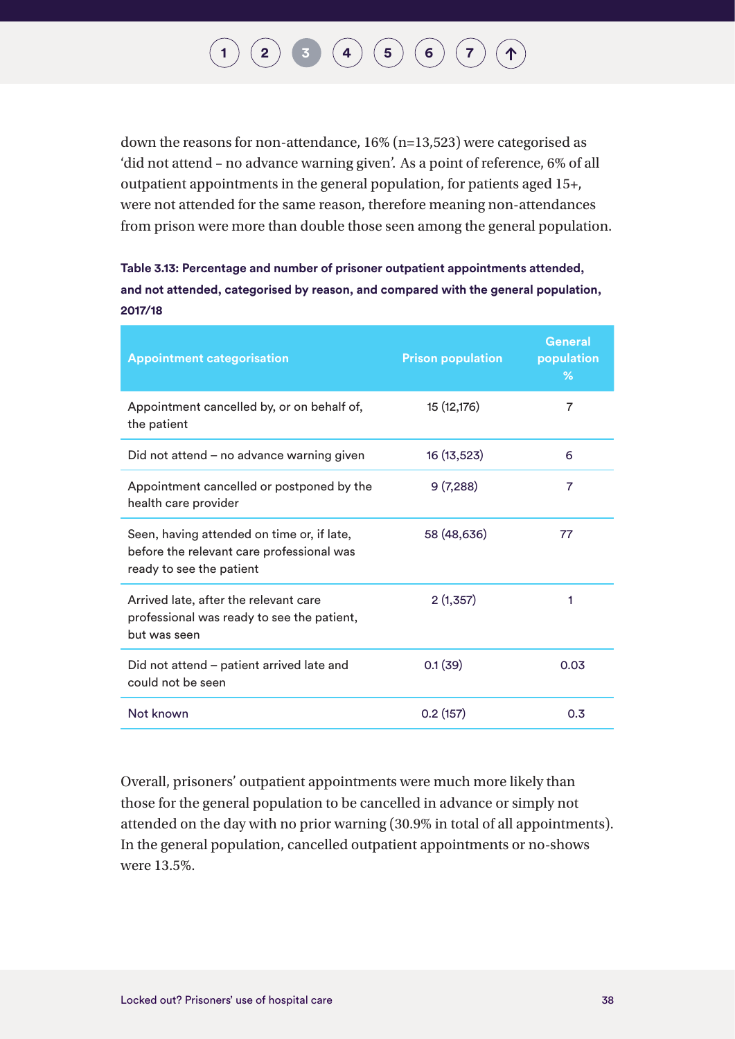down the reasons for non-attendance, 16% (n=13,523) were categorised as 'did not attend – no advance warning given'. As a point of reference, 6% of all outpatient appointments in the general population, for patients aged 15+, were not attended for the same reason, therefore meaning non-attendances from prison were more than double those seen among the general population.

**Table 3.13: Percentage and number of prisoner outpatient appointments attended, and not attended, categorised by reason, and compared with the general population, 2017/18**

| Appointment categorisation | Prison population | General population % |
|---|---|---|
| Appointment cancelled by, or on behalf of, the patient | 15 (12,176) | 7 |
| Did not attend – no advance warning given | 16 (13,523) | 6 |
| Appointment cancelled or postponed by the health care provider | 9 (7,288) | 7 |
| Seen, having attended on time or, if late, before the relevant care professional was ready to see the patient | 58 (48,636) | 77 |
| Arrived late, after the relevant care professional was ready to see the patient, but was seen | 2 (1,357) | 1 |
| Did not attend – patient arrived late and could not be seen | 0.1 (39) | 0.03 |
| Not known | 0.2 (157) | 0.3 |

Overall, prisoners' outpatient appointments were much more likely than those for the general population to be cancelled in advance or simply not attended on the day with no prior warning (30.9% in total of all appointments). In the general population, cancelled outpatient appointments or no-shows were 13.5%.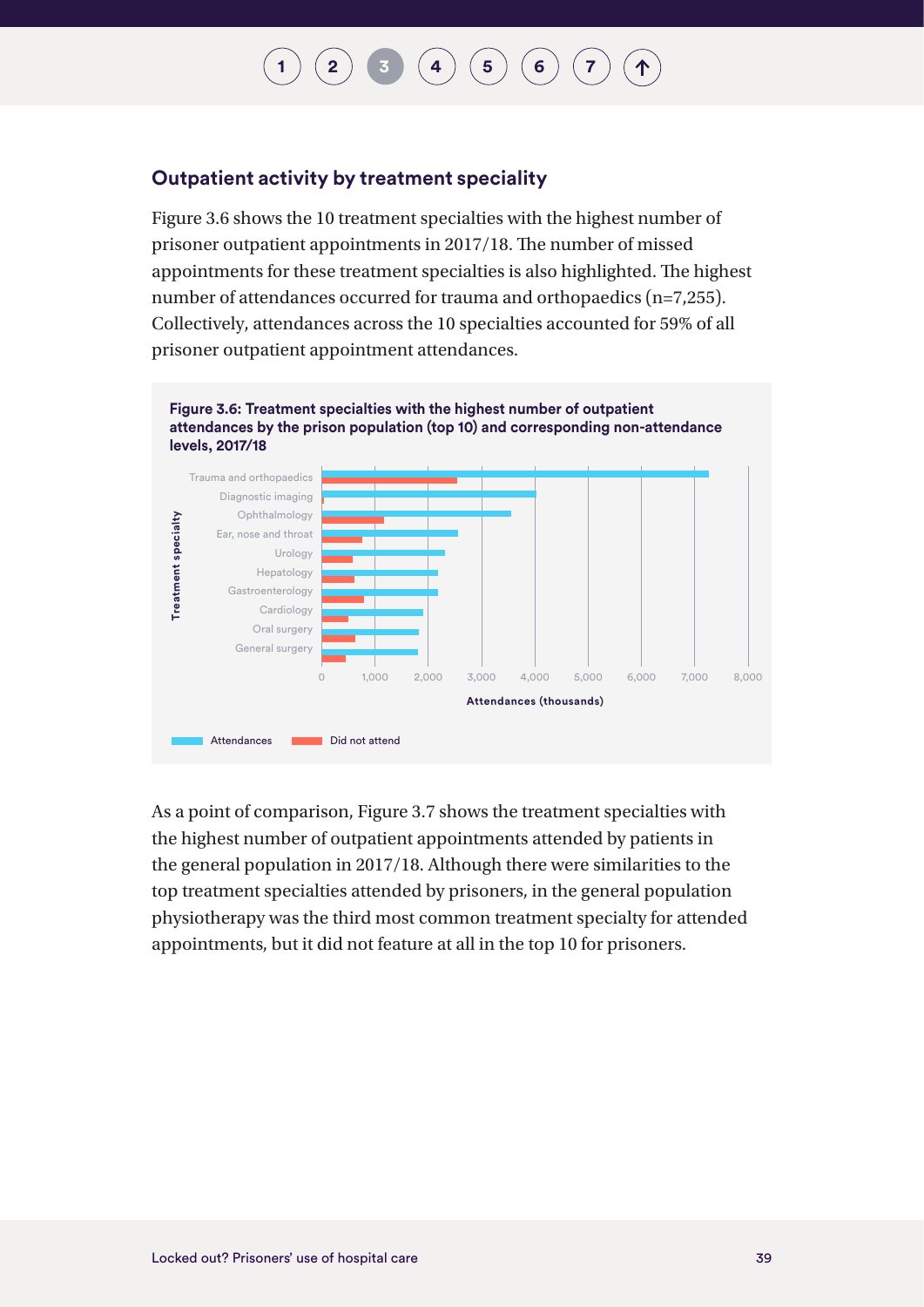## Outpatient activity by treatment speciality

Figure 3.6 shows the 10 treatment specialties with the highest number of prisoner outpatient appointments in 2017/18. The number of missed appointments for these treatment specialties is also highlighted. The highest number of attendances occurred for trauma and orthopaedics (n=7,255). Collectively, attendances across the 10 specialties accounted for 59% of all prisoner outpatient appointment attendances.

**Figure 3.6: Treatment specialties with the highest number of outpatient attendances by the prison population (top 10) and corresponding non-attendance levels, 2017/18**

Treatment specialty: Trauma and orthopaedics, Diagnostic imaging, Ophthalmology, Ear, nose and throat, Urology, Hepatology, Gastroenterology, Cardiology, Oral surgery, General surgery

Attendances (thousands): 0, 1,000, 2,000, 3,000, 4,000, 5,000, 6,000, 7,000, 8,000

Attendances | Did not attend

As a point of comparison, Figure 3.7 shows the treatment specialties with the highest number of outpatient appointments attended by patients in the general population in 2017/18. Although there were similarities to the top treatment specialties attended by prisoners, in the general population physiotherapy was the third most common treatment specialty for attended appointments, but it did not feature at all in the top 10 for prisoners.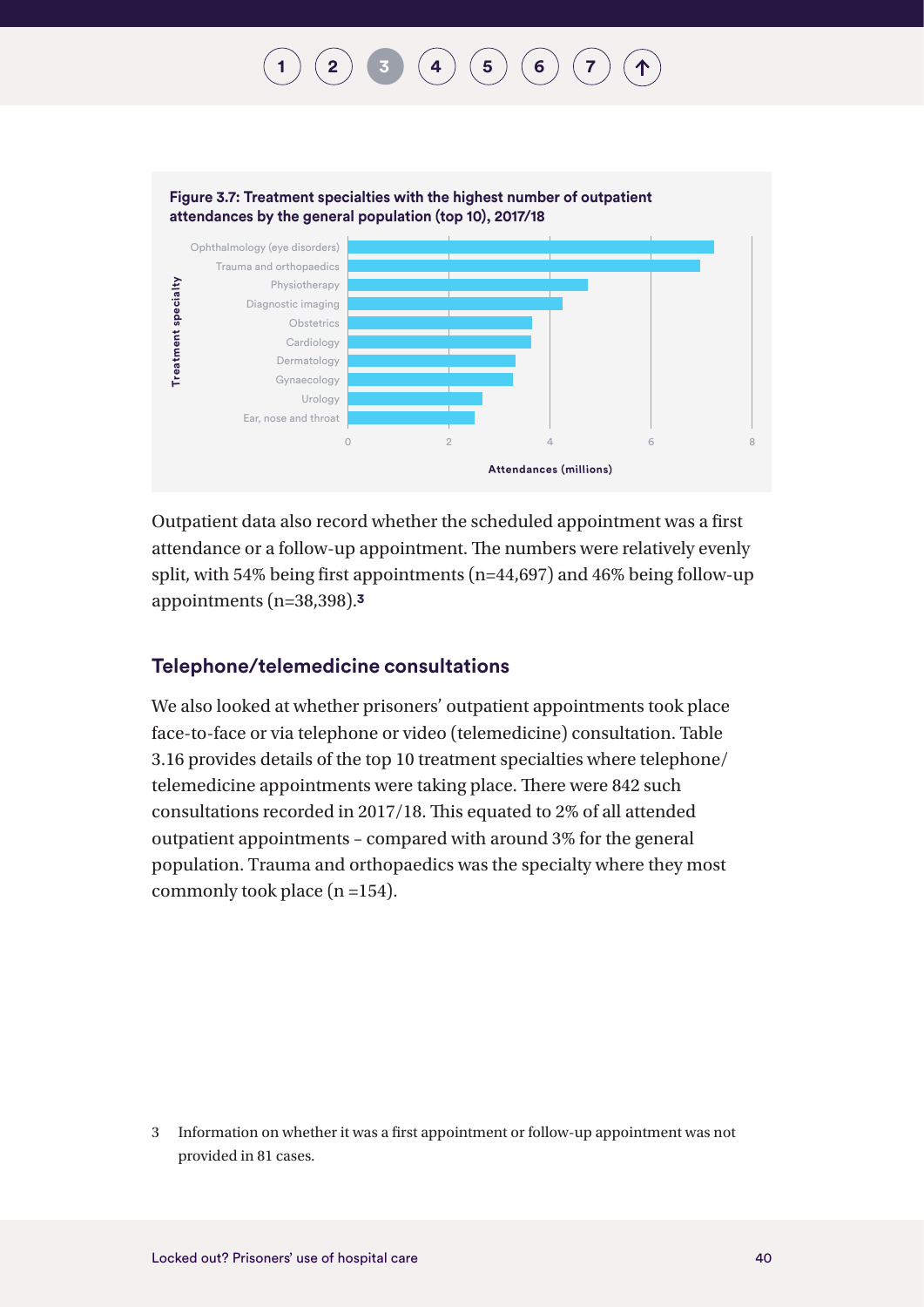**Figure 3.7: Treatment specialties with the highest number of outpatient attendances by the general population (top 10), 2017/18**

Treatment specialty: Ophthalmology (eye disorders), Trauma and orthopaedics, Physiotherapy, Diagnostic imaging, Obstetrics, Cardiology, Dermatology, Gynaecology, Urology, Ear, nose and throat

Attendances (millions): 0, 2, 4, 6, 8

Outpatient data also record whether the scheduled appointment was a first attendance or a follow-up appointment. The numbers were relatively evenly split, with 54% being first appointments (n=44,697) and 46% being follow-up appointments (n=38,398).[3]

## Telephone/telemedicine consultations

We also looked at whether prisoners' outpatient appointments took place face-to-face or via telephone or video (telemedicine) consultation. Table 3.16 provides details of the top 10 treatment specialties where telephone/telemedicine appointments were taking place. There were 842 such consultations recorded in 2017/18. This equated to 2% of all attended outpatient appointments – compared with around 3% for the general population. Trauma and orthopaedics was the specialty where they most commonly took place (n =154).

3 Information on whether it was a first appointment or follow-up appointment was not provided in 81 cases.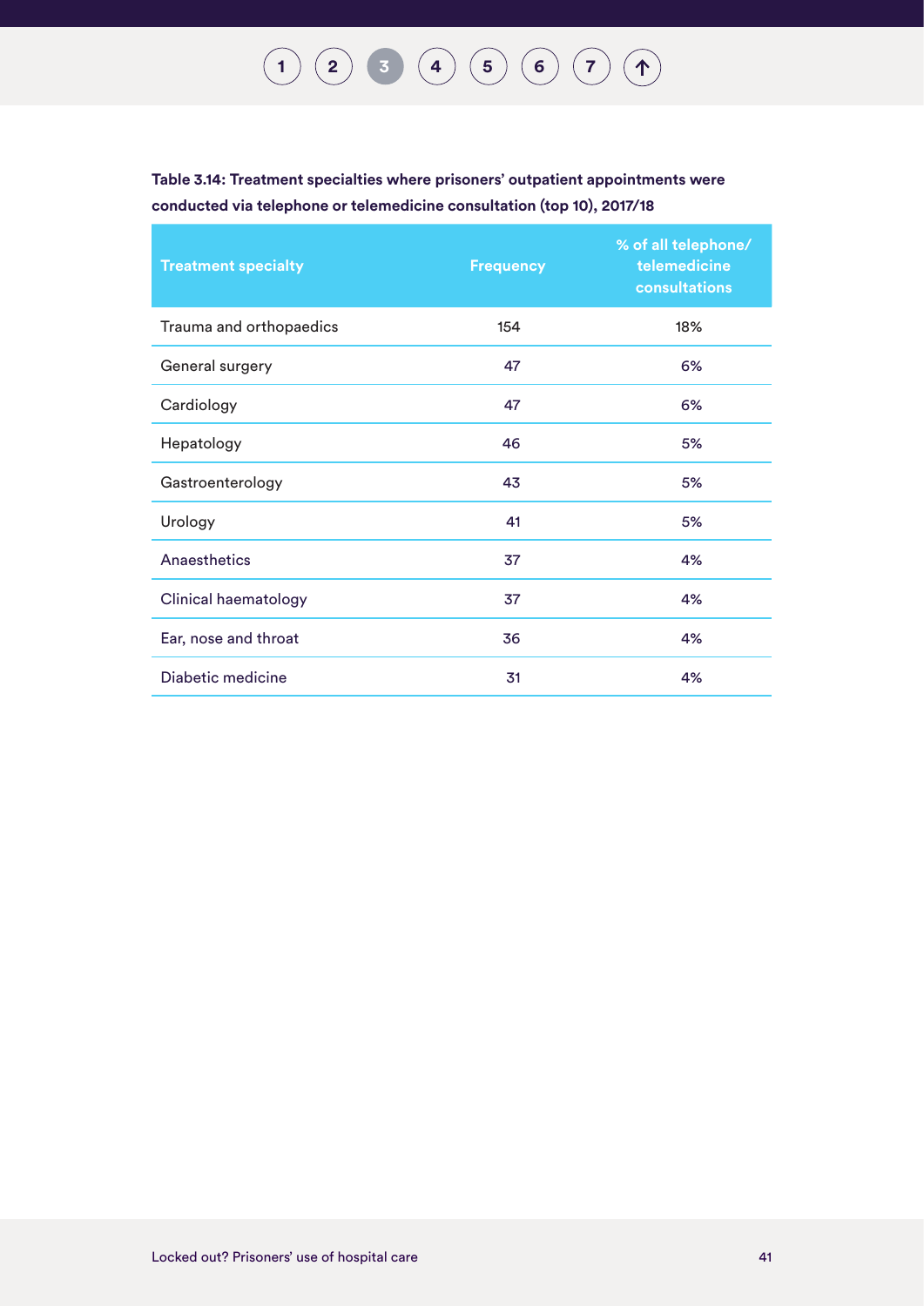**Table 3.14: Treatment specialties where prisoners' outpatient appointments were conducted via telephone or telemedicine consultation (top 10), 2017/18**

| Treatment specialty | Frequency | % of all telephone/ telemedicine consultations |
|---|---|---|
| Trauma and orthopaedics | 154 | 18% |
| General surgery | 47 | 6% |
| Cardiology | 47 | 6% |
| Hepatology | 46 | 5% |
| Gastroenterology | 43 | 5% |
| Urology | 41 | 5% |
| Anaesthetics | 37 | 4% |
| Clinical haematology | 37 | 4% |
| Ear, nose and throat | 36 | 4% |
| Diabetic medicine | 31 | 4% |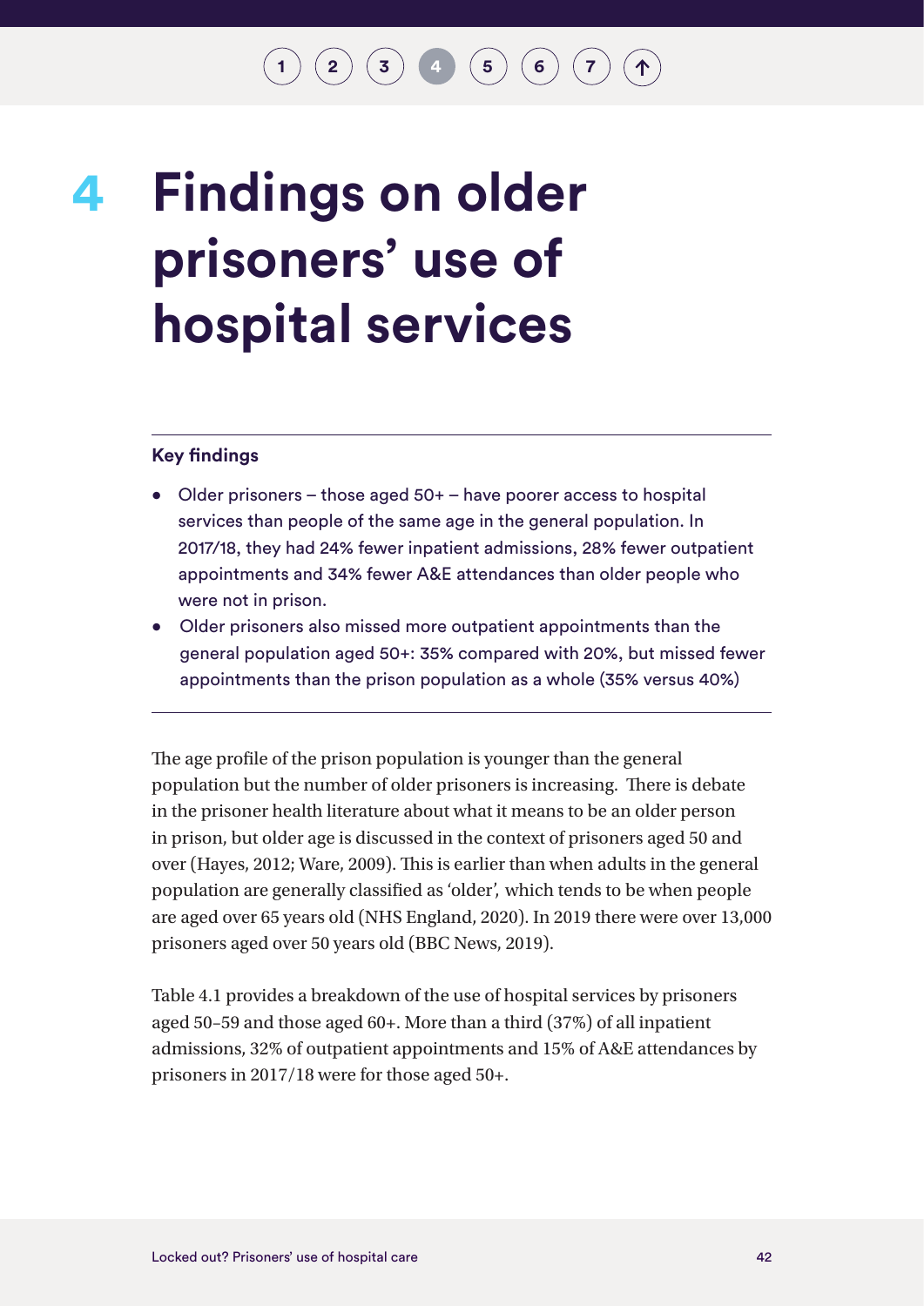# 4 Findings on older prisoners' use of hospital services

**Key findings**

- Older prisoners – those aged 50+ – have poorer access to hospital services than people of the same age in the general population. In 2017/18, they had 24% fewer inpatient admissions, 28% fewer outpatient appointments and 34% fewer A&E attendances than older people who were not in prison.
- Older prisoners also missed more outpatient appointments than the general population aged 50+: 35% compared with 20%, but missed fewer appointments than the prison population as a whole (35% versus 40%)

The age profile of the prison population is younger than the general population but the number of older prisoners is increasing. There is debate in the prisoner health literature about what it means to be an older person in prison, but older age is discussed in the context of prisoners aged 50 and over (Hayes, 2012; Ware, 2009). This is earlier than when adults in the general population are generally classified as 'older', which tends to be when people are aged over 65 years old (NHS England, 2020). In 2019 there were over 13,000 prisoners aged over 50 years old (BBC News, 2019).

Table 4.1 provides a breakdown of the use of hospital services by prisoners aged 50–59 and those aged 60+. More than a third (37%) of all inpatient admissions, 32% of outpatient appointments and 15% of A&E attendances by prisoners in 2017/18 were for those aged 50+.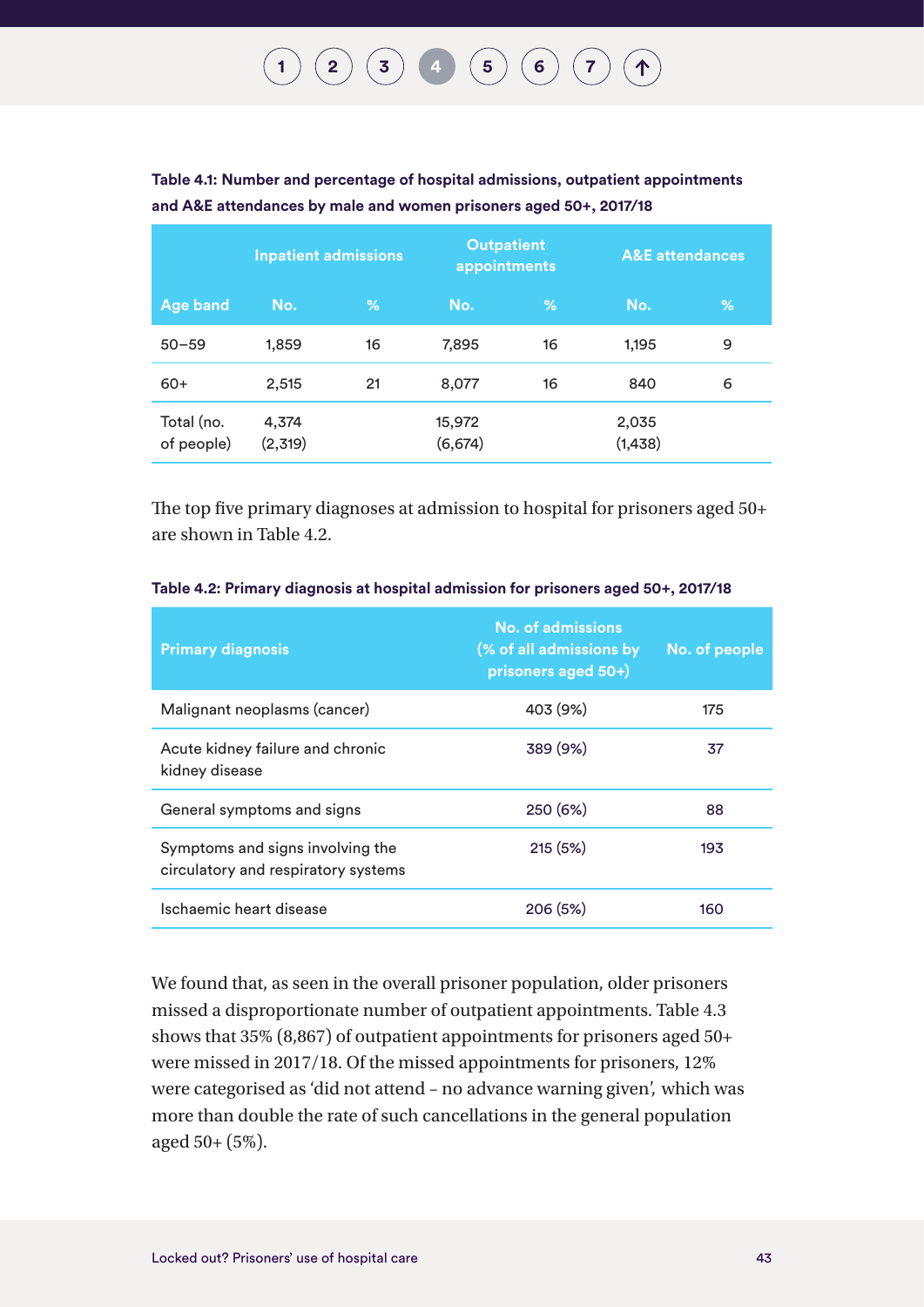**Table 4.1: Number and percentage of hospital admissions, outpatient appointments and A&E attendances by male and women prisoners aged 50+, 2017/18**

| | Inpatient admissions | | Outpatient appointments | | A&E attendances | |
|---|---|---|---|---|---|---|
| **Age band** | **No.** | **%** | **No.** | **%** | **No.** | **%** |
| 50–59 | 1,859 | 16 | 7,895 | 16 | 1,195 | 9 |
| 60+ | 2,515 | 21 | 8,077 | 16 | 840 | 6 |
| Total (no. of people) | 4,374 (2,319) | | 15,972 (6,674) | | 2,035 (1,438) | |

The top five primary diagnoses at admission to hospital for prisoners aged 50+ are shown in Table 4.2.

**Table 4.2: Primary diagnosis at hospital admission for prisoners aged 50+, 2017/18**

| Primary diagnosis | No. of admissions (% of all admissions by prisoners aged 50+) | No. of people |
|---|---|---|
| Malignant neoplasms (cancer) | 403 (9%) | 175 |
| Acute kidney failure and chronic kidney disease | 389 (9%) | 37 |
| General symptoms and signs | 250 (6%) | 88 |
| Symptoms and signs involving the circulatory and respiratory systems | 215 (5%) | 193 |
| Ischaemic heart disease | 206 (5%) | 160 |

We found that, as seen in the overall prisoner population, older prisoners missed a disproportionate number of outpatient appointments. Table 4.3 shows that 35% (8,867) of outpatient appointments for prisoners aged 50+ were missed in 2017/18. Of the missed appointments for prisoners, 12% were categorised as 'did not attend – no advance warning given', which was more than double the rate of such cancellations in the general population aged 50+ (5%).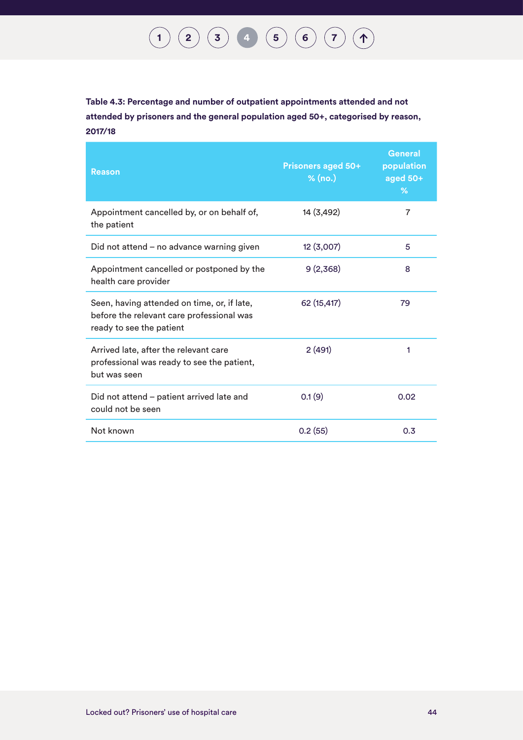**Table 4.3: Percentage and number of outpatient appointments attended and not attended by prisoners and the general population aged 50+, categorised by reason, 2017/18**

| Reason | Prisoners aged 50+ % (no.) | General population aged 50+ % |
|---|---|---|
| Appointment cancelled by, or on behalf of, the patient | 14 (3,492) | 7 |
| Did not attend – no advance warning given | 12 (3,007) | 5 |
| Appointment cancelled or postponed by the health care provider | 9 (2,368) | 8 |
| Seen, having attended on time, or, if late, before the relevant care professional was ready to see the patient | 62 (15,417) | 79 |
| Arrived late, after the relevant care professional was ready to see the patient, but was seen | 2 (491) | 1 |
| Did not attend – patient arrived late and could not be seen | 0.1 (9) | 0.02 |
| Not known | 0.2 (55) | 0.3 |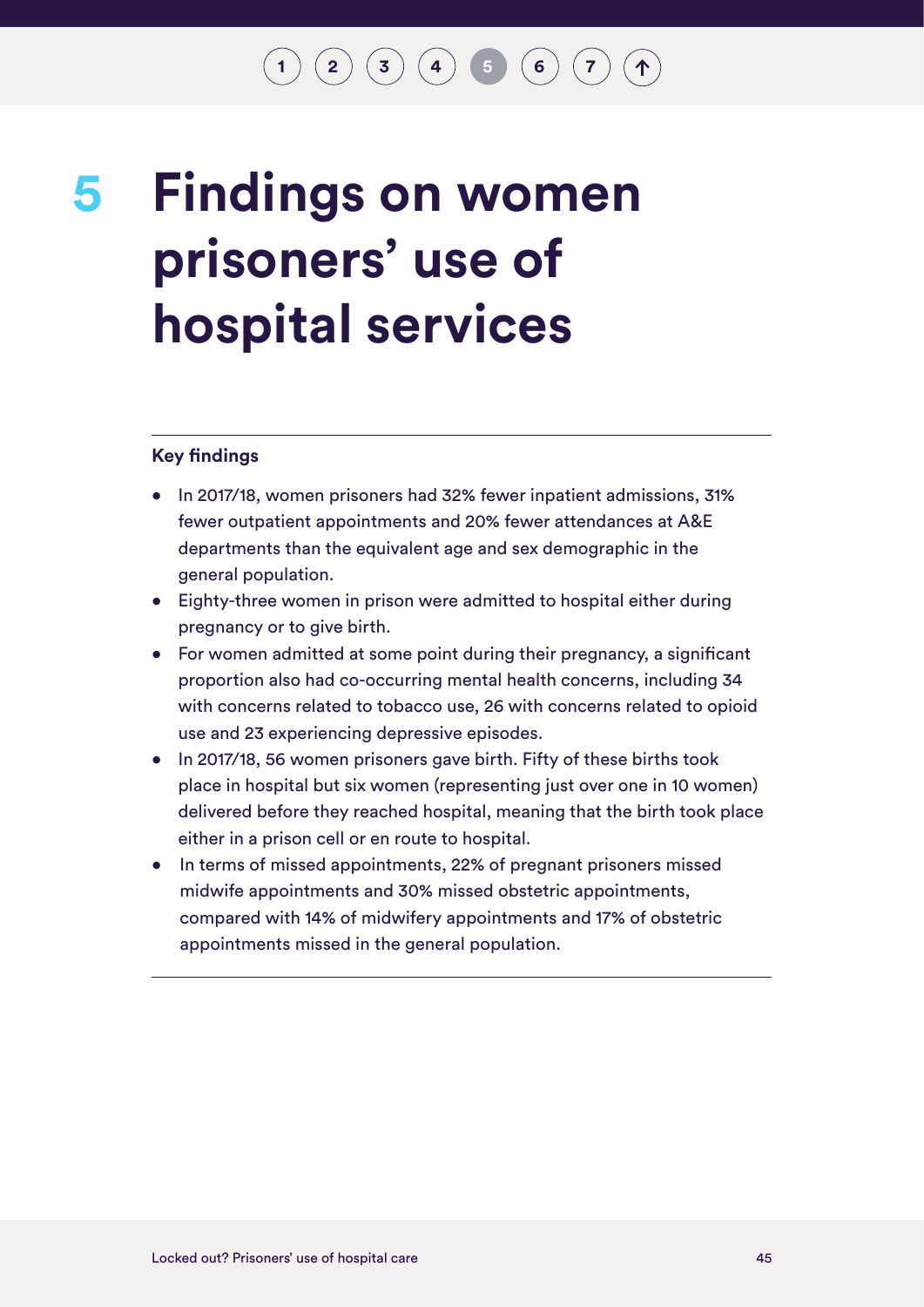# 5 Findings on women prisoners' use of hospital services

**Key findings**

- In 2017/18, women prisoners had 32% fewer inpatient admissions, 31% fewer outpatient appointments and 20% fewer attendances at A&E departments than the equivalent age and sex demographic in the general population.
- Eighty-three women in prison were admitted to hospital either during pregnancy or to give birth.
- For women admitted at some point during their pregnancy, a significant proportion also had co-occurring mental health concerns, including 34 with concerns related to tobacco use, 26 with concerns related to opioid use and 23 experiencing depressive episodes.
- In 2017/18, 56 women prisoners gave birth. Fifty of these births took place in hospital but six women (representing just over one in 10 women) delivered before they reached hospital, meaning that the birth took place either in a prison cell or en route to hospital.
- In terms of missed appointments, 22% of pregnant prisoners missed midwife appointments and 30% missed obstetric appointments, compared with 14% of midwifery appointments and 17% of obstetric appointments missed in the general population.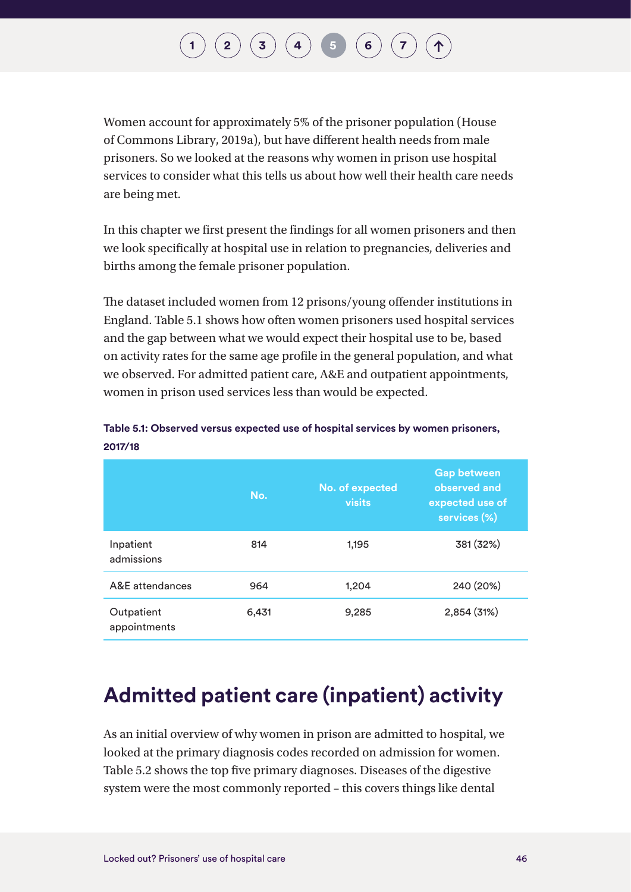Women account for approximately 5% of the prisoner population (House of Commons Library, 2019a), but have different health needs from male prisoners. So we looked at the reasons why women in prison use hospital services to consider what this tells us about how well their health care needs are being met.

In this chapter we first present the findings for all women prisoners and then we look specifically at hospital use in relation to pregnancies, deliveries and births among the female prisoner population.

The dataset included women from 12 prisons/young offender institutions in England. Table 5.1 shows how often women prisoners used hospital services and the gap between what we would expect their hospital use to be, based on activity rates for the same age profile in the general population, and what we observed. For admitted patient care, A&E and outpatient appointments, women in prison used services less than would be expected.

**Table 5.1: Observed versus expected use of hospital services by women prisoners, 2017/18**

| | No. | No. of expected visits | Gap between observed and expected use of services (%) |
|---|---|---|---|
| Inpatient admissions | 814 | 1,195 | 381 (32%) |
| A&E attendances | 964 | 1,204 | 240 (20%) |
| Outpatient appointments | 6,431 | 9,285 | 2,854 (31%) |

## Admitted patient care (inpatient) activity

As an initial overview of why women in prison are admitted to hospital, we looked at the primary diagnosis codes recorded on admission for women. Table 5.2 shows the top five primary diagnoses. Diseases of the digestive system were the most commonly reported – this covers things like dental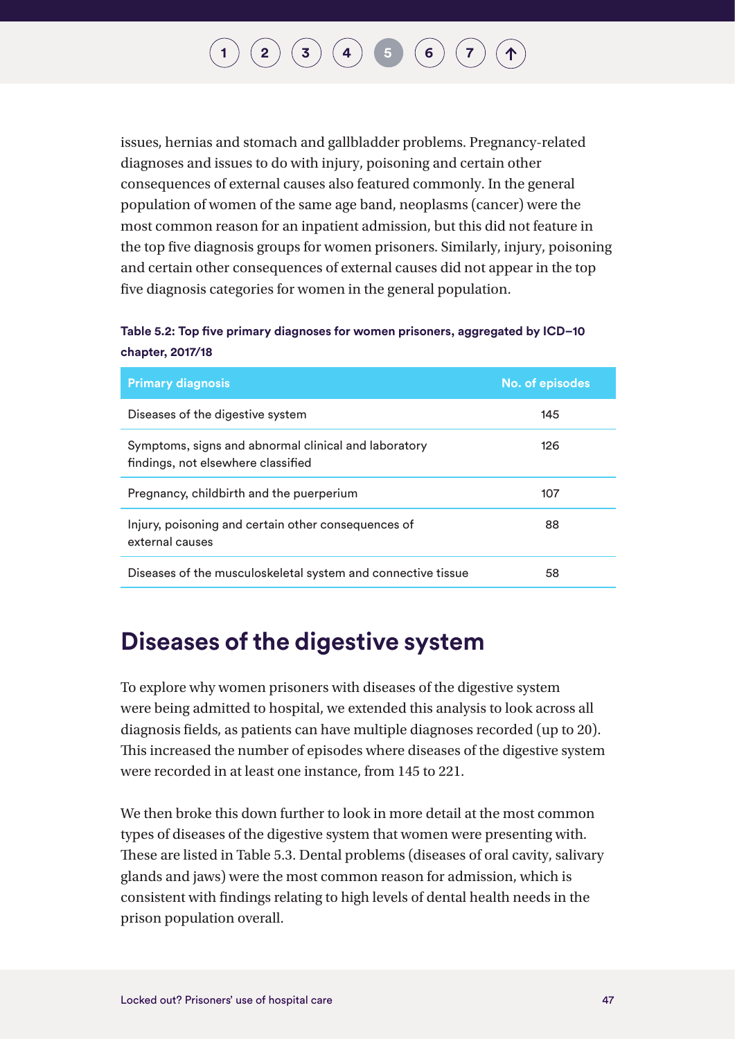issues, hernias and stomach and gallbladder problems. Pregnancy-related diagnoses and issues to do with injury, poisoning and certain other consequences of external causes also featured commonly. In the general population of women of the same age band, neoplasms (cancer) were the most common reason for an inpatient admission, but this did not feature in the top five diagnosis groups for women prisoners. Similarly, injury, poisoning and certain other consequences of external causes did not appear in the top five diagnosis categories for women in the general population.

**Table 5.2: Top five primary diagnoses for women prisoners, aggregated by ICD–10 chapter, 2017/18**

| Primary diagnosis | No. of episodes |
|---|---|
| Diseases of the digestive system | 145 |
| Symptoms, signs and abnormal clinical and laboratory findings, not elsewhere classified | 126 |
| Pregnancy, childbirth and the puerperium | 107 |
| Injury, poisoning and certain other consequences of external causes | 88 |
| Diseases of the musculoskeletal system and connective tissue | 58 |

## Diseases of the digestive system

To explore why women prisoners with diseases of the digestive system were being admitted to hospital, we extended this analysis to look across all diagnosis fields, as patients can have multiple diagnoses recorded (up to 20). This increased the number of episodes where diseases of the digestive system were recorded in at least one instance, from 145 to 221.

We then broke this down further to look in more detail at the most common types of diseases of the digestive system that women were presenting with. These are listed in Table 5.3. Dental problems (diseases of oral cavity, salivary glands and jaws) were the most common reason for admission, which is consistent with findings relating to high levels of dental health needs in the prison population overall.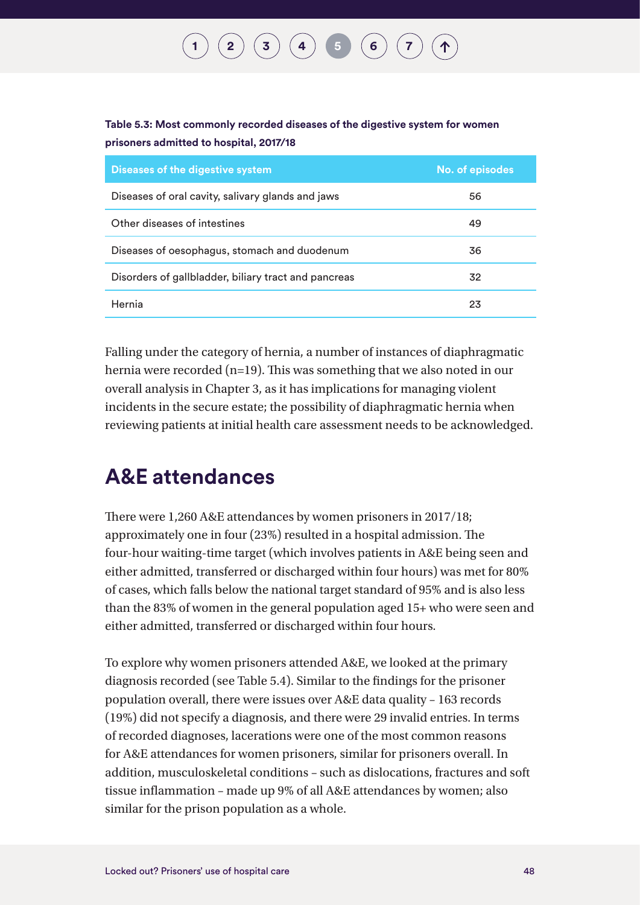**Table 5.3: Most commonly recorded diseases of the digestive system for women prisoners admitted to hospital, 2017/18**

| Diseases of the digestive system | No. of episodes |
|---|---|
| Diseases of oral cavity, salivary glands and jaws | 56 |
| Other diseases of intestines | 49 |
| Diseases of oesophagus, stomach and duodenum | 36 |
| Disorders of gallbladder, biliary tract and pancreas | 32 |
| Hernia | 23 |

Falling under the category of hernia, a number of instances of diaphragmatic hernia were recorded (n=19). This was something that we also noted in our overall analysis in Chapter 3, as it has implications for managing violent incidents in the secure estate; the possibility of diaphragmatic hernia when reviewing patients at initial health care assessment needs to be acknowledged.

## A&E attendances

There were 1,260 A&E attendances by women prisoners in 2017/18; approximately one in four (23%) resulted in a hospital admission. The four-hour waiting-time target (which involves patients in A&E being seen and either admitted, transferred or discharged within four hours) was met for 80% of cases, which falls below the national target standard of 95% and is also less than the 83% of women in the general population aged 15+ who were seen and either admitted, transferred or discharged within four hours.

To explore why women prisoners attended A&E, we looked at the primary diagnosis recorded (see Table 5.4). Similar to the findings for the prisoner population overall, there were issues over A&E data quality – 163 records (19%) did not specify a diagnosis, and there were 29 invalid entries. In terms of recorded diagnoses, lacerations were one of the most common reasons for A&E attendances for women prisoners, similar for prisoners overall. In addition, musculoskeletal conditions – such as dislocations, fractures and soft tissue inflammation – made up 9% of all A&E attendances by women; also similar for the prison population as a whole.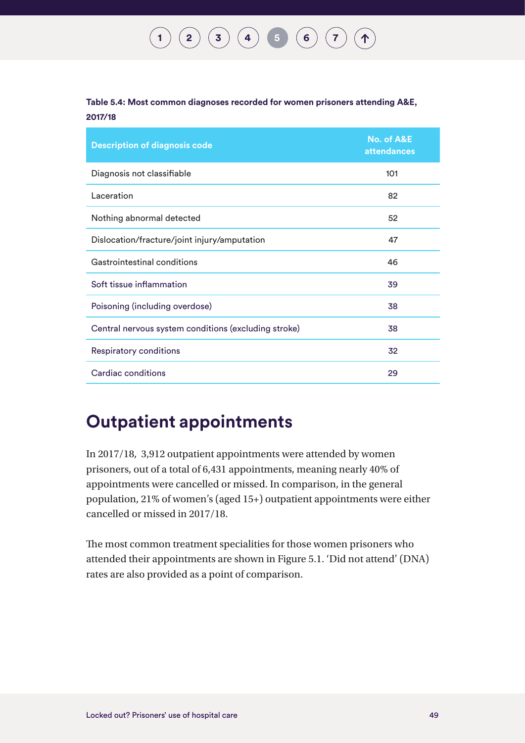**Table 5.4: Most common diagnoses recorded for women prisoners attending A&E, 2017/18**

| Description of diagnosis code | No. of A&E attendances |
|---|---|
| Diagnosis not classifiable | 101 |
| Laceration | 82 |
| Nothing abnormal detected | 52 |
| Dislocation/fracture/joint injury/amputation | 47 |
| Gastrointestinal conditions | 46 |
| Soft tissue inflammation | 39 |
| Poisoning (including overdose) | 38 |
| Central nervous system conditions (excluding stroke) | 38 |
| Respiratory conditions | 32 |
| Cardiac conditions | 29 |

## Outpatient appointments

In 2017/18, 3,912 outpatient appointments were attended by women prisoners, out of a total of 6,431 appointments, meaning nearly 40% of appointments were cancelled or missed. In comparison, in the general population, 21% of women's (aged 15+) outpatient appointments were either cancelled or missed in 2017/18.

The most common treatment specialities for those women prisoners who attended their appointments are shown in Figure 5.1. 'Did not attend' (DNA) rates are also provided as a point of comparison.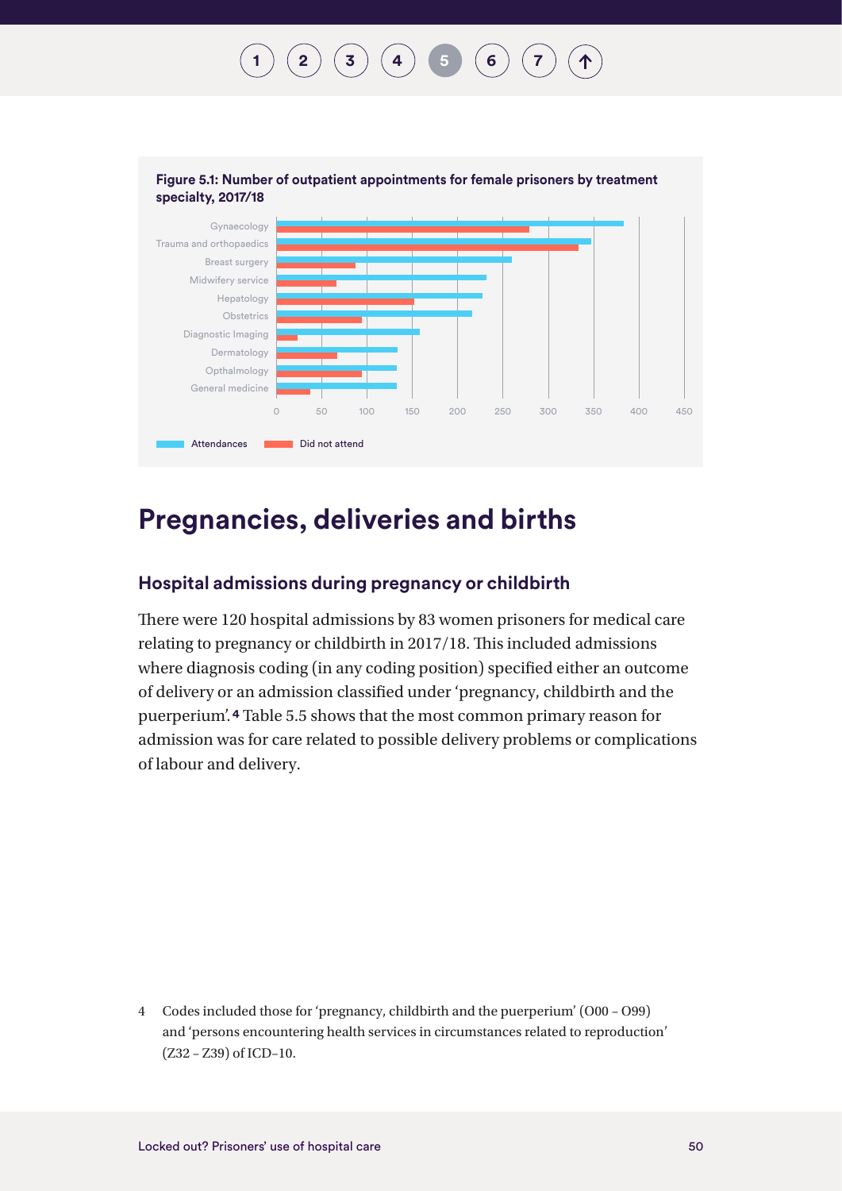**Figure 5.1: Number of outpatient appointments for female prisoners by treatment specialty, 2017/18**

| Specialty | Attendances | Did not attend |
|---|---|---|
| Gynaecology | ~383 | ~279 |
| Trauma and orthopaedics | ~347 | ~333 |
| Breast surgery | ~260 | ~87 |
| Midwifery service | ~232 | ~66 |
| Hepatology | ~227 | ~152 |
| Obstetrics | ~216 | ~94 |
| Diagnostic Imaging | ~158 | ~23 |
| Dermatology | ~134 | ~67 |
| Opthalmology | ~133 | ~94 |
| General medicine | ~133 | ~37 |

## Pregnancies, deliveries and births

### Hospital admissions during pregnancy or childbirth

There were 120 hospital admissions by 83 women prisoners for medical care relating to pregnancy or childbirth in 2017/18. This included admissions where diagnosis coding (in any coding position) specified either an outcome of delivery or an admission classified under 'pregnancy, childbirth and the puerperium'.[4] Table 5.5 shows that the most common primary reason for admission was for care related to possible delivery problems or complications of labour and delivery.

4 Codes included those for 'pregnancy, childbirth and the puerperium' (O00 – O99) and 'persons encountering health services in circumstances related to reproduction' (Z32 – Z39) of ICD–10.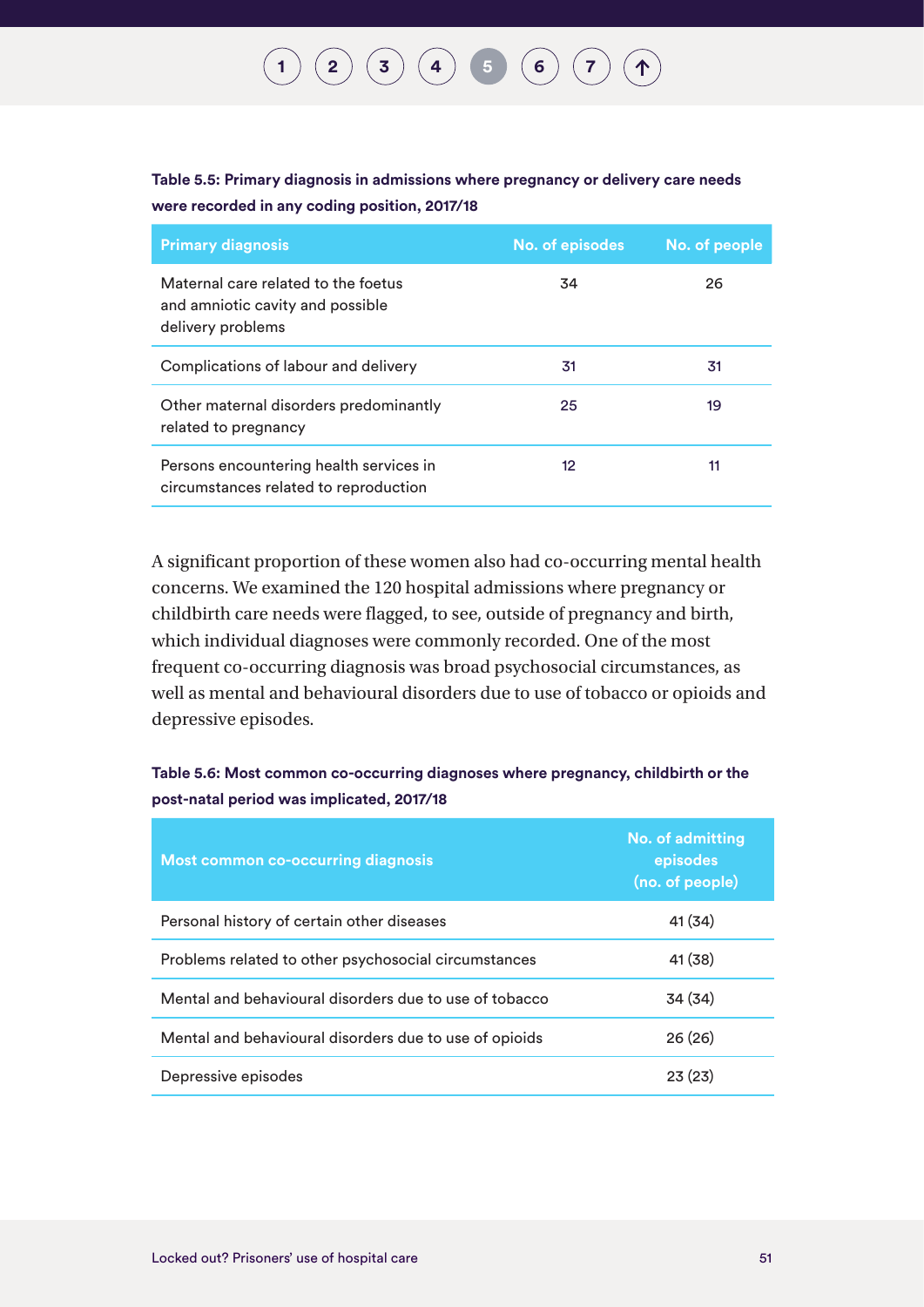**Table 5.5: Primary diagnosis in admissions where pregnancy or delivery care needs were recorded in any coding position, 2017/18**

| Primary diagnosis | No. of episodes | No. of people |
|---|---|---|
| Maternal care related to the foetus and amniotic cavity and possible delivery problems | 34 | 26 |
| Complications of labour and delivery | 31 | 31 |
| Other maternal disorders predominantly related to pregnancy | 25 | 19 |
| Persons encountering health services in circumstances related to reproduction | 12 | 11 |

A significant proportion of these women also had co-occurring mental health concerns. We examined the 120 hospital admissions where pregnancy or childbirth care needs were flagged, to see, outside of pregnancy and birth, which individual diagnoses were commonly recorded. One of the most frequent co-occurring diagnosis was broad psychosocial circumstances, as well as mental and behavioural disorders due to use of tobacco or opioids and depressive episodes.

**Table 5.6: Most common co-occurring diagnoses where pregnancy, childbirth or the post-natal period was implicated, 2017/18**

| Most common co-occurring diagnosis | No. of admitting episodes (no. of people) |
|---|---|
| Personal history of certain other diseases | 41 (34) |
| Problems related to other psychosocial circumstances | 41 (38) |
| Mental and behavioural disorders due to use of tobacco | 34 (34) |
| Mental and behavioural disorders due to use of opioids | 26 (26) |
| Depressive episodes | 23 (23) |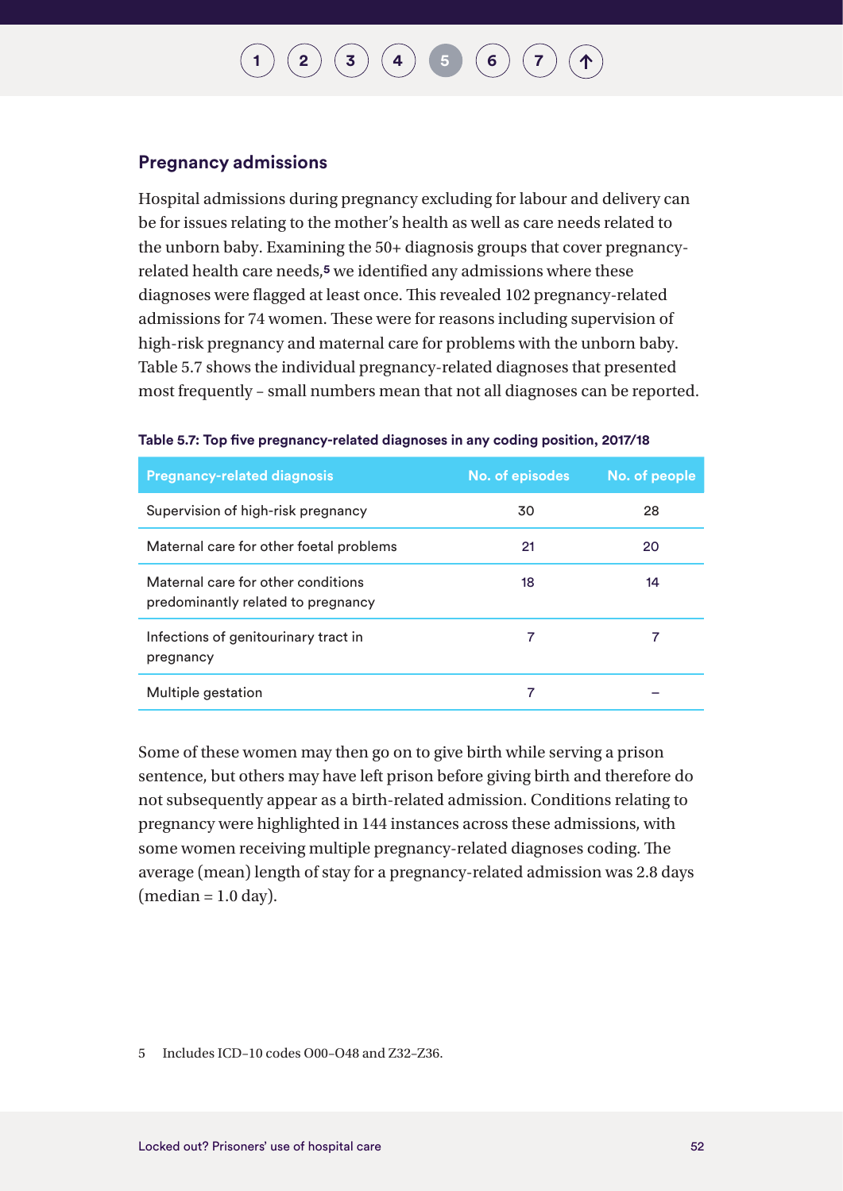## Pregnancy admissions

Hospital admissions during pregnancy excluding for labour and delivery can be for issues relating to the mother's health as well as care needs related to the unborn baby. Examining the 50+ diagnosis groups that cover pregnancy-related health care needs,[5] we identified any admissions where these diagnoses were flagged at least once. This revealed 102 pregnancy-related admissions for 74 women. These were for reasons including supervision of high-risk pregnancy and maternal care for problems with the unborn baby. Table 5.7 shows the individual pregnancy-related diagnoses that presented most frequently – small numbers mean that not all diagnoses can be reported.

**Table 5.7: Top five pregnancy-related diagnoses in any coding position, 2017/18**

| Pregnancy-related diagnosis | No. of episodes | No. of people |
|---|---|---|
| Supervision of high-risk pregnancy | 30 | 28 |
| Maternal care for other foetal problems | 21 | 20 |
| Maternal care for other conditions predominantly related to pregnancy | 18 | 14 |
| Infections of genitourinary tract in pregnancy | 7 | 7 |
| Multiple gestation | 7 | – |

Some of these women may then go on to give birth while serving a prison sentence, but others may have left prison before giving birth and therefore do not subsequently appear as a birth-related admission. Conditions relating to pregnancy were highlighted in 144 instances across these admissions, with some women receiving multiple pregnancy-related diagnoses coding. The average (mean) length of stay for a pregnancy-related admission was 2.8 days (median = 1.0 day).

5 Includes ICD-10 codes O00–O48 and Z32–Z36.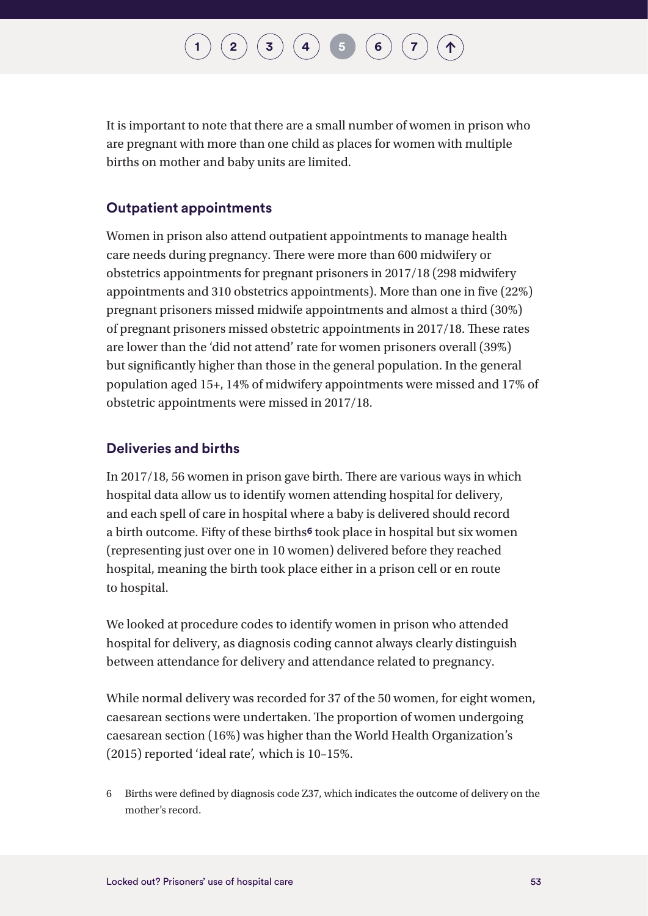It is important to note that there are a small number of women in prison who are pregnant with more than one child as places for women with multiple births on mother and baby units are limited.

### Outpatient appointments

Women in prison also attend outpatient appointments to manage health care needs during pregnancy. There were more than 600 midwifery or obstetrics appointments for pregnant prisoners in 2017/18 (298 midwifery appointments and 310 obstetrics appointments). More than one in five (22%) pregnant prisoners missed midwife appointments and almost a third (30%) of pregnant prisoners missed obstetric appointments in 2017/18. These rates are lower than the 'did not attend' rate for women prisoners overall (39%) but significantly higher than those in the general population. In the general population aged 15+, 14% of midwifery appointments were missed and 17% of obstetric appointments were missed in 2017/18.

### Deliveries and births

In 2017/18, 56 women in prison gave birth. There are various ways in which hospital data allow us to identify women attending hospital for delivery, and each spell of care in hospital where a baby is delivered should record a birth outcome. Fifty of these births[6] took place in hospital but six women (representing just over one in 10 women) delivered before they reached hospital, meaning the birth took place either in a prison cell or en route to hospital.

We looked at procedure codes to identify women in prison who attended hospital for delivery, as diagnosis coding cannot always clearly distinguish between attendance for delivery and attendance related to pregnancy.

While normal delivery was recorded for 37 of the 50 women, for eight women, caesarean sections were undertaken. The proportion of women undergoing caesarean section (16%) was higher than the World Health Organization's (2015) reported 'ideal rate', which is 10–15%.

6 Births were defined by diagnosis code Z37, which indicates the outcome of delivery on the mother's record.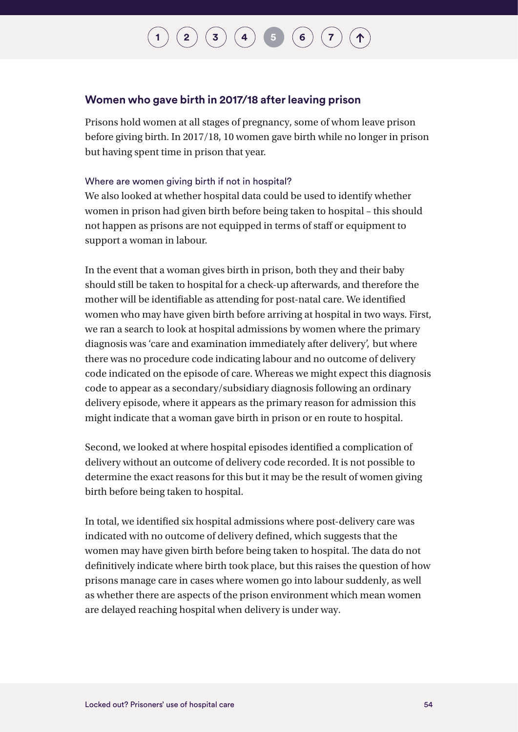## Women who gave birth in 2017/18 after leaving prison

Prisons hold women at all stages of pregnancy, some of whom leave prison before giving birth. In 2017/18, 10 women gave birth while no longer in prison but having spent time in prison that year.

### Where are women giving birth if not in hospital?

We also looked at whether hospital data could be used to identify whether women in prison had given birth before being taken to hospital – this should not happen as prisons are not equipped in terms of staff or equipment to support a woman in labour.

In the event that a woman gives birth in prison, both they and their baby should still be taken to hospital for a check-up afterwards, and therefore the mother will be identifiable as attending for post-natal care. We identified women who may have given birth before arriving at hospital in two ways. First, we ran a search to look at hospital admissions by women where the primary diagnosis was 'care and examination immediately after delivery', but where there was no procedure code indicating labour and no outcome of delivery code indicated on the episode of care. Whereas we might expect this diagnosis code to appear as a secondary/subsidiary diagnosis following an ordinary delivery episode, where it appears as the primary reason for admission this might indicate that a woman gave birth in prison or en route to hospital.

Second, we looked at where hospital episodes identified a complication of delivery without an outcome of delivery code recorded. It is not possible to determine the exact reasons for this but it may be the result of women giving birth before being taken to hospital.

In total, we identified six hospital admissions where post-delivery care was indicated with no outcome of delivery defined, which suggests that the women may have given birth before being taken to hospital. The data do not definitively indicate where birth took place, but this raises the question of how prisons manage care in cases where women go into labour suddenly, as well as whether there are aspects of the prison environment which mean women are delayed reaching hospital when delivery is under way.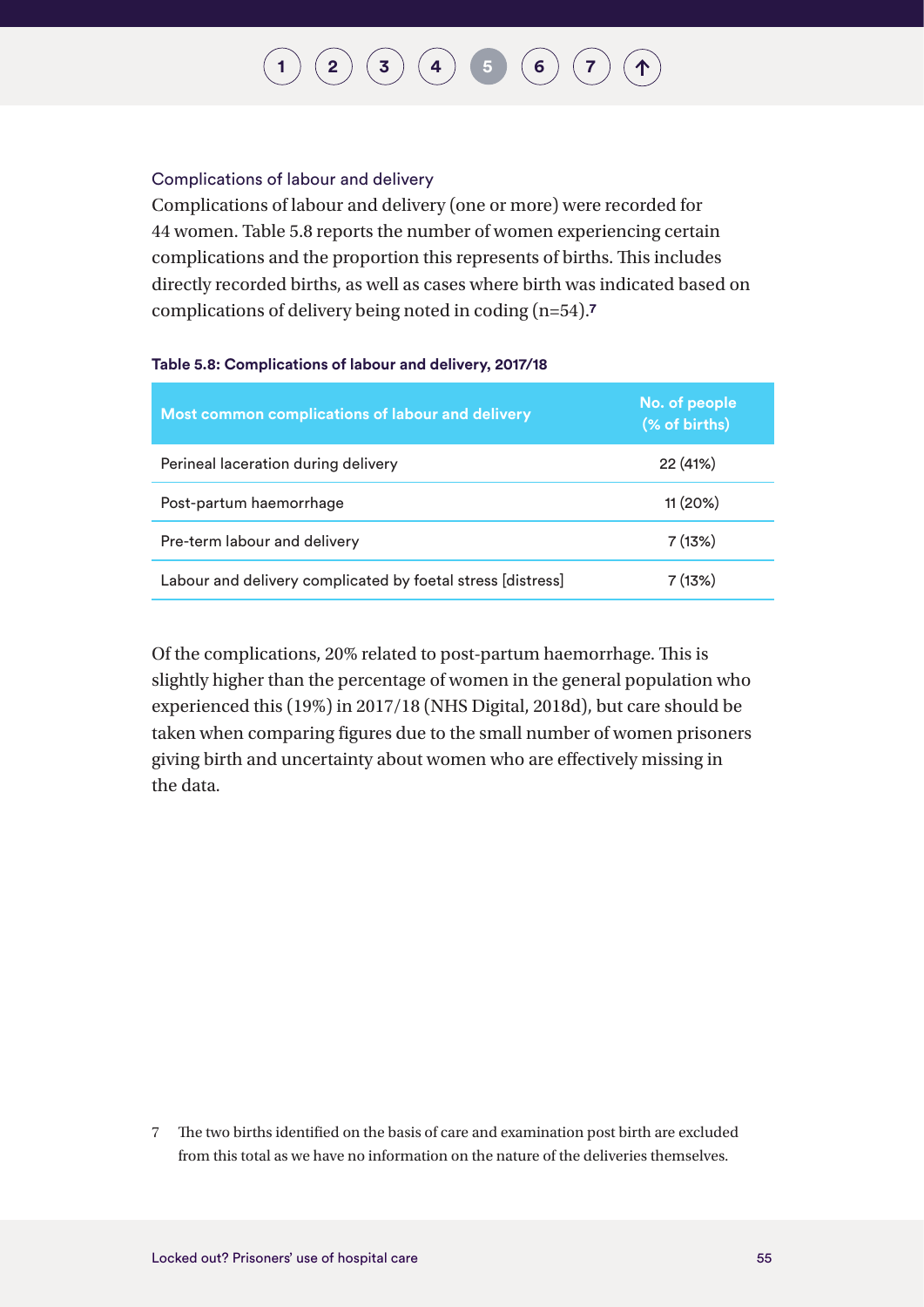### Complications of labour and delivery

Complications of labour and delivery (one or more) were recorded for 44 women. Table 5.8 reports the number of women experiencing certain complications and the proportion this represents of births. This includes directly recorded births, as well as cases where birth was indicated based on complications of delivery being noted in coding (n=54).[7]

**Table 5.8: Complications of labour and delivery, 2017/18**

| Most common complications of labour and delivery | No. of people (% of births) |
|---|---|
| Perineal laceration during delivery | 22 (41%) |
| Post-partum haemorrhage | 11 (20%) |
| Pre-term labour and delivery | 7 (13%) |
| Labour and delivery complicated by foetal stress [distress] | 7 (13%) |

Of the complications, 20% related to post-partum haemorrhage. This is slightly higher than the percentage of women in the general population who experienced this (19%) in 2017/18 (NHS Digital, 2018d), but care should be taken when comparing figures due to the small number of women prisoners giving birth and uncertainty about women who are effectively missing in the data.

7 The two births identified on the basis of care and examination post birth are excluded from this total as we have no information on the nature of the deliveries themselves.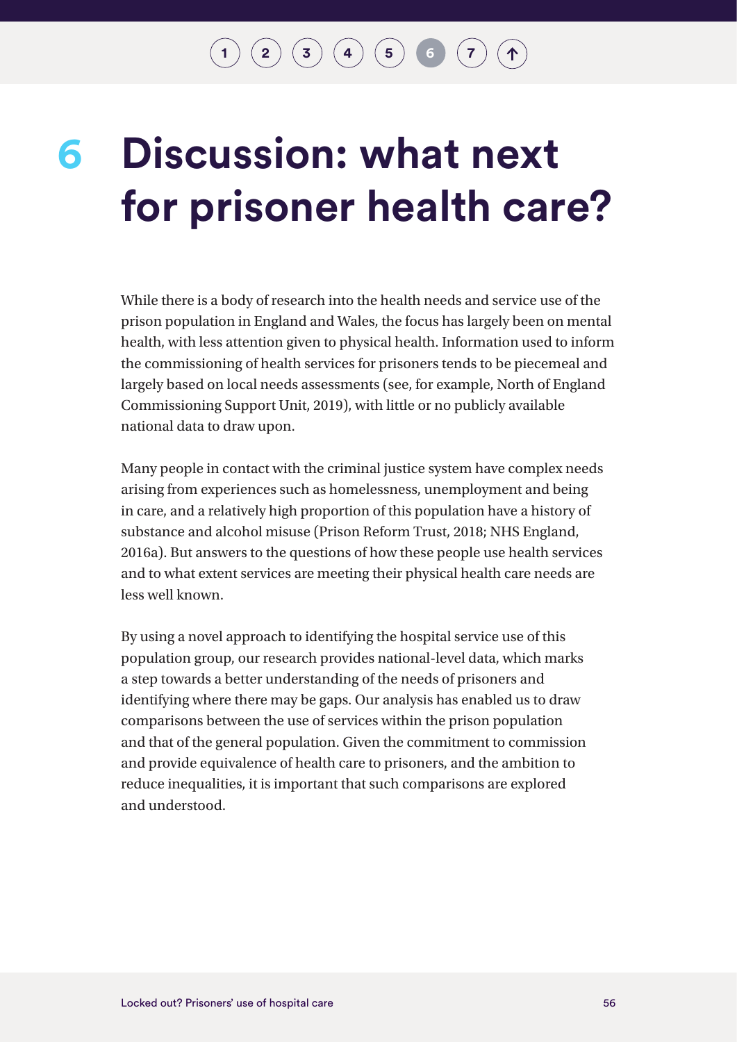# 6 Discussion: what next for prisoner health care?

While there is a body of research into the health needs and service use of the prison population in England and Wales, the focus has largely been on mental health, with less attention given to physical health. Information used to inform the commissioning of health services for prisoners tends to be piecemeal and largely based on local needs assessments (see, for example, North of England Commissioning Support Unit, 2019), with little or no publicly available national data to draw upon.

Many people in contact with the criminal justice system have complex needs arising from experiences such as homelessness, unemployment and being in care, and a relatively high proportion of this population have a history of substance and alcohol misuse (Prison Reform Trust, 2018; NHS England, 2016a). But answers to the questions of how these people use health services and to what extent services are meeting their physical health care needs are less well known.

By using a novel approach to identifying the hospital service use of this population group, our research provides national-level data, which marks a step towards a better understanding of the needs of prisoners and identifying where there may be gaps. Our analysis has enabled us to draw comparisons between the use of services within the prison population and that of the general population. Given the commitment to commission and provide equivalence of health care to prisoners, and the ambition to reduce inequalities, it is important that such comparisons are explored and understood.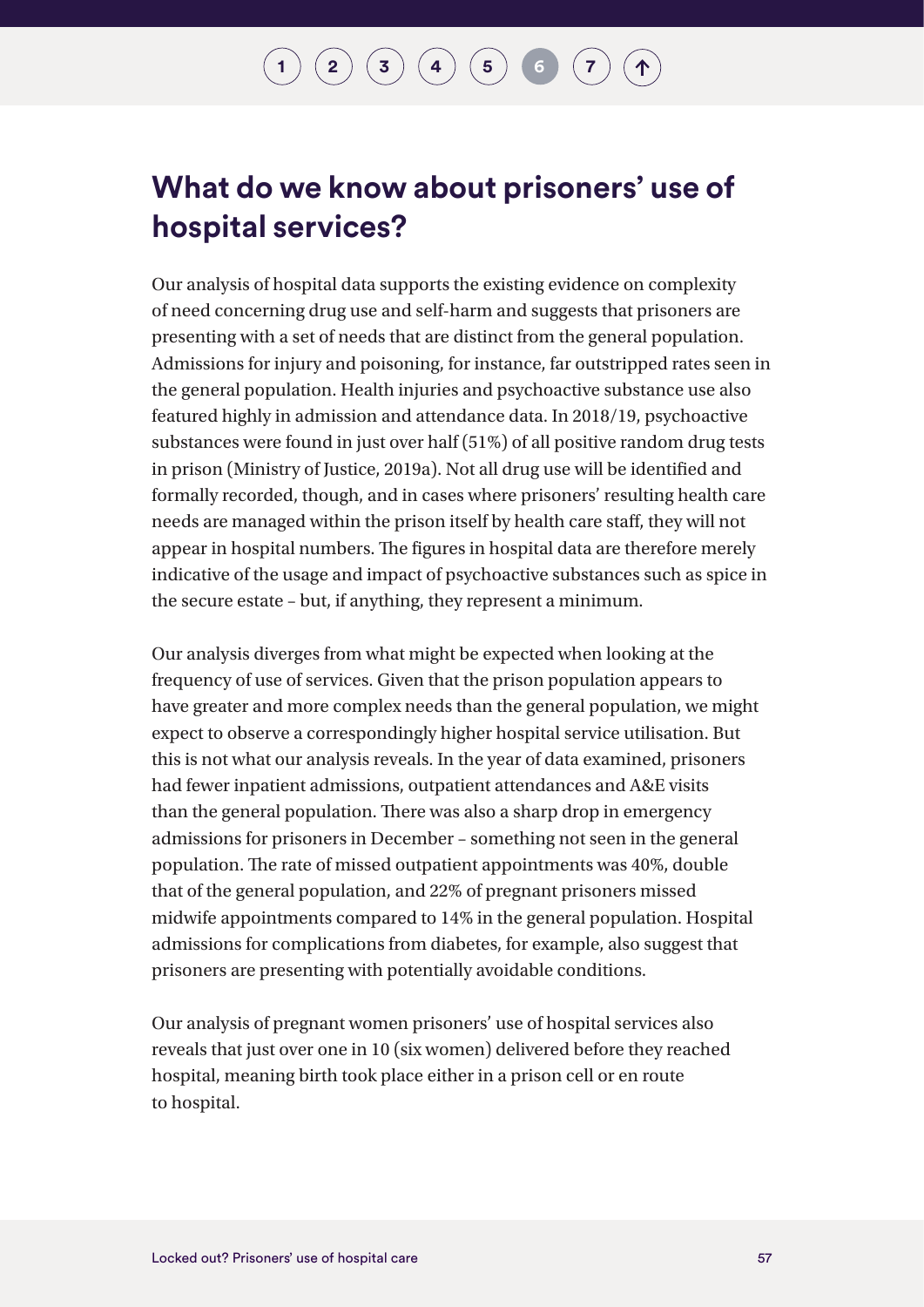# What do we know about prisoners' use of hospital services?

Our analysis of hospital data supports the existing evidence on complexity of need concerning drug use and self-harm and suggests that prisoners are presenting with a set of needs that are distinct from the general population. Admissions for injury and poisoning, for instance, far outstripped rates seen in the general population. Health injuries and psychoactive substance use also featured highly in admission and attendance data. In 2018/19, psychoactive substances were found in just over half (51%) of all positive random drug tests in prison (Ministry of Justice, 2019a). Not all drug use will be identified and formally recorded, though, and in cases where prisoners' resulting health care needs are managed within the prison itself by health care staff, they will not appear in hospital numbers. The figures in hospital data are therefore merely indicative of the usage and impact of psychoactive substances such as spice in the secure estate – but, if anything, they represent a minimum.

Our analysis diverges from what might be expected when looking at the frequency of use of services. Given that the prison population appears to have greater and more complex needs than the general population, we might expect to observe a correspondingly higher hospital service utilisation. But this is not what our analysis reveals. In the year of data examined, prisoners had fewer inpatient admissions, outpatient attendances and A&E visits than the general population. There was also a sharp drop in emergency admissions for prisoners in December – something not seen in the general population. The rate of missed outpatient appointments was 40%, double that of the general population, and 22% of pregnant prisoners missed midwife appointments compared to 14% in the general population. Hospital admissions for complications from diabetes, for example, also suggest that prisoners are presenting with potentially avoidable conditions.

Our analysis of pregnant women prisoners' use of hospital services also reveals that just over one in 10 (six women) delivered before they reached hospital, meaning birth took place either in a prison cell or en route to hospital.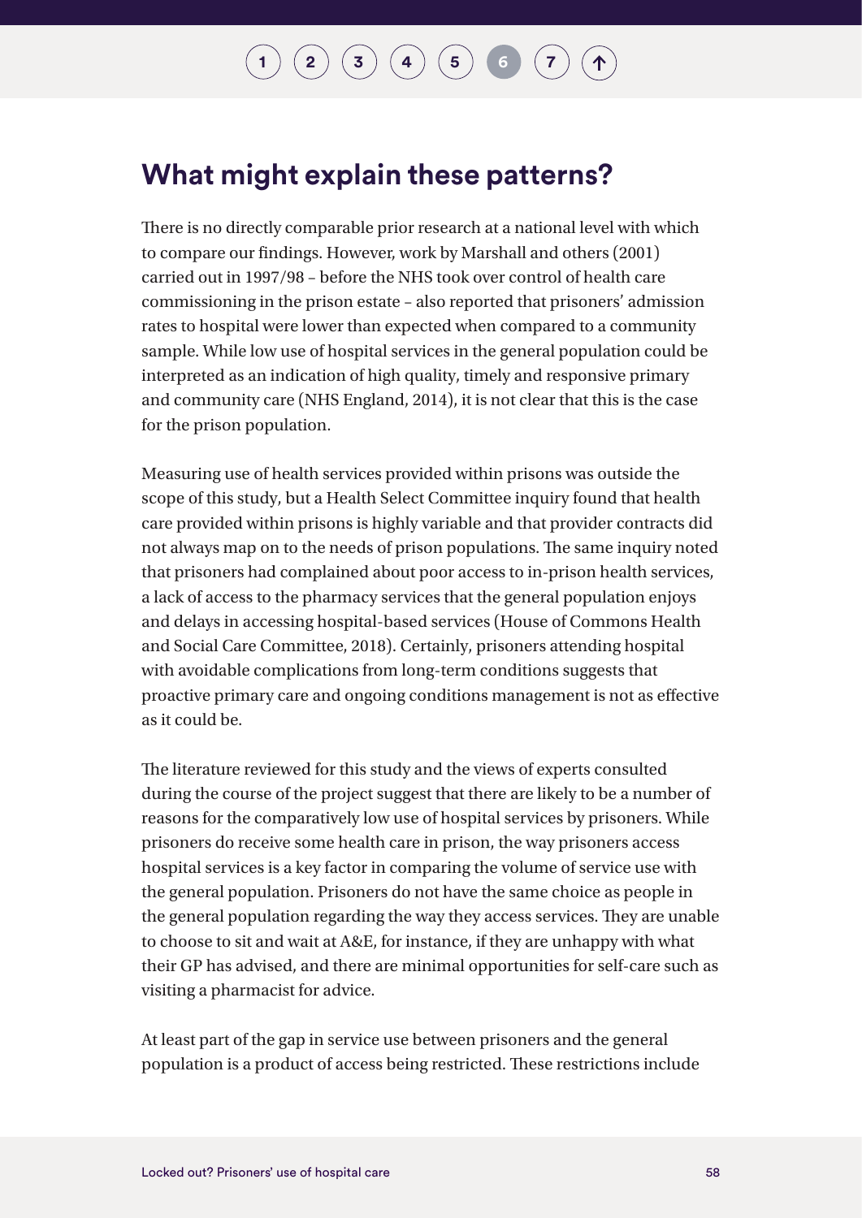## What might explain these patterns?

There is no directly comparable prior research at a national level with which to compare our findings. However, work by Marshall and others (2001) carried out in 1997/98 – before the NHS took over control of health care commissioning in the prison estate – also reported that prisoners' admission rates to hospital were lower than expected when compared to a community sample. While low use of hospital services in the general population could be interpreted as an indication of high quality, timely and responsive primary and community care (NHS England, 2014), it is not clear that this is the case for the prison population.

Measuring use of health services provided within prisons was outside the scope of this study, but a Health Select Committee inquiry found that health care provided within prisons is highly variable and that provider contracts did not always map on to the needs of prison populations. The same inquiry noted that prisoners had complained about poor access to in-prison health services, a lack of access to the pharmacy services that the general population enjoys and delays in accessing hospital-based services (House of Commons Health and Social Care Committee, 2018). Certainly, prisoners attending hospital with avoidable complications from long-term conditions suggests that proactive primary care and ongoing conditions management is not as effective as it could be.

The literature reviewed for this study and the views of experts consulted during the course of the project suggest that there are likely to be a number of reasons for the comparatively low use of hospital services by prisoners. While prisoners do receive some health care in prison, the way prisoners access hospital services is a key factor in comparing the volume of service use with the general population. Prisoners do not have the same choice as people in the general population regarding the way they access services. They are unable to choose to sit and wait at A&E, for instance, if they are unhappy with what their GP has advised, and there are minimal opportunities for self-care such as visiting a pharmacist for advice.

At least part of the gap in service use between prisoners and the general population is a product of access being restricted. These restrictions include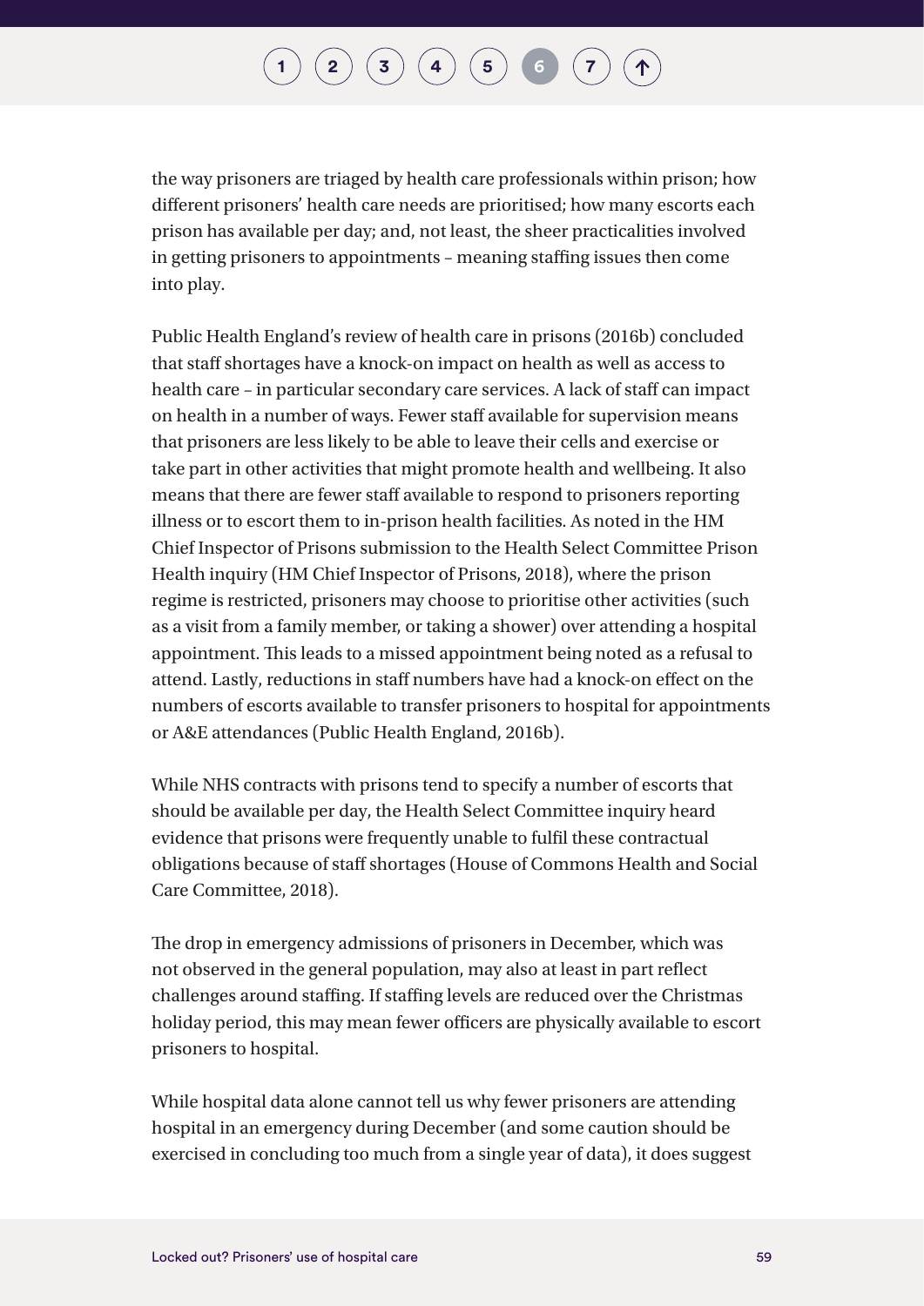the way prisoners are triaged by health care professionals within prison; how different prisoners' health care needs are prioritised; how many escorts each prison has available per day; and, not least, the sheer practicalities involved in getting prisoners to appointments – meaning staffing issues then come into play.

Public Health England's review of health care in prisons (2016b) concluded that staff shortages have a knock-on impact on health as well as access to health care – in particular secondary care services. A lack of staff can impact on health in a number of ways. Fewer staff available for supervision means that prisoners are less likely to be able to leave their cells and exercise or take part in other activities that might promote health and wellbeing. It also means that there are fewer staff available to respond to prisoners reporting illness or to escort them to in-prison health facilities. As noted in the HM Chief Inspector of Prisons submission to the Health Select Committee Prison Health inquiry (HM Chief Inspector of Prisons, 2018), where the prison regime is restricted, prisoners may choose to prioritise other activities (such as a visit from a family member, or taking a shower) over attending a hospital appointment. This leads to a missed appointment being noted as a refusal to attend. Lastly, reductions in staff numbers have had a knock-on effect on the numbers of escorts available to transfer prisoners to hospital for appointments or A&E attendances (Public Health England, 2016b).

While NHS contracts with prisons tend to specify a number of escorts that should be available per day, the Health Select Committee inquiry heard evidence that prisons were frequently unable to fulfil these contractual obligations because of staff shortages (House of Commons Health and Social Care Committee, 2018).

The drop in emergency admissions of prisoners in December, which was not observed in the general population, may also at least in part reflect challenges around staffing. If staffing levels are reduced over the Christmas holiday period, this may mean fewer officers are physically available to escort prisoners to hospital.

While hospital data alone cannot tell us why fewer prisoners are attending hospital in an emergency during December (and some caution should be exercised in concluding too much from a single year of data), it does suggest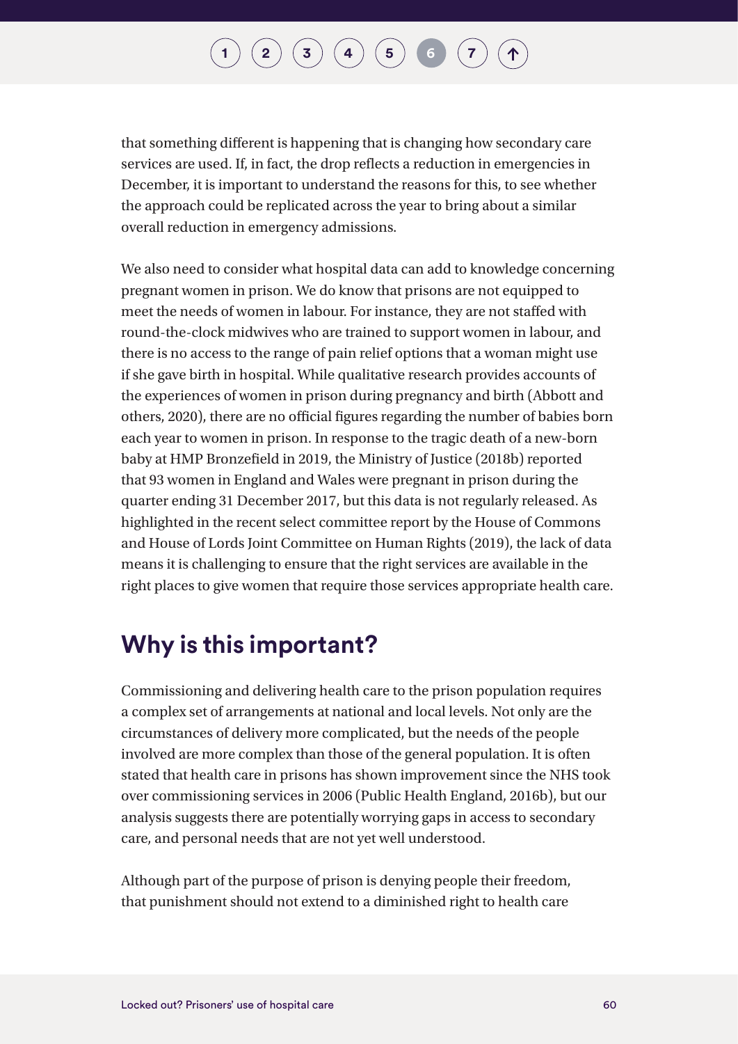that something different is happening that is changing how secondary care services are used. If, in fact, the drop reflects a reduction in emergencies in December, it is important to understand the reasons for this, to see whether the approach could be replicated across the year to bring about a similar overall reduction in emergency admissions.

We also need to consider what hospital data can add to knowledge concerning pregnant women in prison. We do know that prisons are not equipped to meet the needs of women in labour. For instance, they are not staffed with round-the-clock midwives who are trained to support women in labour, and there is no access to the range of pain relief options that a woman might use if she gave birth in hospital. While qualitative research provides accounts of the experiences of women in prison during pregnancy and birth (Abbott and others, 2020), there are no official figures regarding the number of babies born each year to women in prison. In response to the tragic death of a new-born baby at HMP Bronzefield in 2019, the Ministry of Justice (2018b) reported that 93 women in England and Wales were pregnant in prison during the quarter ending 31 December 2017, but this data is not regularly released. As highlighted in the recent select committee report by the House of Commons and House of Lords Joint Committee on Human Rights (2019), the lack of data means it is challenging to ensure that the right services are available in the right places to give women that require those services appropriate health care.

## Why is this important?

Commissioning and delivering health care to the prison population requires a complex set of arrangements at national and local levels. Not only are the circumstances of delivery more complicated, but the needs of the people involved are more complex than those of the general population. It is often stated that health care in prisons has shown improvement since the NHS took over commissioning services in 2006 (Public Health England, 2016b), but our analysis suggests there are potentially worrying gaps in access to secondary care, and personal needs that are not yet well understood.

Although part of the purpose of prison is denying people their freedom, that punishment should not extend to a diminished right to health care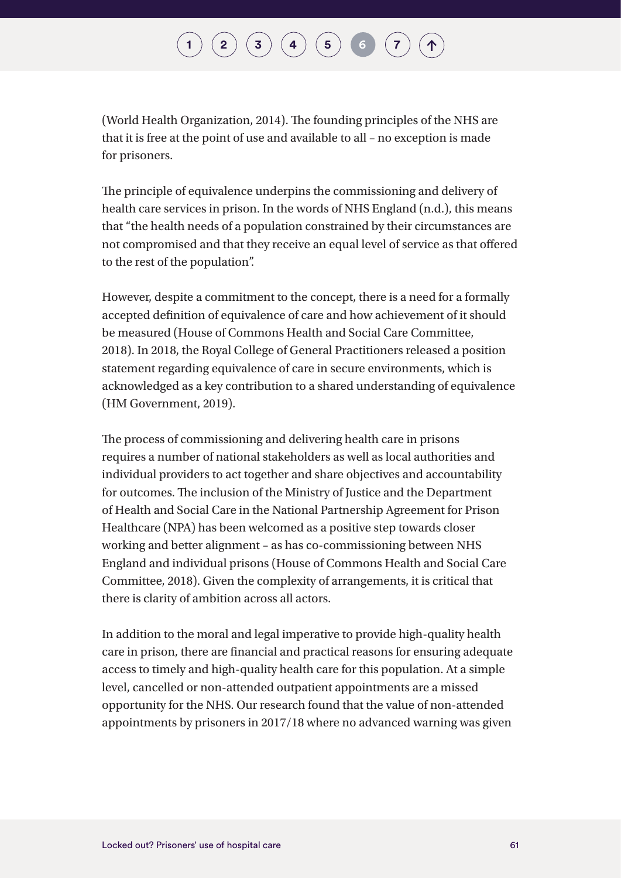(World Health Organization, 2014). The founding principles of the NHS are that it is free at the point of use and available to all – no exception is made for prisoners.

The principle of equivalence underpins the commissioning and delivery of health care services in prison. In the words of NHS England (n.d.), this means that "the health needs of a population constrained by their circumstances are not compromised and that they receive an equal level of service as that offered to the rest of the population".

However, despite a commitment to the concept, there is a need for a formally accepted definition of equivalence of care and how achievement of it should be measured (House of Commons Health and Social Care Committee, 2018). In 2018, the Royal College of General Practitioners released a position statement regarding equivalence of care in secure environments, which is acknowledged as a key contribution to a shared understanding of equivalence (HM Government, 2019).

The process of commissioning and delivering health care in prisons requires a number of national stakeholders as well as local authorities and individual providers to act together and share objectives and accountability for outcomes. The inclusion of the Ministry of Justice and the Department of Health and Social Care in the National Partnership Agreement for Prison Healthcare (NPA) has been welcomed as a positive step towards closer working and better alignment – as has co-commissioning between NHS England and individual prisons (House of Commons Health and Social Care Committee, 2018). Given the complexity of arrangements, it is critical that there is clarity of ambition across all actors.

In addition to the moral and legal imperative to provide high-quality health care in prison, there are financial and practical reasons for ensuring adequate access to timely and high-quality health care for this population. At a simple level, cancelled or non-attended outpatient appointments are a missed opportunity for the NHS. Our research found that the value of non-attended appointments by prisoners in 2017/18 where no advanced warning was given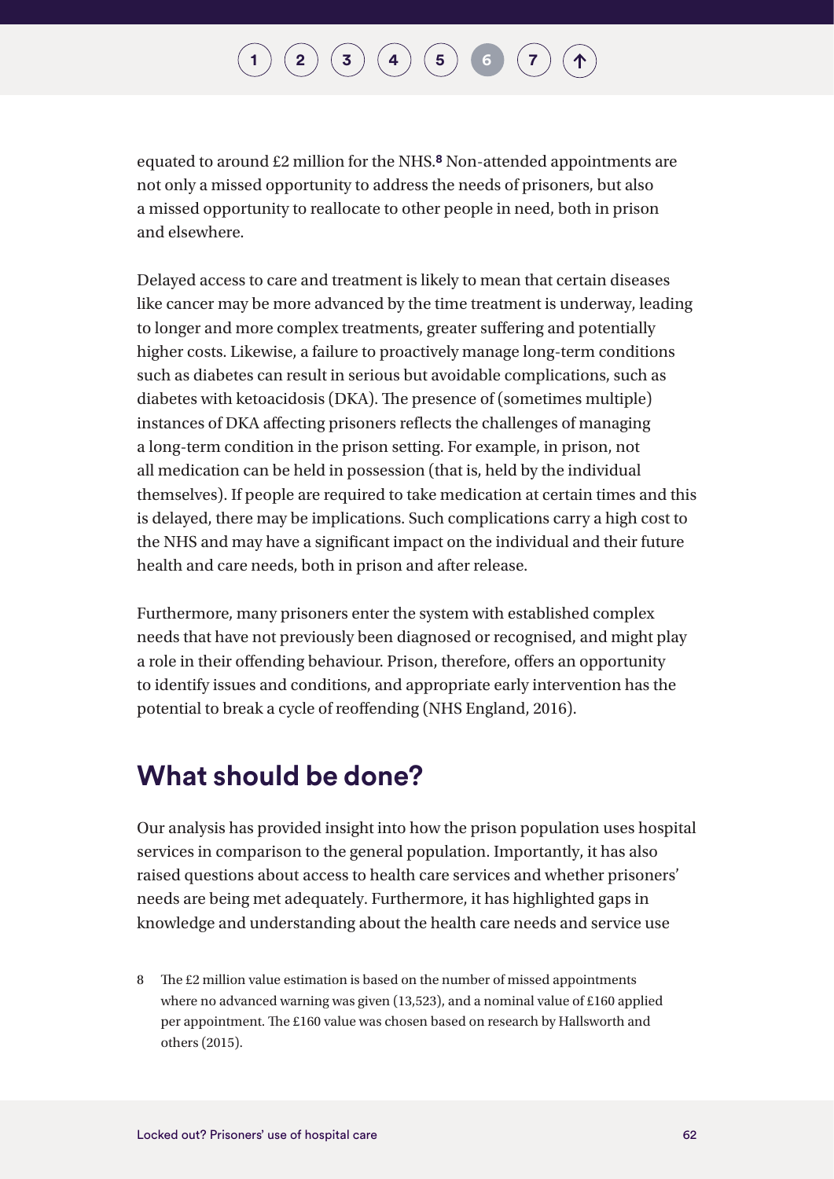equated to around £2 million for the NHS.[8] Non-attended appointments are not only a missed opportunity to address the needs of prisoners, but also a missed opportunity to reallocate to other people in need, both in prison and elsewhere.

Delayed access to care and treatment is likely to mean that certain diseases like cancer may be more advanced by the time treatment is underway, leading to longer and more complex treatments, greater suffering and potentially higher costs. Likewise, a failure to proactively manage long-term conditions such as diabetes can result in serious but avoidable complications, such as diabetes with ketoacidosis (DKA). The presence of (sometimes multiple) instances of DKA affecting prisoners reflects the challenges of managing a long-term condition in the prison setting. For example, in prison, not all medication can be held in possession (that is, held by the individual themselves). If people are required to take medication at certain times and this is delayed, there may be implications. Such complications carry a high cost to the NHS and may have a significant impact on the individual and their future health and care needs, both in prison and after release.

Furthermore, many prisoners enter the system with established complex needs that have not previously been diagnosed or recognised, and might play a role in their offending behaviour. Prison, therefore, offers an opportunity to identify issues and conditions, and appropriate early intervention has the potential to break a cycle of reoffending (NHS England, 2016).

## What should be done?

Our analysis has provided insight into how the prison population uses hospital services in comparison to the general population. Importantly, it has also raised questions about access to health care services and whether prisoners' needs are being met adequately. Furthermore, it has highlighted gaps in knowledge and understanding about the health care needs and service use

8 The £2 million value estimation is based on the number of missed appointments where no advanced warning was given (13,523), and a nominal value of £160 applied per appointment. The £160 value was chosen based on research by Hallsworth and others (2015).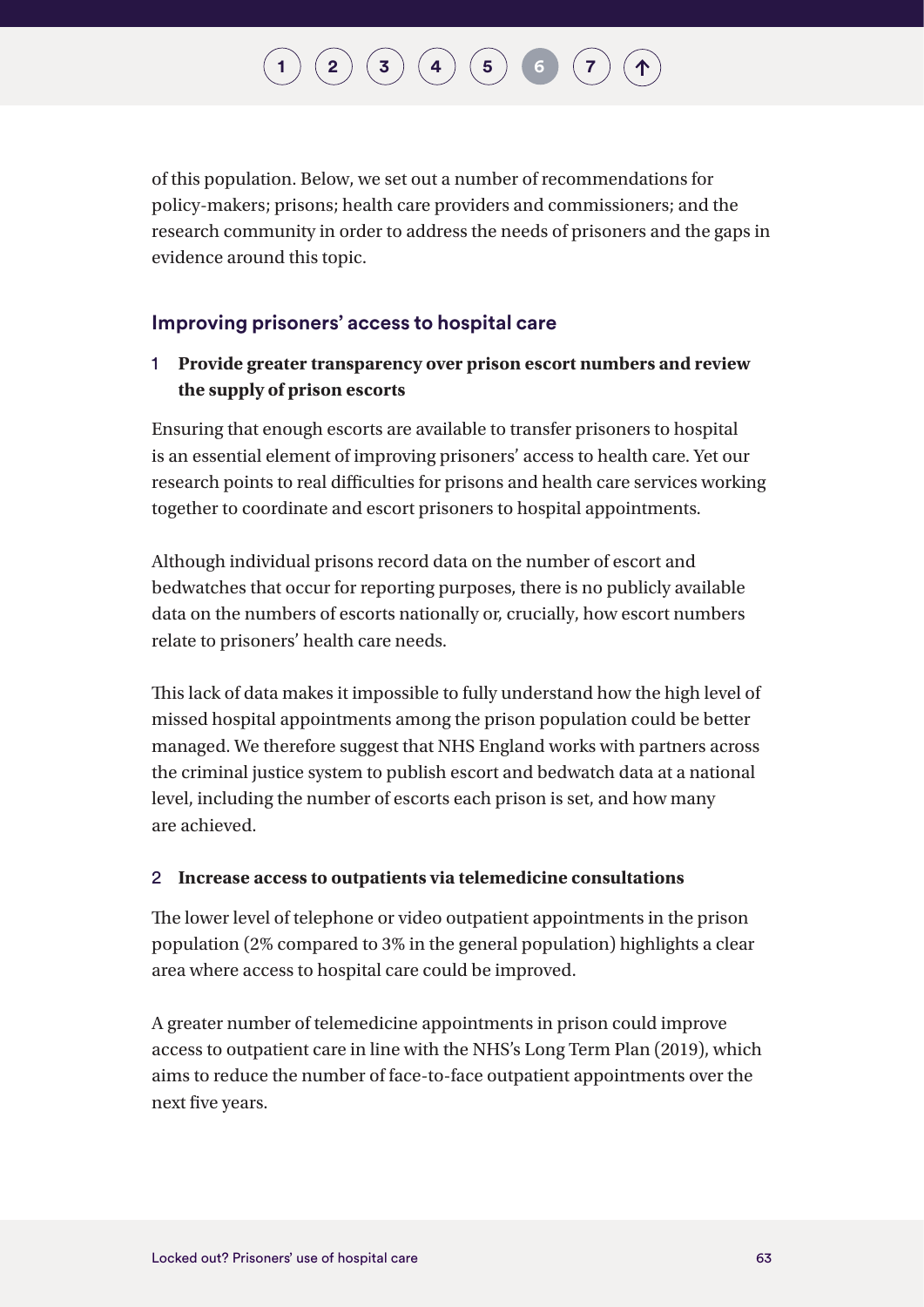of this population. Below, we set out a number of recommendations for policy-makers; prisons; health care providers and commissioners; and the research community in order to address the needs of prisoners and the gaps in evidence around this topic.

## Improving prisoners' access to hospital care

1 **Provide greater transparency over prison escort numbers and review the supply of prison escorts**

Ensuring that enough escorts are available to transfer prisoners to hospital is an essential element of improving prisoners' access to health care. Yet our research points to real difficulties for prisons and health care services working together to coordinate and escort prisoners to hospital appointments.

Although individual prisons record data on the number of escort and bedwatches that occur for reporting purposes, there is no publicly available data on the numbers of escorts nationally or, crucially, how escort numbers relate to prisoners' health care needs.

This lack of data makes it impossible to fully understand how the high level of missed hospital appointments among the prison population could be better managed. We therefore suggest that NHS England works with partners across the criminal justice system to publish escort and bedwatch data at a national level, including the number of escorts each prison is set, and how many are achieved.

2 **Increase access to outpatients via telemedicine consultations**

The lower level of telephone or video outpatient appointments in the prison population (2% compared to 3% in the general population) highlights a clear area where access to hospital care could be improved.

A greater number of telemedicine appointments in prison could improve access to outpatient care in line with the NHS's Long Term Plan (2019), which aims to reduce the number of face-to-face outpatient appointments over the next five years.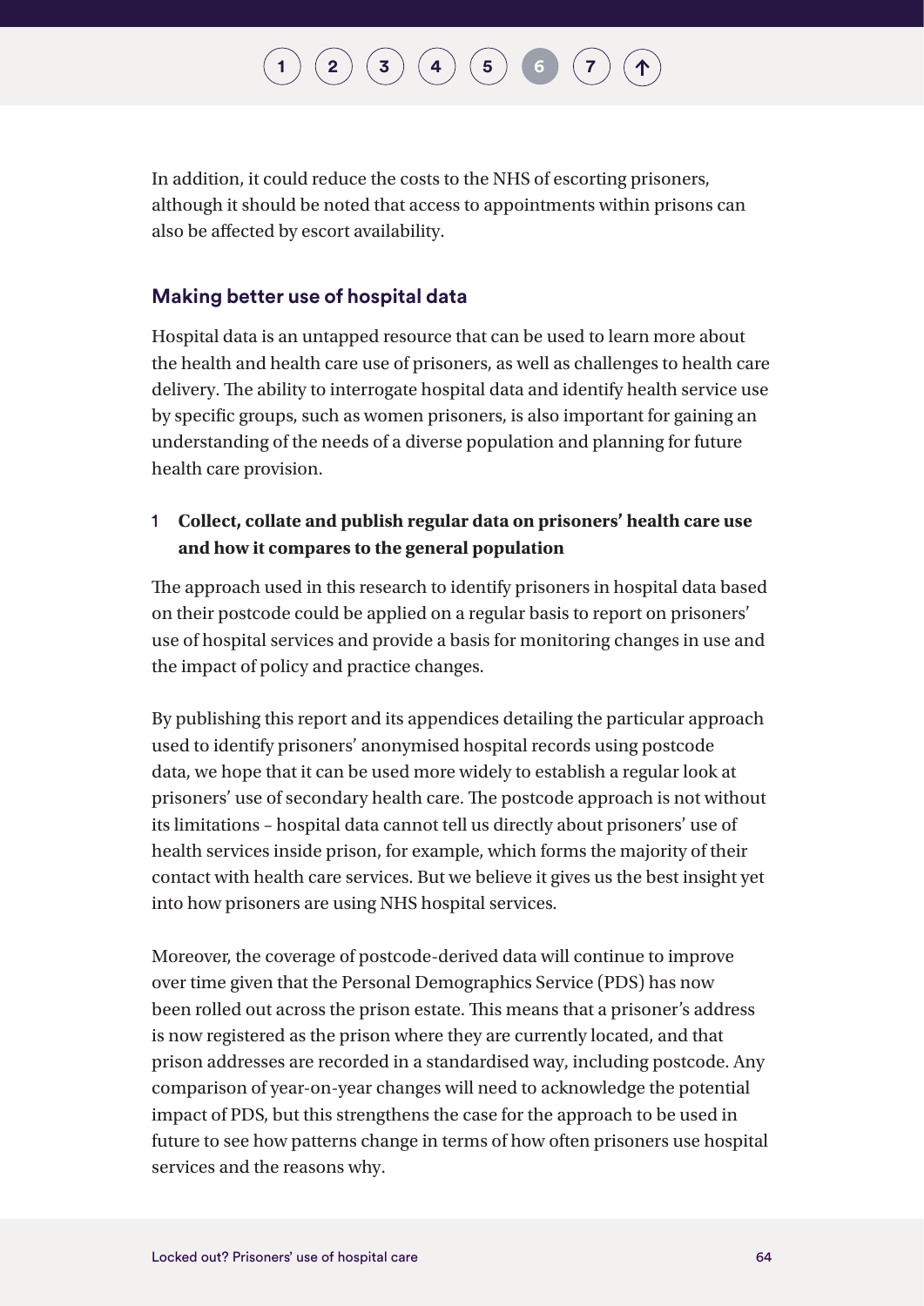In addition, it could reduce the costs to the NHS of escorting prisoners, although it should be noted that access to appointments within prisons can also be affected by escort availability.

### Making better use of hospital data

Hospital data is an untapped resource that can be used to learn more about the health and health care use of prisoners, as well as challenges to health care delivery. The ability to interrogate hospital data and identify health service use by specific groups, such as women prisoners, is also important for gaining an understanding of the needs of a diverse population and planning for future health care provision.

1. **Collect, collate and publish regular data on prisoners' health care use and how it compares to the general population**

The approach used in this research to identify prisoners in hospital data based on their postcode could be applied on a regular basis to report on prisoners' use of hospital services and provide a basis for monitoring changes in use and the impact of policy and practice changes.

By publishing this report and its appendices detailing the particular approach used to identify prisoners' anonymised hospital records using postcode data, we hope that it can be used more widely to establish a regular look at prisoners' use of secondary health care. The postcode approach is not without its limitations – hospital data cannot tell us directly about prisoners' use of health services inside prison, for example, which forms the majority of their contact with health care services. But we believe it gives us the best insight yet into how prisoners are using NHS hospital services.

Moreover, the coverage of postcode-derived data will continue to improve over time given that the Personal Demographics Service (PDS) has now been rolled out across the prison estate. This means that a prisoner's address is now registered as the prison where they are currently located, and that prison addresses are recorded in a standardised way, including postcode. Any comparison of year-on-year changes will need to acknowledge the potential impact of PDS, but this strengthens the case for the approach to be used in future to see how patterns change in terms of how often prisoners use hospital services and the reasons why.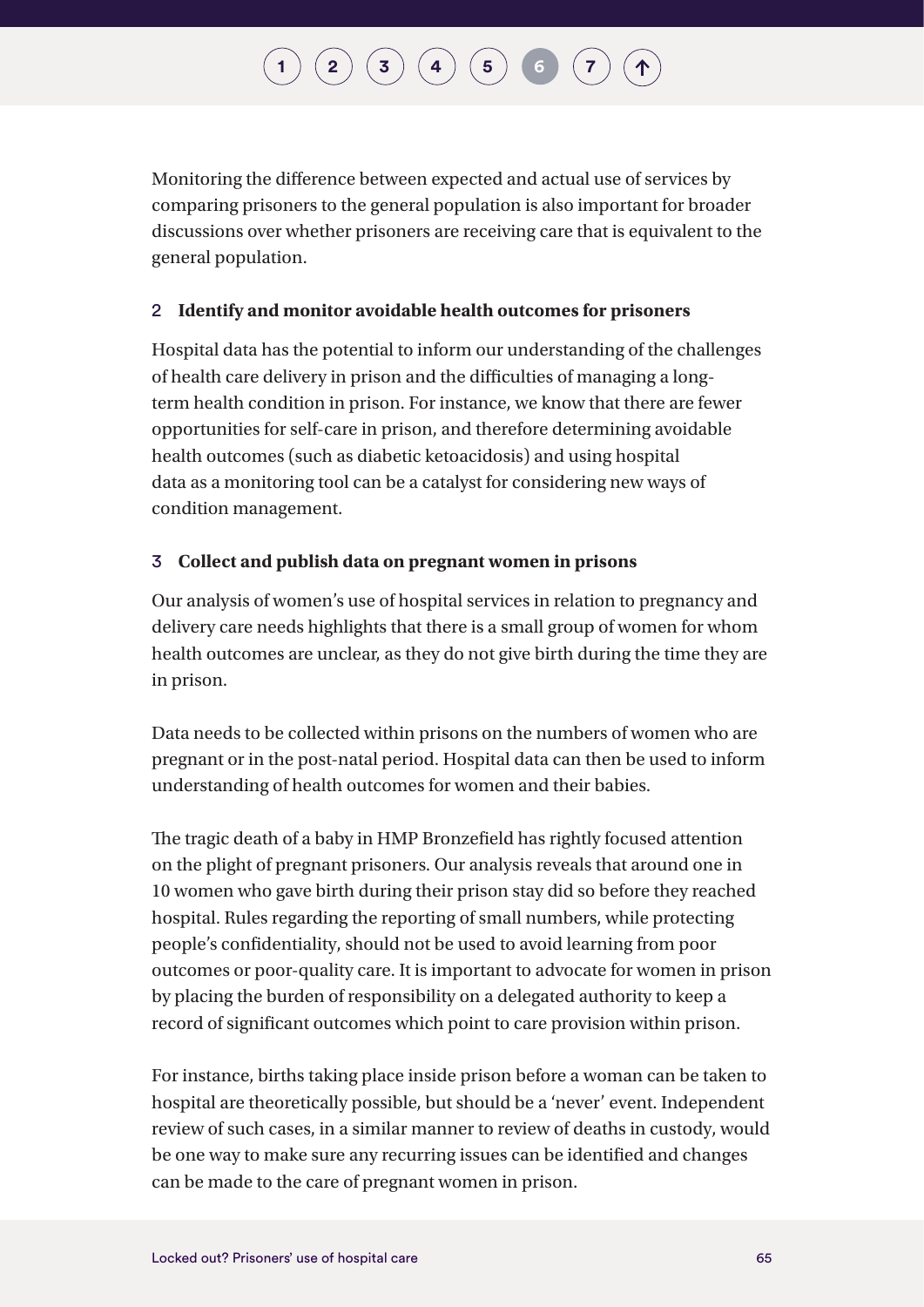Monitoring the difference between expected and actual use of services by comparing prisoners to the general population is also important for broader discussions over whether prisoners are receiving care that is equivalent to the general population.

### 2 Identify and monitor avoidable health outcomes for prisoners

Hospital data has the potential to inform our understanding of the challenges of health care delivery in prison and the difficulties of managing a long-term health condition in prison. For instance, we know that there are fewer opportunities for self-care in prison, and therefore determining avoidable health outcomes (such as diabetic ketoacidosis) and using hospital data as a monitoring tool can be a catalyst for considering new ways of condition management.

### 3 Collect and publish data on pregnant women in prisons

Our analysis of women's use of hospital services in relation to pregnancy and delivery care needs highlights that there is a small group of women for whom health outcomes are unclear, as they do not give birth during the time they are in prison.

Data needs to be collected within prisons on the numbers of women who are pregnant or in the post-natal period. Hospital data can then be used to inform understanding of health outcomes for women and their babies.

The tragic death of a baby in HMP Bronzefield has rightly focused attention on the plight of pregnant prisoners. Our analysis reveals that around one in 10 women who gave birth during their prison stay did so before they reached hospital. Rules regarding the reporting of small numbers, while protecting people's confidentiality, should not be used to avoid learning from poor outcomes or poor-quality care. It is important to advocate for women in prison by placing the burden of responsibility on a delegated authority to keep a record of significant outcomes which point to care provision within prison.

For instance, births taking place inside prison before a woman can be taken to hospital are theoretically possible, but should be a 'never' event. Independent review of such cases, in a similar manner to review of deaths in custody, would be one way to make sure any recurring issues can be identified and changes can be made to the care of pregnant women in prison.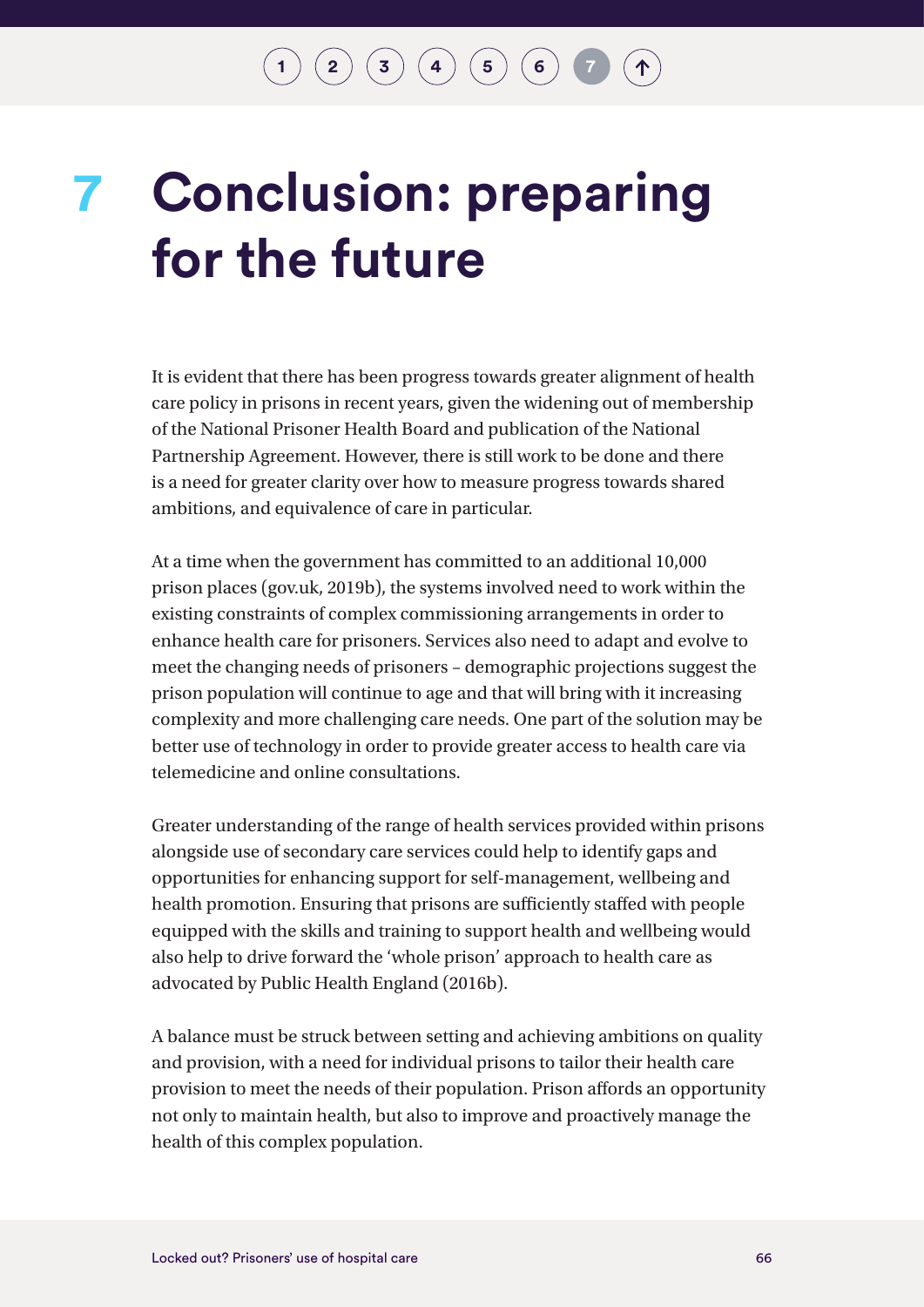# 7 Conclusion: preparing for the future

It is evident that there has been progress towards greater alignment of health care policy in prisons in recent years, given the widening out of membership of the National Prisoner Health Board and publication of the National Partnership Agreement. However, there is still work to be done and there is a need for greater clarity over how to measure progress towards shared ambitions, and equivalence of care in particular.

At a time when the government has committed to an additional 10,000 prison places (gov.uk, 2019b), the systems involved need to work within the existing constraints of complex commissioning arrangements in order to enhance health care for prisoners. Services also need to adapt and evolve to meet the changing needs of prisoners – demographic projections suggest the prison population will continue to age and that will bring with it increasing complexity and more challenging care needs. One part of the solution may be better use of technology in order to provide greater access to health care via telemedicine and online consultations.

Greater understanding of the range of health services provided within prisons alongside use of secondary care services could help to identify gaps and opportunities for enhancing support for self-management, wellbeing and health promotion. Ensuring that prisons are sufficiently staffed with people equipped with the skills and training to support health and wellbeing would also help to drive forward the 'whole prison' approach to health care as advocated by Public Health England (2016b).

A balance must be struck between setting and achieving ambitions on quality and provision, with a need for individual prisons to tailor their health care provision to meet the needs of their population. Prison affords an opportunity not only to maintain health, but also to improve and proactively manage the health of this complex population.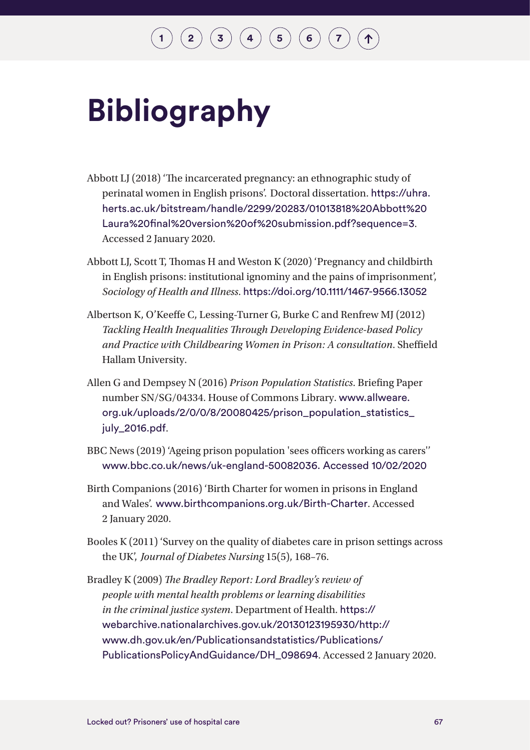# Bibliography

Abbott LJ (2018) 'The incarcerated pregnancy: an ethnographic study of perinatal women in English prisons'. Doctoral dissertation. https://uhra.herts.ac.uk/bitstream/handle/2299/20283/01013818%20Abbott%20Laura%20final%20version%20of%20submission.pdf?sequence=3. Accessed 2 January 2020.

Abbott LJ, Scott T, Thomas H and Weston K (2020) 'Pregnancy and childbirth in English prisons: institutional ignominy and the pains of imprisonment', *Sociology of Health and Illness*. https://doi.org/10.1111/1467-9566.13052

Albertson K, O'Keeffe C, Lessing-Turner G, Burke C and Renfrew MJ (2012) *Tackling Health Inequalities Through Developing Evidence-based Policy and Practice with Childbearing Women in Prison: A consultation*. Sheffield Hallam University.

Allen G and Dempsey N (2016) *Prison Population Statistics*. Briefing Paper number SN/SG/04334. House of Commons Library. www.allweare.org.uk/uploads/2/0/0/8/20080425/prison_population_statistics_july_2016.pdf.

BBC News (2019) 'Ageing prison population 'sees officers working as carers'' www.bbc.co.uk/news/uk-england-50082036. Accessed 10/02/2020

Birth Companions (2016) 'Birth Charter for women in prisons in England and Wales'. www.birthcompanions.org.uk/Birth-Charter. Accessed 2 January 2020.

Booles K (2011) 'Survey on the quality of diabetes care in prison settings across the UK', *Journal of Diabetes Nursing* 15(5), 168–76.

Bradley K (2009) *The Bradley Report: Lord Bradley's review of people with mental health problems or learning disabilities in the criminal justice system*. Department of Health. https://webarchive.nationalarchives.gov.uk/20130123195930/http://www.dh.gov.uk/en/Publicationsandstatistics/Publications/PublicationsPolicyAndGuidance/DH_098694. Accessed 2 January 2020.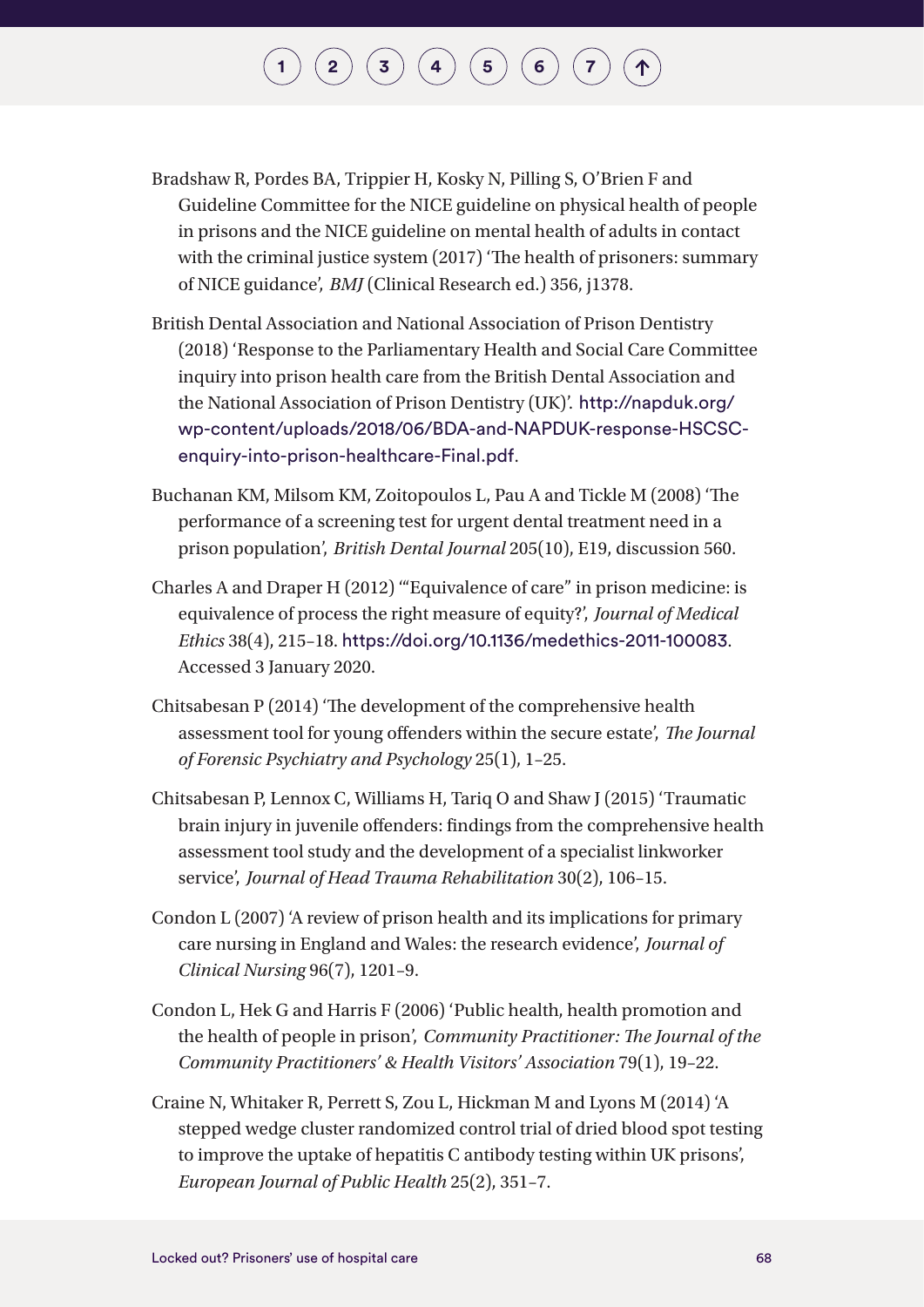Bradshaw R, Pordes BA, Trippier H, Kosky N, Pilling S, O'Brien F and Guideline Committee for the NICE guideline on physical health of people in prisons and the NICE guideline on mental health of adults in contact with the criminal justice system (2017) 'The health of prisoners: summary of NICE guidance', *BMJ* (Clinical Research ed.) 356, j1378.

British Dental Association and National Association of Prison Dentistry (2018) 'Response to the Parliamentary Health and Social Care Committee inquiry into prison health care from the British Dental Association and the National Association of Prison Dentistry (UK)'. http://napduk.org/wp-content/uploads/2018/06/BDA-and-NAPDUK-response-HSCSC-enquiry-into-prison-healthcare-Final.pdf.

Buchanan KM, Milsom KM, Zoitopoulos L, Pau A and Tickle M (2008) 'The performance of a screening test for urgent dental treatment need in a prison population', *British Dental Journal* 205(10), E19, discussion 560.

Charles A and Draper H (2012) '"Equivalence of care" in prison medicine: is equivalence of process the right measure of equity?', *Journal of Medical Ethics* 38(4), 215–18. https://doi.org/10.1136/medethics-2011-100083. Accessed 3 January 2020.

Chitsabesan P (2014) 'The development of the comprehensive health assessment tool for young offenders within the secure estate', *The Journal of Forensic Psychiatry and Psychology* 25(1), 1–25.

Chitsabesan P, Lennox C, Williams H, Tariq O and Shaw J (2015) 'Traumatic brain injury in juvenile offenders: findings from the comprehensive health assessment tool study and the development of a specialist linkworker service', *Journal of Head Trauma Rehabilitation* 30(2), 106–15.

Condon L (2007) 'A review of prison health and its implications for primary care nursing in England and Wales: the research evidence', *Journal of Clinical Nursing* 96(7), 1201–9.

Condon L, Hek G and Harris F (2006) 'Public health, health promotion and the health of people in prison', *Community Practitioner: The Journal of the Community Practitioners' & Health Visitors' Association* 79(1), 19–22.

Craine N, Whitaker R, Perrett S, Zou L, Hickman M and Lyons M (2014) 'A stepped wedge cluster randomized control trial of dried blood spot testing to improve the uptake of hepatitis C antibody testing within UK prisons', *European Journal of Public Health* 25(2), 351–7.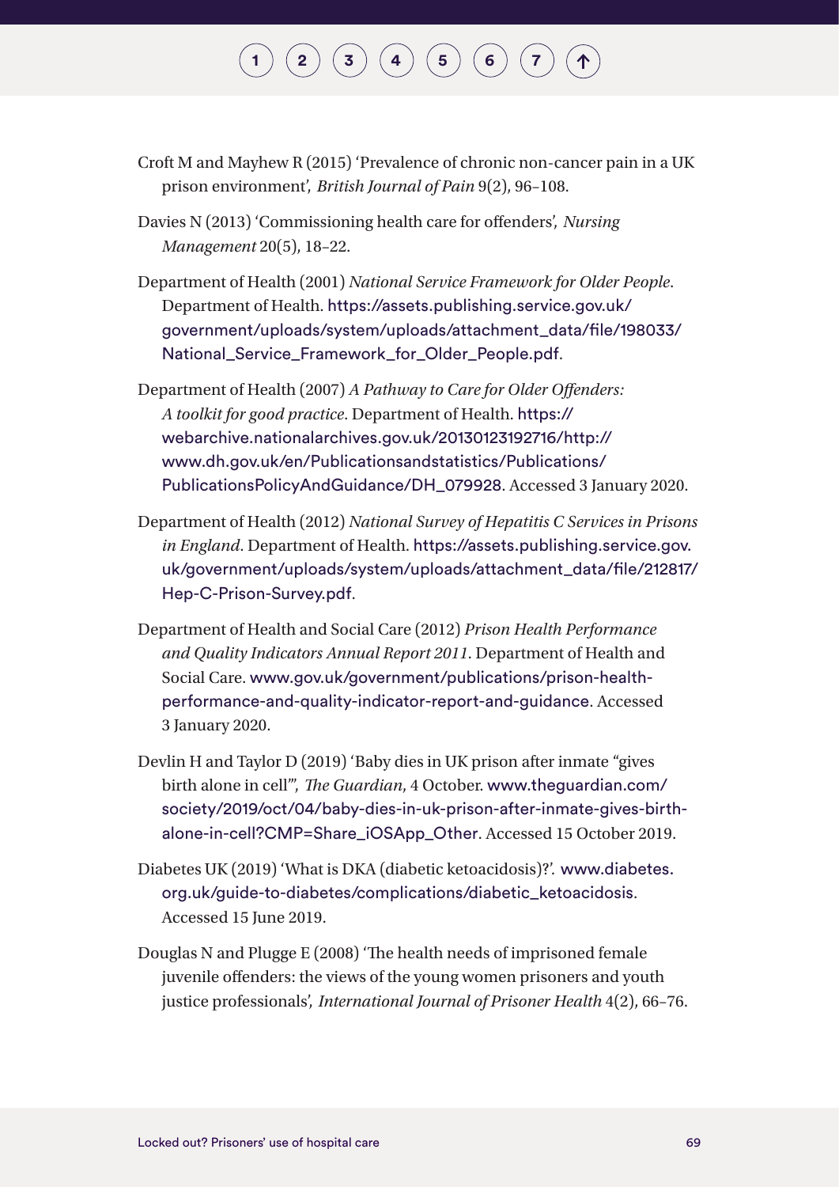Croft M and Mayhew R (2015) 'Prevalence of chronic non-cancer pain in a UK prison environment', *British Journal of Pain* 9(2), 96–108.

Davies N (2013) 'Commissioning health care for offenders', *Nursing Management* 20(5), 18–22.

Department of Health (2001) *National Service Framework for Older People*. Department of Health. https://assets.publishing.service.gov.uk/government/uploads/system/uploads/attachment_data/file/198033/National_Service_Framework_for_Older_People.pdf.

Department of Health (2007) *A Pathway to Care for Older Offenders: A toolkit for good practice*. Department of Health. https://webarchive.nationalarchives.gov.uk/20130123192716/http://www.dh.gov.uk/en/Publicationsandstatistics/Publications/PublicationsPolicyAndGuidance/DH_079928. Accessed 3 January 2020.

Department of Health (2012) *National Survey of Hepatitis C Services in Prisons in England*. Department of Health. https://assets.publishing.service.gov.uk/government/uploads/system/uploads/attachment_data/file/212817/Hep-C-Prison-Survey.pdf.

Department of Health and Social Care (2012) *Prison Health Performance and Quality Indicators Annual Report 2011*. Department of Health and Social Care. www.gov.uk/government/publications/prison-health-performance-and-quality-indicator-report-and-guidance. Accessed 3 January 2020.

Devlin H and Taylor D (2019) 'Baby dies in UK prison after inmate "gives birth alone in cell"', *The Guardian*, 4 October. www.theguardian.com/society/2019/oct/04/baby-dies-in-uk-prison-after-inmate-gives-birth-alone-in-cell?CMP=Share_iOSApp_Other. Accessed 15 October 2019.

Diabetes UK (2019) 'What is DKA (diabetic ketoacidosis)?'. www.diabetes.org.uk/guide-to-diabetes/complications/diabetic_ketoacidosis. Accessed 15 June 2019.

Douglas N and Plugge E (2008) 'The health needs of imprisoned female juvenile offenders: the views of the young women prisoners and youth justice professionals', *International Journal of Prisoner Health* 4(2), 66–76.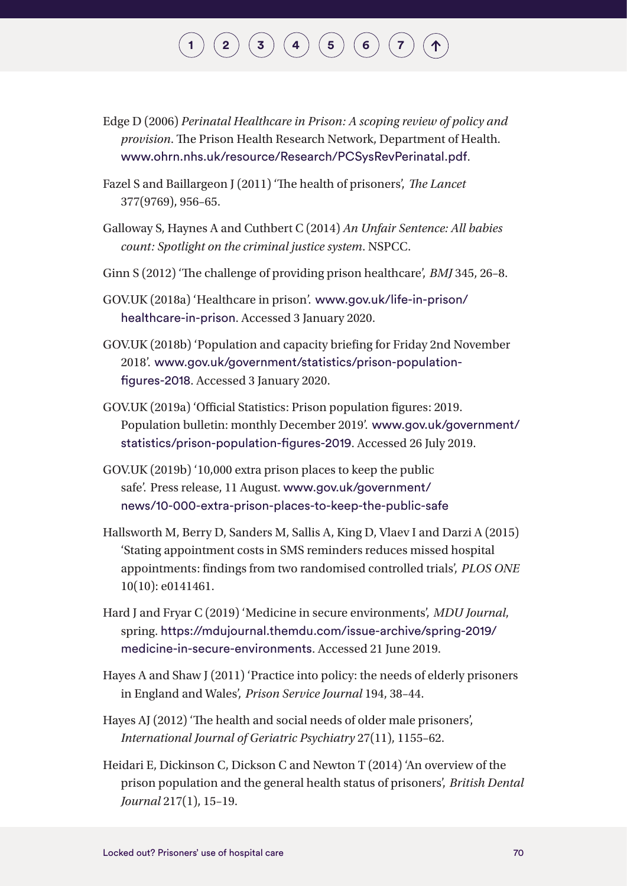Edge D (2006) *Perinatal Healthcare in Prison: A scoping review of policy and provision*. The Prison Health Research Network, Department of Health. www.ohrn.nhs.uk/resource/Research/PCSysRevPerinatal.pdf.

Fazel S and Baillargeon J (2011) 'The health of prisoners', *The Lancet* 377(9769), 956–65.

Galloway S, Haynes A and Cuthbert C (2014) *An Unfair Sentence: All babies count: Spotlight on the criminal justice system*. NSPCC.

Ginn S (2012) 'The challenge of providing prison healthcare', *BMJ* 345, 26–8.

GOV.UK (2018a) 'Healthcare in prison'. www.gov.uk/life-in-prison/healthcare-in-prison. Accessed 3 January 2020.

GOV.UK (2018b) 'Population and capacity briefing for Friday 2nd November 2018'. www.gov.uk/government/statistics/prison-population-figures-2018. Accessed 3 January 2020.

GOV.UK (2019a) 'Official Statistics: Prison population figures: 2019. Population bulletin: monthly December 2019'. www.gov.uk/government/statistics/prison-population-figures-2019. Accessed 26 July 2019.

GOV.UK (2019b) '10,000 extra prison places to keep the public safe'. Press release, 11 August. www.gov.uk/government/news/10-000-extra-prison-places-to-keep-the-public-safe

Hallsworth M, Berry D, Sanders M, Sallis A, King D, Vlaev I and Darzi A (2015) 'Stating appointment costs in SMS reminders reduces missed hospital appointments: findings from two randomised controlled trials', *PLOS ONE* 10(10): e0141461.

Hard J and Fryar C (2019) 'Medicine in secure environments', *MDU Journal*, spring. https://mdujournal.themdu.com/issue-archive/spring-2019/medicine-in-secure-environments. Accessed 21 June 2019.

Hayes A and Shaw J (2011) 'Practice into policy: the needs of elderly prisoners in England and Wales', *Prison Service Journal* 194, 38–44.

Hayes AJ (2012) 'The health and social needs of older male prisoners', *International Journal of Geriatric Psychiatry* 27(11), 1155–62.

Heidari E, Dickinson C, Dickson C and Newton T (2014) 'An overview of the prison population and the general health status of prisoners', *British Dental Journal* 217(1), 15–19.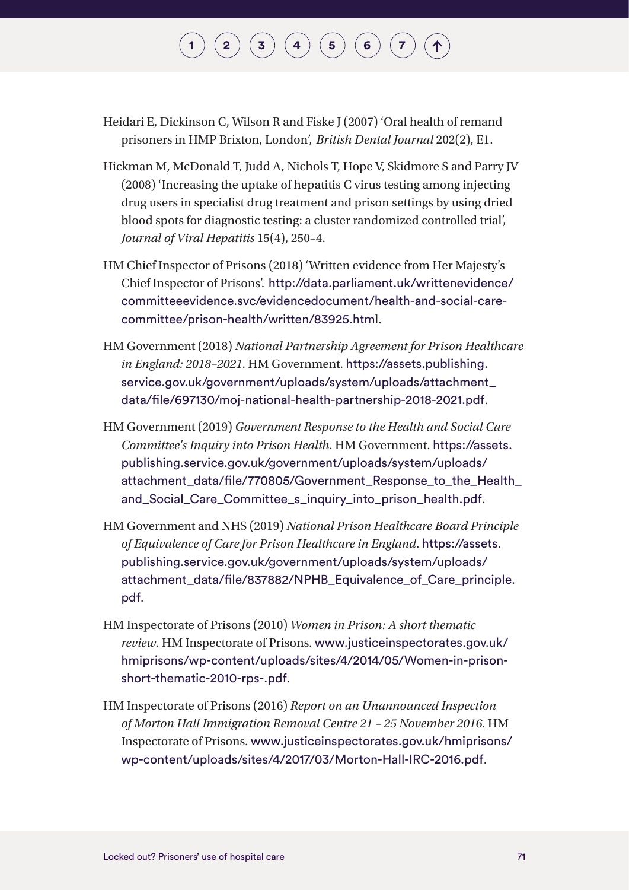Heidari E, Dickinson C, Wilson R and Fiske J (2007) 'Oral health of remand prisoners in HMP Brixton, London', *British Dental Journal* 202(2), E1.

Hickman M, McDonald T, Judd A, Nichols T, Hope V, Skidmore S and Parry JV (2008) 'Increasing the uptake of hepatitis C virus testing among injecting drug users in specialist drug treatment and prison settings by using dried blood spots for diagnostic testing: a cluster randomized controlled trial', *Journal of Viral Hepatitis* 15(4), 250–4.

HM Chief Inspector of Prisons (2018) 'Written evidence from Her Majesty's Chief Inspector of Prisons'. http://data.parliament.uk/writtenevidence/committeeevidence.svc/evidencedocument/health-and-social-care-committee/prison-health/written/83925.html.

HM Government (2018) *National Partnership Agreement for Prison Healthcare in England: 2018–2021*. HM Government. https://assets.publishing.service.gov.uk/government/uploads/system/uploads/attachment_data/file/697130/moj-national-health-partnership-2018-2021.pdf.

HM Government (2019) *Government Response to the Health and Social Care Committee's Inquiry into Prison Health*. HM Government. https://assets.publishing.service.gov.uk/government/uploads/system/uploads/attachment_data/file/770805/Government_Response_to_the_Health_and_Social_Care_Committee_s_inquiry_into_prison_health.pdf.

HM Government and NHS (2019) *National Prison Healthcare Board Principle of Equivalence of Care for Prison Healthcare in England*. https://assets.publishing.service.gov.uk/government/uploads/system/uploads/attachment_data/file/837882/NPHB_Equivalence_of_Care_principle.pdf.

HM Inspectorate of Prisons (2010) *Women in Prison: A short thematic review*. HM Inspectorate of Prisons. www.justiceinspectorates.gov.uk/hmiprisons/wp-content/uploads/sites/4/2014/05/Women-in-prison-short-thematic-2010-rps-.pdf.

HM Inspectorate of Prisons (2016) *Report on an Unannounced Inspection of Morton Hall Immigration Removal Centre 21 – 25 November 2016*. HM Inspectorate of Prisons. www.justiceinspectorates.gov.uk/hmiprisons/wp-content/uploads/sites/4/2017/03/Morton-Hall-IRC-2016.pdf.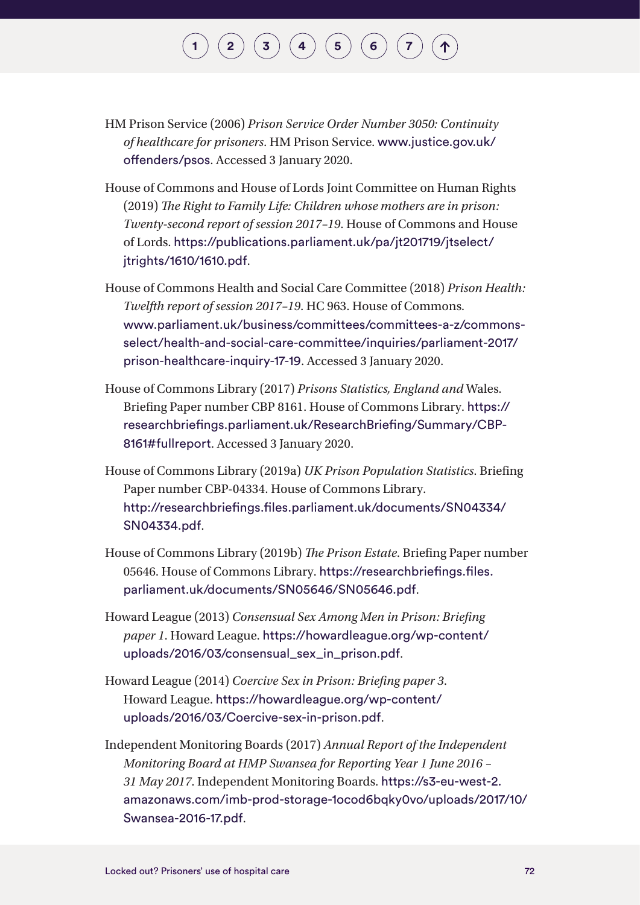HM Prison Service (2006) *Prison Service Order Number 3050: Continuity of healthcare for prisoners*. HM Prison Service. www.justice.gov.uk/offenders/psos. Accessed 3 January 2020.

House of Commons and House of Lords Joint Committee on Human Rights (2019) *The Right to Family Life: Children whose mothers are in prison: Twenty-second report of session 2017–19*. House of Commons and House of Lords. https://publications.parliament.uk/pa/jt201719/jtselect/jtrights/1610/1610.pdf.

House of Commons Health and Social Care Committee (2018) *Prison Health: Twelfth report of session 2017–19*. HC 963. House of Commons. www.parliament.uk/business/committees/committees-a-z/commons-select/health-and-social-care-committee/inquiries/parliament-2017/prison-healthcare-inquiry-17-19. Accessed 3 January 2020.

House of Commons Library (2017) *Prisons Statistics, England and* Wales. Briefing Paper number CBP 8161. House of Commons Library. https://researchbriefings.parliament.uk/ResearchBriefing/Summary/CBP-8161#fullreport. Accessed 3 January 2020.

House of Commons Library (2019a) *UK Prison Population Statistics*. Briefing Paper number CBP-04334. House of Commons Library. http://researchbriefings.files.parliament.uk/documents/SN04334/SN04334.pdf.

House of Commons Library (2019b) *The Prison Estate*. Briefing Paper number 05646. House of Commons Library. https://researchbriefings.files.parliament.uk/documents/SN05646/SN05646.pdf.

Howard League (2013) *Consensual Sex Among Men in Prison: Briefing paper 1*. Howard League. https://howardleague.org/wp-content/uploads/2016/03/consensual_sex_in_prison.pdf.

Howard League (2014) *Coercive Sex in Prison: Briefing paper 3*. Howard League. https://howardleague.org/wp-content/uploads/2016/03/Coercive-sex-in-prison.pdf.

Independent Monitoring Boards (2017) *Annual Report of the Independent Monitoring Board at HMP Swansea for Reporting Year 1 June 2016 – 31 May 2017*. Independent Monitoring Boards. https://s3-eu-west-2.amazonaws.com/imb-prod-storage-1ocod6bqky0vo/uploads/2017/10/Swansea-2016-17.pdf.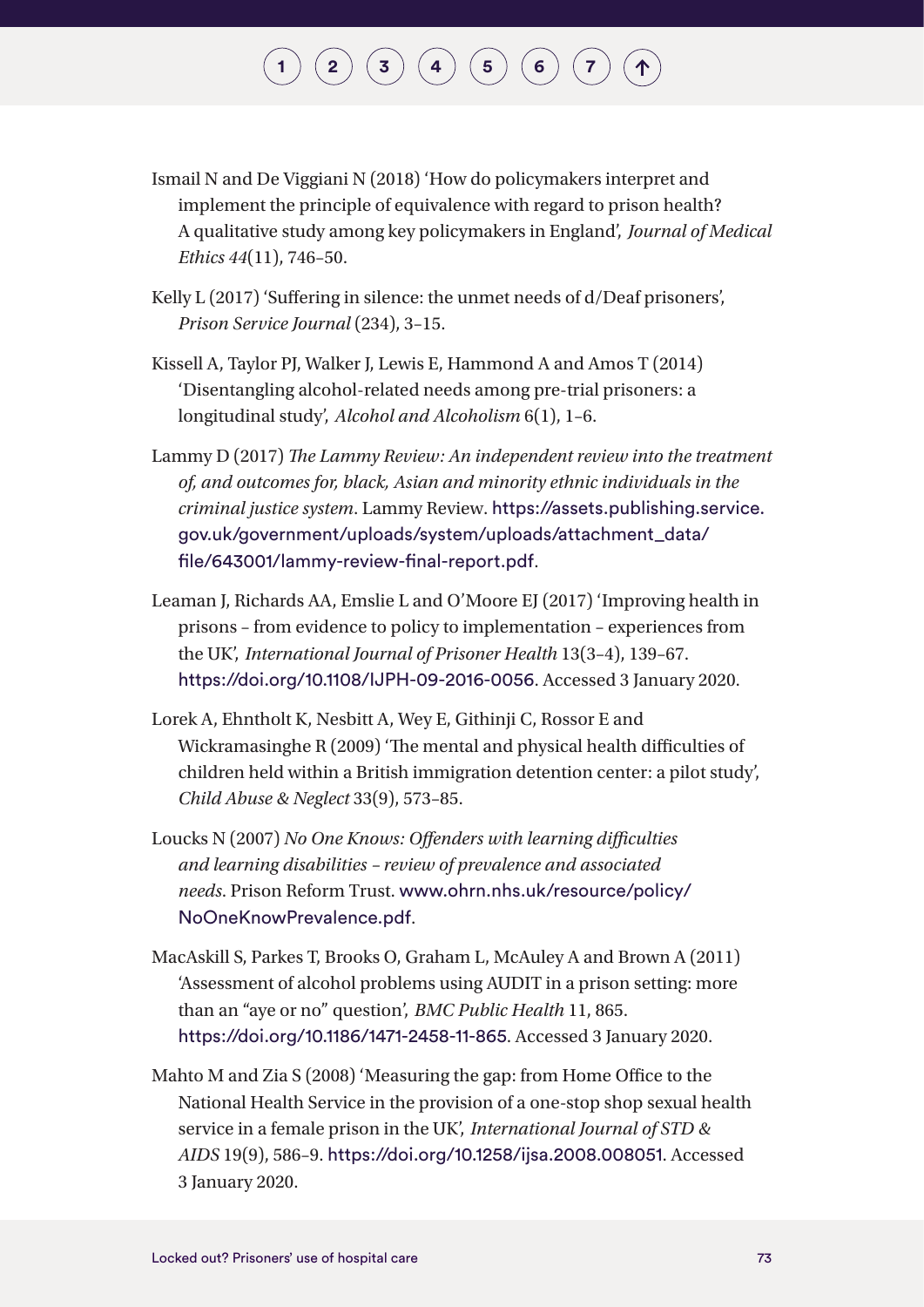Ismail N and De Viggiani N (2018) 'How do policymakers interpret and implement the principle of equivalence with regard to prison health? A qualitative study among key policymakers in England', *Journal of Medical Ethics 44*(11), 746–50.

Kelly L (2017) 'Suffering in silence: the unmet needs of d/Deaf prisoners', *Prison Service Journal* (234), 3–15.

Kissell A, Taylor PJ, Walker J, Lewis E, Hammond A and Amos T (2014) 'Disentangling alcohol-related needs among pre-trial prisoners: a longitudinal study', *Alcohol and Alcoholism* 6(1), 1–6.

Lammy D (2017) *The Lammy Review: An independent review into the treatment of, and outcomes for, black, Asian and minority ethnic individuals in the criminal justice system*. Lammy Review. https://assets.publishing.service.gov.uk/government/uploads/system/uploads/attachment_data/file/643001/lammy-review-final-report.pdf.

Leaman J, Richards AA, Emslie L and O'Moore EJ (2017) 'Improving health in prisons – from evidence to policy to implementation – experiences from the UK', *International Journal of Prisoner Health* 13(3–4), 139–67. https://doi.org/10.1108/IJPH-09-2016-0056. Accessed 3 January 2020.

Lorek A, Ehntholt K, Nesbitt A, Wey E, Githinji C, Rossor E and Wickramasinghe R (2009) 'The mental and physical health difficulties of children held within a British immigration detention center: a pilot study', *Child Abuse & Neglect* 33(9), 573–85.

Loucks N (2007) *No One Knows: Offenders with learning difficulties and learning disabilities – review of prevalence and associated needs*. Prison Reform Trust. www.ohrn.nhs.uk/resource/policy/NoOneKnowPrevalence.pdf.

MacAskill S, Parkes T, Brooks O, Graham L, McAuley A and Brown A (2011) 'Assessment of alcohol problems using AUDIT in a prison setting: more than an "aye or no" question', *BMC Public Health* 11, 865. https://doi.org/10.1186/1471-2458-11-865. Accessed 3 January 2020.

Mahto M and Zia S (2008) 'Measuring the gap: from Home Office to the National Health Service in the provision of a one-stop shop sexual health service in a female prison in the UK', *International Journal of STD & AIDS* 19(9), 586–9. https://doi.org/10.1258/ijsa.2008.008051. Accessed 3 January 2020.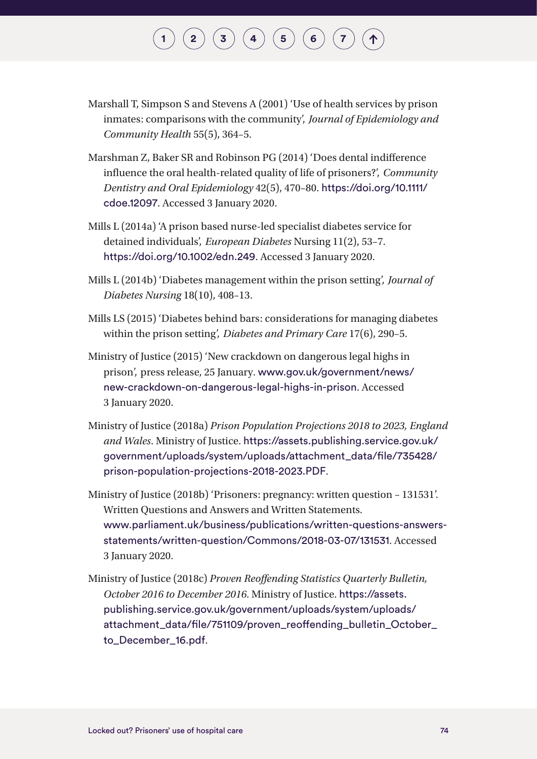Marshall T, Simpson S and Stevens A (2001) 'Use of health services by prison inmates: comparisons with the community', *Journal of Epidemiology and Community Health* 55(5), 364–5.

Marshman Z, Baker SR and Robinson PG (2014) 'Does dental indifference influence the oral health-related quality of life of prisoners?', *Community Dentistry and Oral Epidemiology* 42(5), 470–80. https://doi.org/10.1111/cdoe.12097. Accessed 3 January 2020.

Mills L (2014a) 'A prison based nurse-led specialist diabetes service for detained individuals', *European Diabetes* Nursing 11(2), 53–7. https://doi.org/10.1002/edn.249. Accessed 3 January 2020.

Mills L (2014b) 'Diabetes management within the prison setting', *Journal of Diabetes Nursing* 18(10), 408–13.

Mills LS (2015) 'Diabetes behind bars: considerations for managing diabetes within the prison setting', *Diabetes and Primary Care* 17(6), 290–5.

Ministry of Justice (2015) 'New crackdown on dangerous legal highs in prison', press release, 25 January. www.gov.uk/government/news/new-crackdown-on-dangerous-legal-highs-in-prison. Accessed 3 January 2020.

Ministry of Justice (2018a) *Prison Population Projections 2018 to 2023, England and Wales*. Ministry of Justice. https://assets.publishing.service.gov.uk/government/uploads/system/uploads/attachment_data/file/735428/prison-population-projections-2018-2023.PDF.

Ministry of Justice (2018b) 'Prisoners: pregnancy: written question – 131531'. Written Questions and Answers and Written Statements. www.parliament.uk/business/publications/written-questions-answers-statements/written-question/Commons/2018-03-07/131531. Accessed 3 January 2020.

Ministry of Justice (2018c) *Proven Reoffending Statistics Quarterly Bulletin, October 2016 to December 2016*. Ministry of Justice. https://assets.publishing.service.gov.uk/government/uploads/system/uploads/attachment_data/file/751109/proven_reoffending_bulletin_October_to_December_16.pdf.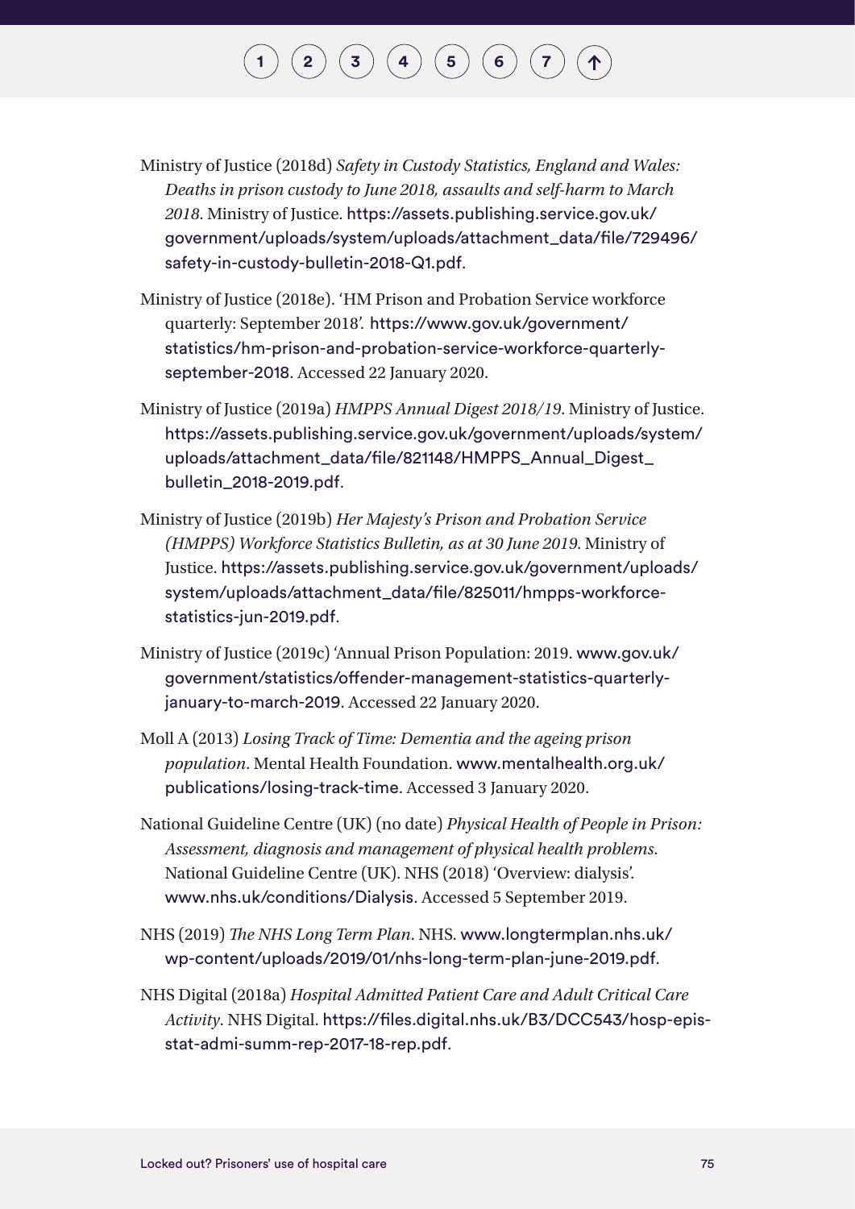Ministry of Justice (2018d) *Safety in Custody Statistics, England and Wales: Deaths in prison custody to June 2018, assaults and self-harm to March 2018*. Ministry of Justice. https://assets.publishing.service.gov.uk/government/uploads/system/uploads/attachment_data/file/729496/safety-in-custody-bulletin-2018-Q1.pdf.

Ministry of Justice (2018e). 'HM Prison and Probation Service workforce quarterly: September 2018'. https://www.gov.uk/government/statistics/hm-prison-and-probation-service-workforce-quarterly-september-2018. Accessed 22 January 2020.

Ministry of Justice (2019a) *HMPPS Annual Digest 2018/19*. Ministry of Justice. https://assets.publishing.service.gov.uk/government/uploads/system/uploads/attachment_data/file/821148/HMPPS_Annual_Digest_bulletin_2018-2019.pdf.

Ministry of Justice (2019b) *Her Majesty's Prison and Probation Service (HMPPS) Workforce Statistics Bulletin, as at 30 June 2019*. Ministry of Justice. https://assets.publishing.service.gov.uk/government/uploads/system/uploads/attachment_data/file/825011/hmpps-workforce-statistics-jun-2019.pdf.

Ministry of Justice (2019c) 'Annual Prison Population: 2019. www.gov.uk/government/statistics/offender-management-statistics-quarterly-january-to-march-2019. Accessed 22 January 2020.

Moll A (2013) *Losing Track of Time: Dementia and the ageing prison population*. Mental Health Foundation. www.mentalhealth.org.uk/publications/losing-track-time. Accessed 3 January 2020.

National Guideline Centre (UK) (no date) *Physical Health of People in Prison: Assessment, diagnosis and management of physical health problems*. National Guideline Centre (UK). NHS (2018) 'Overview: dialysis'. www.nhs.uk/conditions/Dialysis. Accessed 5 September 2019.

NHS (2019) *The NHS Long Term Plan*. NHS. www.longtermplan.nhs.uk/wp-content/uploads/2019/01/nhs-long-term-plan-june-2019.pdf.

NHS Digital (2018a) *Hospital Admitted Patient Care and Adult Critical Care Activity*. NHS Digital. https://files.digital.nhs.uk/B3/DCC543/hosp-epis-stat-admi-summ-rep-2017-18-rep.pdf.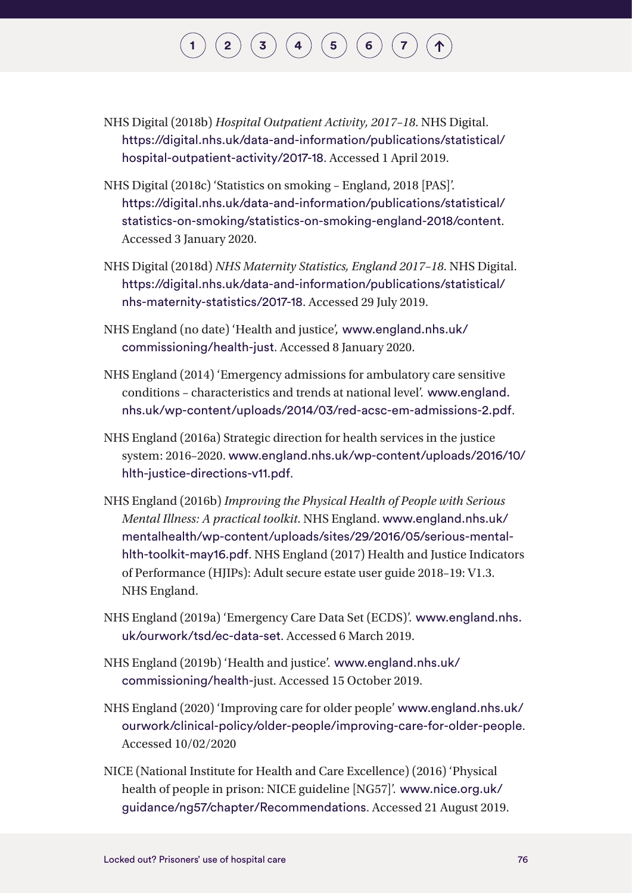NHS Digital (2018b) *Hospital Outpatient Activity, 2017–18*. NHS Digital. https://digital.nhs.uk/data-and-information/publications/statistical/hospital-outpatient-activity/2017-18. Accessed 1 April 2019.

NHS Digital (2018c) 'Statistics on smoking – England, 2018 [PAS]'. https://digital.nhs.uk/data-and-information/publications/statistical/statistics-on-smoking/statistics-on-smoking-england-2018/content. Accessed 3 January 2020.

NHS Digital (2018d) *NHS Maternity Statistics, England 2017–18*. NHS Digital. https://digital.nhs.uk/data-and-information/publications/statistical/nhs-maternity-statistics/2017-18. Accessed 29 July 2019.

NHS England (no date) 'Health and justice', www.england.nhs.uk/commissioning/health-just. Accessed 8 January 2020.

NHS England (2014) 'Emergency admissions for ambulatory care sensitive conditions – characteristics and trends at national level'. www.england.nhs.uk/wp-content/uploads/2014/03/red-acsc-em-admissions-2.pdf.

NHS England (2016a) Strategic direction for health services in the justice system: 2016–2020. www.england.nhs.uk/wp-content/uploads/2016/10/hlth-justice-directions-v11.pdf.

NHS England (2016b) *Improving the Physical Health of People with Serious Mental Illness: A practical toolkit*. NHS England. www.england.nhs.uk/mentalhealth/wp-content/uploads/sites/29/2016/05/serious-mental-hlth-toolkit-may16.pdf. NHS England (2017) Health and Justice Indicators of Performance (HJIPs): Adult secure estate user guide 2018–19: V1.3. NHS England.

NHS England (2019a) 'Emergency Care Data Set (ECDS)'. www.england.nhs.uk/ourwork/tsd/ec-data-set. Accessed 6 March 2019.

NHS England (2019b) 'Health and justice'. www.england.nhs.uk/commissioning/health-just. Accessed 15 October 2019.

NHS England (2020) 'Improving care for older people' www.england.nhs.uk/ourwork/clinical-policy/older-people/improving-care-for-older-people. Accessed 10/02/2020

NICE (National Institute for Health and Care Excellence) (2016) 'Physical health of people in prison: NICE guideline [NG57]'. www.nice.org.uk/guidance/ng57/chapter/Recommendations. Accessed 21 August 2019.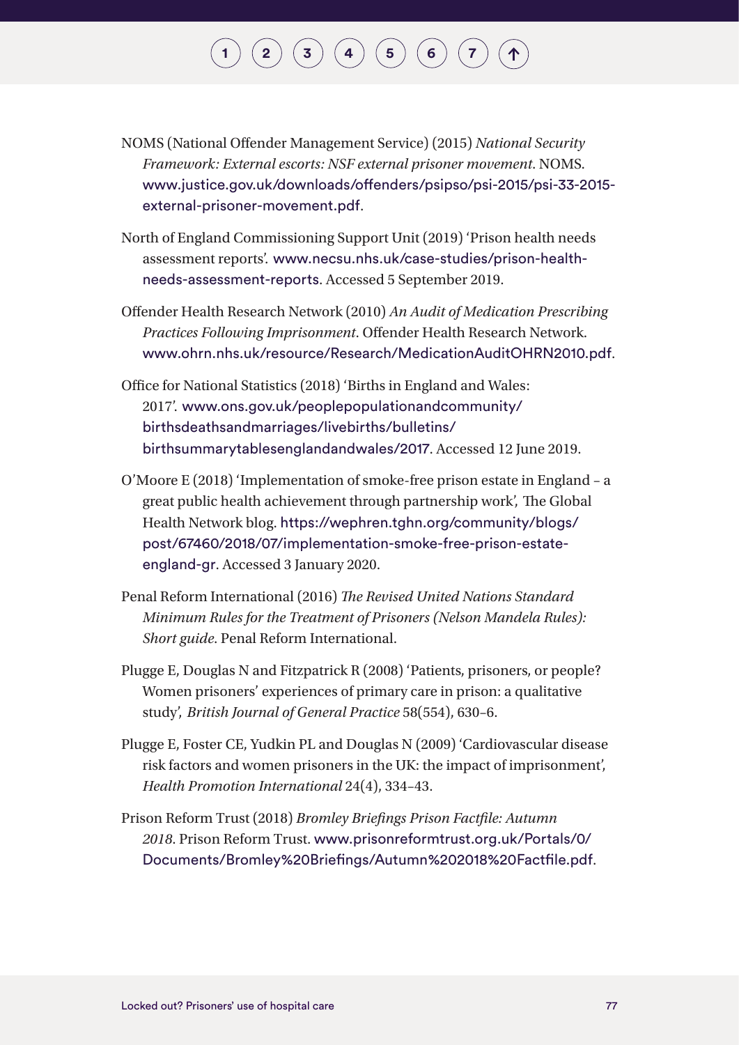NOMS (National Offender Management Service) (2015) *National Security Framework: External escorts: NSF external prisoner movement*. NOMS. www.justice.gov.uk/downloads/offenders/psipso/psi-2015/psi-33-2015-external-prisoner-movement.pdf.

North of England Commissioning Support Unit (2019) 'Prison health needs assessment reports'. www.necsu.nhs.uk/case-studies/prison-health-needs-assessment-reports. Accessed 5 September 2019.

Offender Health Research Network (2010) *An Audit of Medication Prescribing Practices Following Imprisonment*. Offender Health Research Network. www.ohrn.nhs.uk/resource/Research/MedicationAuditOHRN2010.pdf.

Office for National Statistics (2018) 'Births in England and Wales: 2017'. www.ons.gov.uk/peoplepopulationandcommunity/birthsdeathsandmarriages/livebirths/bulletins/birthsummarytablesenglandandwales/2017. Accessed 12 June 2019.

O'Moore E (2018) 'Implementation of smoke-free prison estate in England – a great public health achievement through partnership work', The Global Health Network blog. https://wephren.tghn.org/community/blogs/post/67460/2018/07/implementation-smoke-free-prison-estate-england-gr. Accessed 3 January 2020.

Penal Reform International (2016) *The Revised United Nations Standard Minimum Rules for the Treatment of Prisoners (Nelson Mandela Rules): Short guide*. Penal Reform International.

Plugge E, Douglas N and Fitzpatrick R (2008) 'Patients, prisoners, or people? Women prisoners' experiences of primary care in prison: a qualitative study', *British Journal of General Practice* 58(554), 630–6.

Plugge E, Foster CE, Yudkin PL and Douglas N (2009) 'Cardiovascular disease risk factors and women prisoners in the UK: the impact of imprisonment', *Health Promotion International* 24(4), 334–43.

Prison Reform Trust (2018) *Bromley Briefings Prison Factfile: Autumn 2018*. Prison Reform Trust. www.prisonreformtrust.org.uk/Portals/0/Documents/Bromley%20Briefings/Autumn%202018%20Factfile.pdf.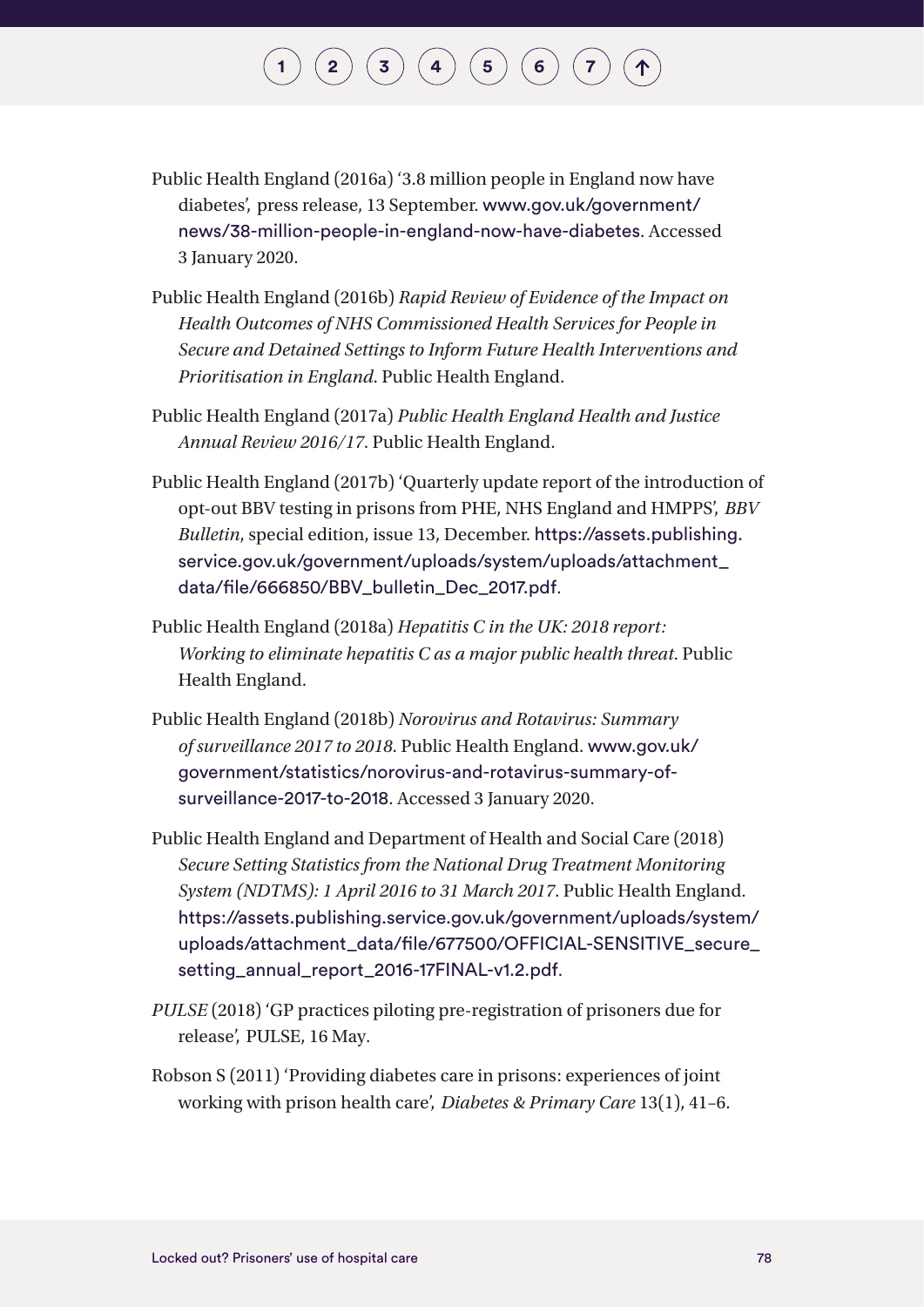Public Health England (2016a) '3.8 million people in England now have diabetes', press release, 13 September. www.gov.uk/government/news/38-million-people-in-england-now-have-diabetes. Accessed 3 January 2020.

Public Health England (2016b) *Rapid Review of Evidence of the Impact on Health Outcomes of NHS Commissioned Health Services for People in Secure and Detained Settings to Inform Future Health Interventions and Prioritisation in England*. Public Health England.

Public Health England (2017a) *Public Health England Health and Justice Annual Review 2016/17*. Public Health England.

Public Health England (2017b) 'Quarterly update report of the introduction of opt-out BBV testing in prisons from PHE, NHS England and HMPPS', *BBV Bulletin*, special edition, issue 13, December. https://assets.publishing.service.gov.uk/government/uploads/system/uploads/attachment_data/file/666850/BBV_bulletin_Dec_2017.pdf.

Public Health England (2018a) *Hepatitis C in the UK: 2018 report: Working to eliminate hepatitis C as a major public health threat*. Public Health England.

Public Health England (2018b) *Norovirus and Rotavirus: Summary of surveillance 2017 to 2018*. Public Health England. www.gov.uk/government/statistics/norovirus-and-rotavirus-summary-of-surveillance-2017-to-2018. Accessed 3 January 2020.

Public Health England and Department of Health and Social Care (2018) *Secure Setting Statistics from the National Drug Treatment Monitoring System (NDTMS): 1 April 2016 to 31 March 2017*. Public Health England. https://assets.publishing.service.gov.uk/government/uploads/system/uploads/attachment_data/file/677500/OFFICIAL-SENSITIVE_secure_setting_annual_report_2016-17FINAL-v1.2.pdf.

*PULSE* (2018) 'GP practices piloting pre-registration of prisoners due for release', PULSE, 16 May.

Robson S (2011) 'Providing diabetes care in prisons: experiences of joint working with prison health care', *Diabetes & Primary Care* 13(1), 41–6.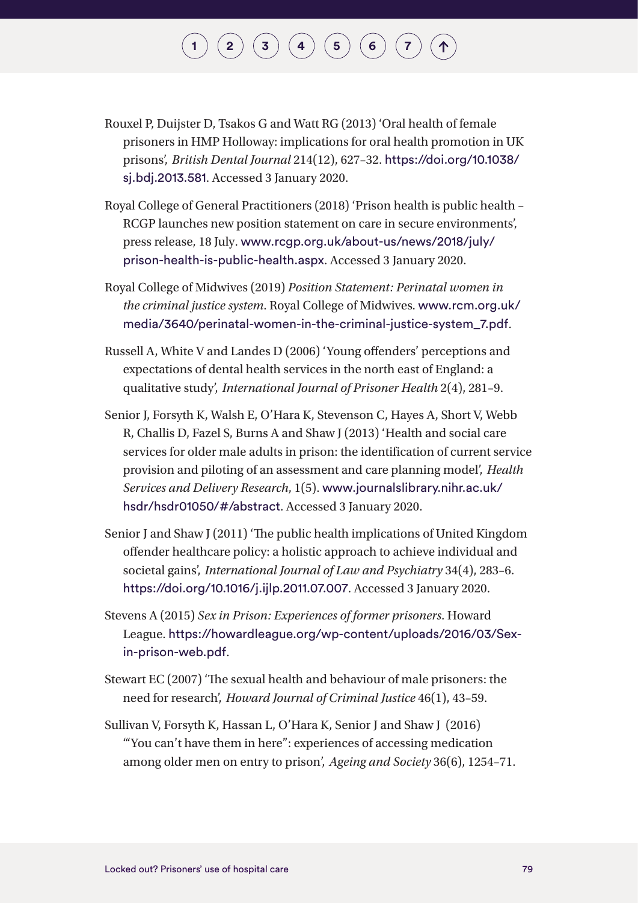Rouxel P, Duijster D, Tsakos G and Watt RG (2013) 'Oral health of female prisoners in HMP Holloway: implications for oral health promotion in UK prisons', *British Dental Journal* 214(12), 627–32. https://doi.org/10.1038/sj.bdj.2013.581. Accessed 3 January 2020.

Royal College of General Practitioners (2018) 'Prison health is public health – RCGP launches new position statement on care in secure environments', press release, 18 July. www.rcgp.org.uk/about-us/news/2018/july/prison-health-is-public-health.aspx. Accessed 3 January 2020.

Royal College of Midwives (2019) *Position Statement: Perinatal women in the criminal justice system*. Royal College of Midwives. www.rcm.org.uk/media/3640/perinatal-women-in-the-criminal-justice-system_7.pdf.

Russell A, White V and Landes D (2006) 'Young offenders' perceptions and expectations of dental health services in the north east of England: a qualitative study', *International Journal of Prisoner Health* 2(4), 281–9.

Senior J, Forsyth K, Walsh E, O'Hara K, Stevenson C, Hayes A, Short V, Webb R, Challis D, Fazel S, Burns A and Shaw J (2013) 'Health and social care services for older male adults in prison: the identification of current service provision and piloting of an assessment and care planning model', *Health Services and Delivery Research*, 1(5). www.journalslibrary.nihr.ac.uk/hsdr/hsdr01050/#/abstract. Accessed 3 January 2020.

Senior J and Shaw J (2011) 'The public health implications of United Kingdom offender healthcare policy: a holistic approach to achieve individual and societal gains', *International Journal of Law and Psychiatry* 34(4), 283–6. https://doi.org/10.1016/j.ijlp.2011.07.007. Accessed 3 January 2020.

Stevens A (2015) *Sex in Prison: Experiences of former prisoners*. Howard League. https://howardleague.org/wp-content/uploads/2016/03/Sex-in-prison-web.pdf.

Stewart EC (2007) 'The sexual health and behaviour of male prisoners: the need for research', *Howard Journal of Criminal Justice* 46(1), 43–59.

Sullivan V, Forsyth K, Hassan L, O'Hara K, Senior J and Shaw J (2016) '"You can't have them in here": experiences of accessing medication among older men on entry to prison', *Ageing and Society* 36(6), 1254–71.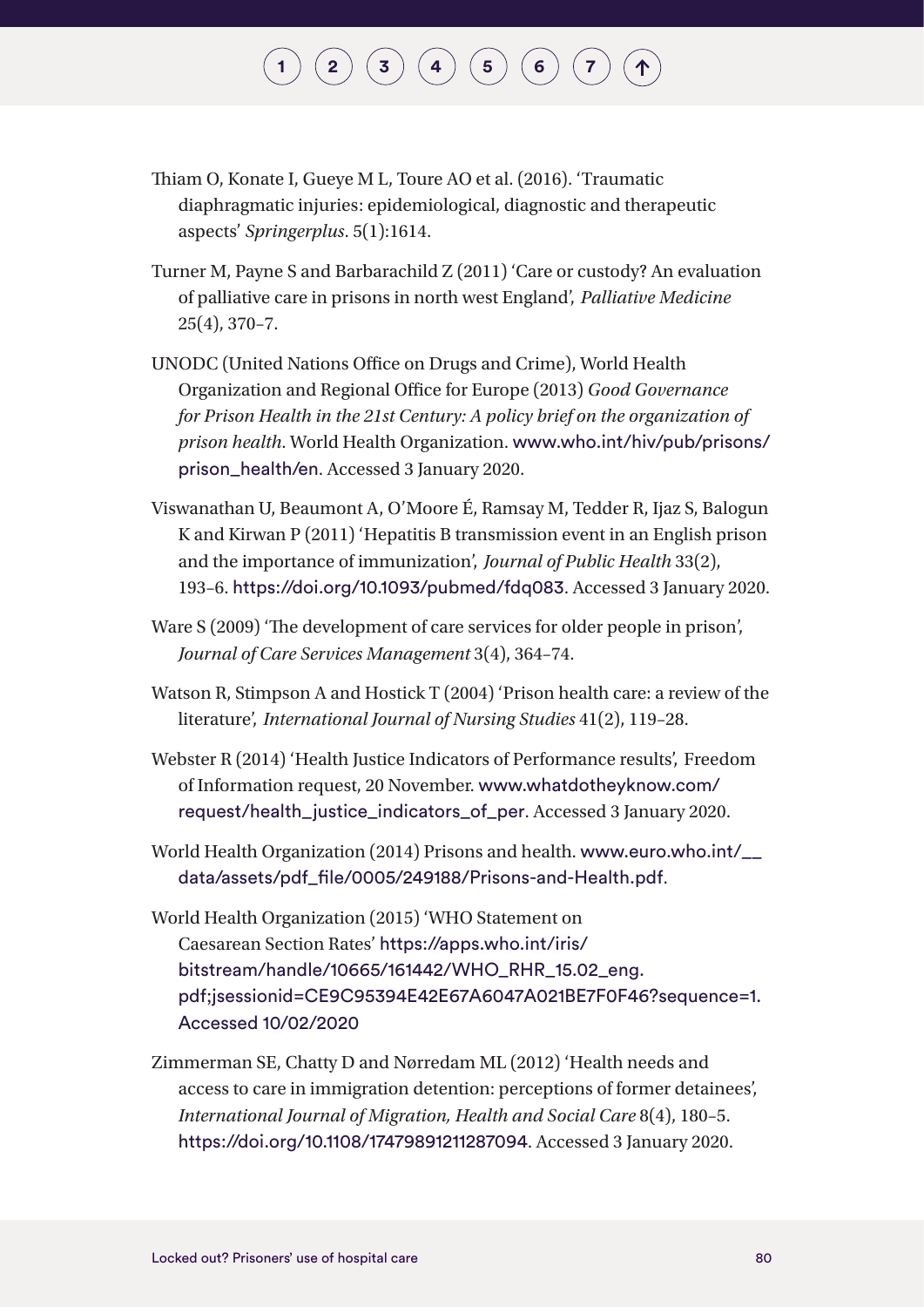Thiam O, Konate I, Gueye M L, Toure AO et al. (2016). 'Traumatic diaphragmatic injuries: epidemiological, diagnostic and therapeutic aspects' *Springerplus*. 5(1):1614.

Turner M, Payne S and Barbarachild Z (2011) 'Care or custody? An evaluation of palliative care in prisons in north west England', *Palliative Medicine* 25(4), 370–7.

UNODC (United Nations Office on Drugs and Crime), World Health Organization and Regional Office for Europe (2013) *Good Governance for Prison Health in the 21st Century: A policy brief on the organization of prison health*. World Health Organization. www.who.int/hiv/pub/prisons/prison_health/en. Accessed 3 January 2020.

Viswanathan U, Beaumont A, O'Moore É, Ramsay M, Tedder R, Ijaz S, Balogun K and Kirwan P (2011) 'Hepatitis B transmission event in an English prison and the importance of immunization', *Journal of Public Health* 33(2), 193–6. https://doi.org/10.1093/pubmed/fdq083. Accessed 3 January 2020.

Ware S (2009) 'The development of care services for older people in prison', *Journal of Care Services Management* 3(4), 364–74.

Watson R, Stimpson A and Hostick T (2004) 'Prison health care: a review of the literature', *International Journal of Nursing Studies* 41(2), 119–28.

Webster R (2014) 'Health Justice Indicators of Performance results', Freedom of Information request, 20 November. www.whatdotheyknow.com/request/health_justice_indicators_of_per. Accessed 3 January 2020.

World Health Organization (2014) Prisons and health. www.euro.who.int/__data/assets/pdf_file/0005/249188/Prisons-and-Health.pdf.

World Health Organization (2015) 'WHO Statement on Caesarean Section Rates' https://apps.who.int/iris/bitstream/handle/10665/161442/WHO_RHR_15.02_eng.pdf;jsessionid=CE9C95394E42E67A6047A021BE7F0F46?sequence=1. Accessed 10/02/2020

Zimmerman SE, Chatty D and Nørredam ML (2012) 'Health needs and access to care in immigration detention: perceptions of former detainees', *International Journal of Migration, Health and Social Care* 8(4), 180–5. https://doi.org/10.1108/17479891211287094. Accessed 3 January 2020.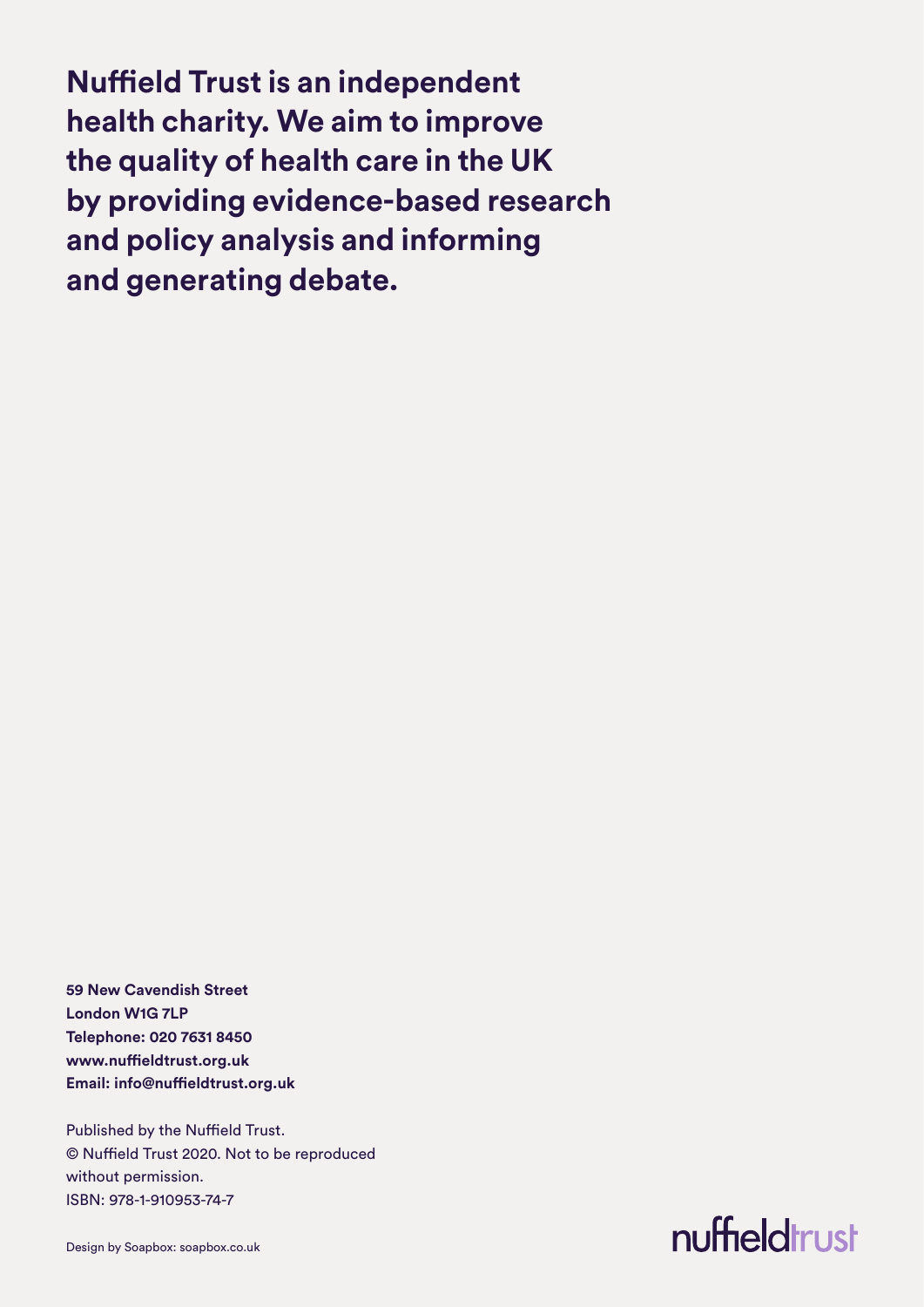**Nuffield Trust is an independent health charity. We aim to improve the quality of health care in the UK by providing evidence-based research and policy analysis and informing and generating debate.**

**59 New Cavendish Street**
**London W1G 7LP**
**Telephone: 020 7631 8450**
**www.nuffieldtrust.org.uk**
**Email: info@nuffieldtrust.org.uk**

Published by the Nuffield Trust.
© Nuffield Trust 2020. Not to be reproduced without permission.
ISBN: 978-1-910953-74-7

Design by Soapbox: soapbox.co.uk

nuffieldtrust